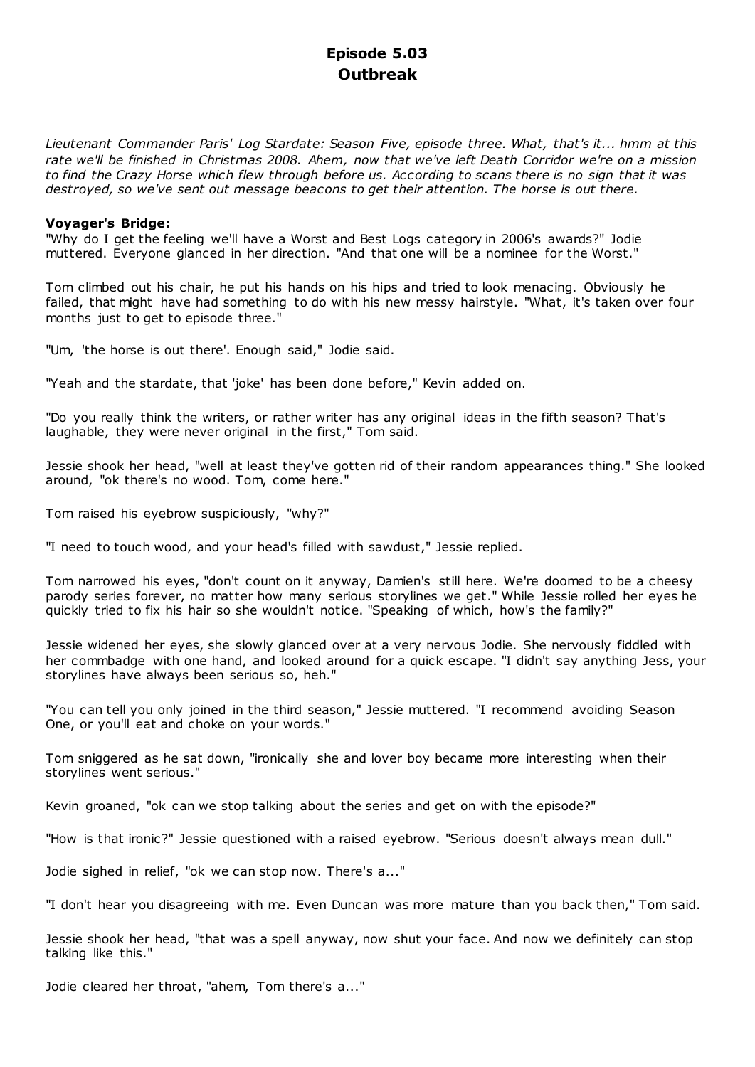# Episode 5.03
## Outbreak

*Lieutenant Commander Paris' Log Stardate: Season Five, episode three. What, that's it... hmm at this rate we'll be finished in Christmas 2008. Ahem, now that we've left Death Corridor we're on a mission to find the Crazy Horse which flew through before us. According to scans there is no sign that it was destroyed, so we've sent out message beacons to get their attention. The horse is out there.*

**Voyager's Bridge:**

"Why do I get the feeling we'll have a Worst and Best Logs category in 2006's awards?" Jodie muttered. Everyone glanced in her direction. "And that one will be a nominee for the Worst."

Tom climbed out his chair, he put his hands on his hips and tried to look menacing. Obviously he failed, that might have had something to do with his new messy hairstyle. "What, it's taken over four months just to get to episode three."

"Um, 'the horse is out there'. Enough said," Jodie said.

"Yeah and the stardate, that 'joke' has been done before," Kevin added on.

"Do you really think the writers, or rather writer has any original ideas in the fifth season? That's laughable, they were never original in the first," Tom said.

Jessie shook her head, "well at least they've gotten rid of their random appearances thing." She looked around, "ok there's no wood. Tom, come here."

Tom raised his eyebrow suspiciously, "why?"

"I need to touch wood, and your head's filled with sawdust," Jessie replied.

Tom narrowed his eyes, "don't count on it anyway, Damien's still here. We're doomed to be a cheesy parody series forever, no matter how many serious storylines we get." While Jessie rolled her eyes he quickly tried to fix his hair so she wouldn't notice. "Speaking of which, how's the family?"

Jessie widened her eyes, she slowly glanced over at a very nervous Jodie. She nervously fiddled with her commbadge with one hand, and looked around for a quick escape. "I didn't say anything Jess, your storylines have always been serious so, heh."

"You can tell you only joined in the third season," Jessie muttered. "I recommend avoiding Season One, or you'll eat and choke on your words."

Tom sniggered as he sat down, "ironically she and lover boy became more interesting when their storylines went serious."

Kevin groaned, "ok can we stop talking about the series and get on with the episode?"

"How is that ironic?" Jessie questioned with a raised eyebrow. "Serious doesn't always mean dull."

Jodie sighed in relief, "ok we can stop now. There's a..."

"I don't hear you disagreeing with me. Even Duncan was more mature than you back then," Tom said.

Jessie shook her head, "that was a spell anyway, now shut your face. And now we definitely can stop talking like this."

Jodie cleared her throat, "ahem, Tom there's a..."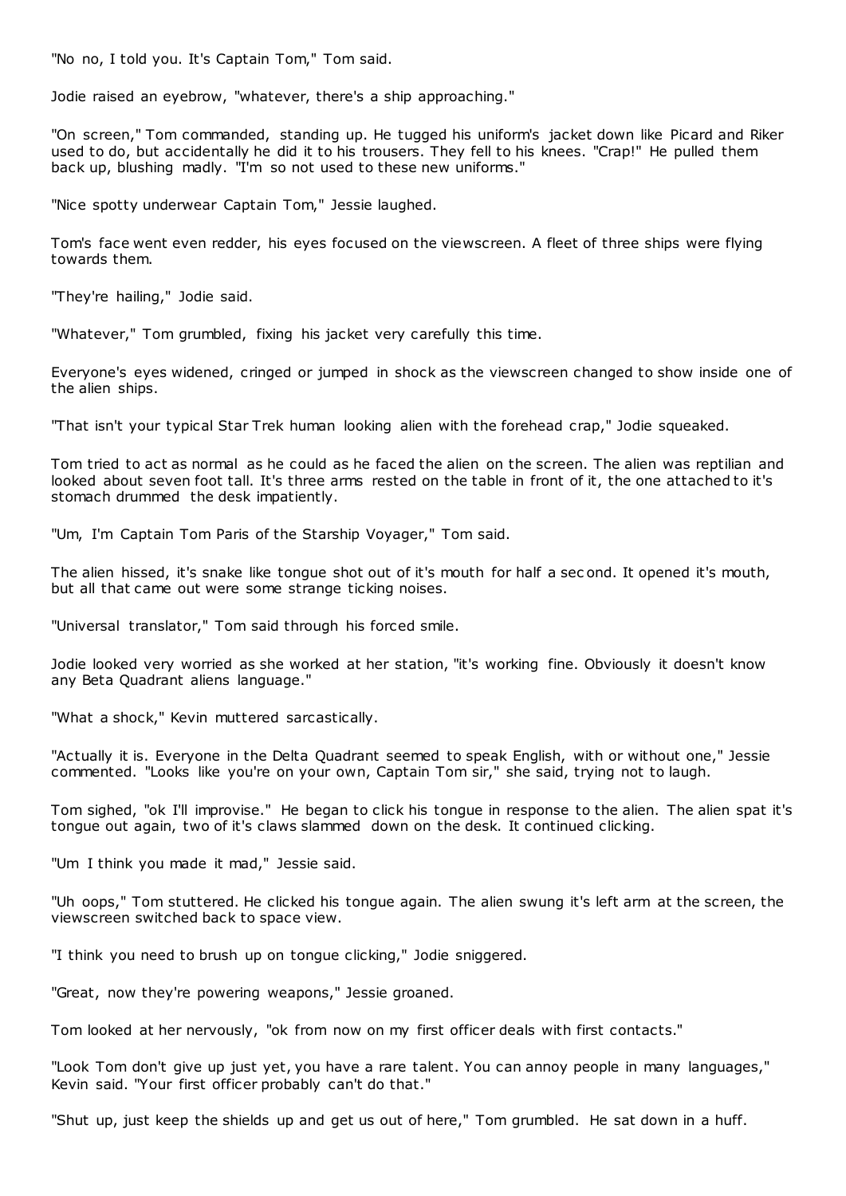"No no, I told you. It's Captain Tom," Tom said.

Jodie raised an eyebrow, "whatever, there's a ship approaching."

"On screen," Tom commanded, standing up. He tugged his uniform's jacket down like Picard and Riker used to do, but accidentally he did it to his trousers. They fell to his knees. "Crap!" He pulled them back up, blushing madly. "I'm so not used to these new uniforms."

"Nice spotty underwear Captain Tom," Jessie laughed.

Tom's face went even redder, his eyes focused on the viewscreen. A fleet of three ships were flying towards them.

"They're hailing," Jodie said.

"Whatever," Tom grumbled, fixing his jacket very carefully this time.

Everyone's eyes widened, cringed or jumped in shock as the viewscreen changed to show inside one of the alien ships.

"That isn't your typical Star Trek human looking alien with the forehead crap," Jodie squeaked.

Tom tried to act as normal as he could as he faced the alien on the screen. The alien was reptilian and looked about seven foot tall. It's three arms rested on the table in front of it, the one attached to it's stomach drummed the desk impatiently.

"Um, I'm Captain Tom Paris of the Starship Voyager," Tom said.

The alien hissed, it's snake like tongue shot out of it's mouth for half a second. It opened it's mouth, but all that came out were some strange ticking noises.

"Universal translator," Tom said through his forced smile.

Jodie looked very worried as she worked at her station, "it's working fine. Obviously it doesn't know any Beta Quadrant aliens language."

"What a shock," Kevin muttered sarcastically.

"Actually it is. Everyone in the Delta Quadrant seemed to speak English, with or without one," Jessie commented. "Looks like you're on your own, Captain Tom sir," she said, trying not to laugh.

Tom sighed, "ok I'll improvise." He began to click his tongue in response to the alien. The alien spat it's tongue out again, two of it's claws slammed down on the desk. It continued clicking.

"Um I think you made it mad," Jessie said.

"Uh oops," Tom stuttered. He clicked his tongue again. The alien swung it's left arm at the screen, the viewscreen switched back to space view.

"I think you need to brush up on tongue clicking," Jodie sniggered.

"Great, now they're powering weapons," Jessie groaned.

Tom looked at her nervously, "ok from now on my first officer deals with first contacts."

"Look Tom don't give up just yet, you have a rare talent. You can annoy people in many languages," Kevin said. "Your first officer probably can't do that."

"Shut up, just keep the shields up and get us out of here," Tom grumbled. He sat down in a huff.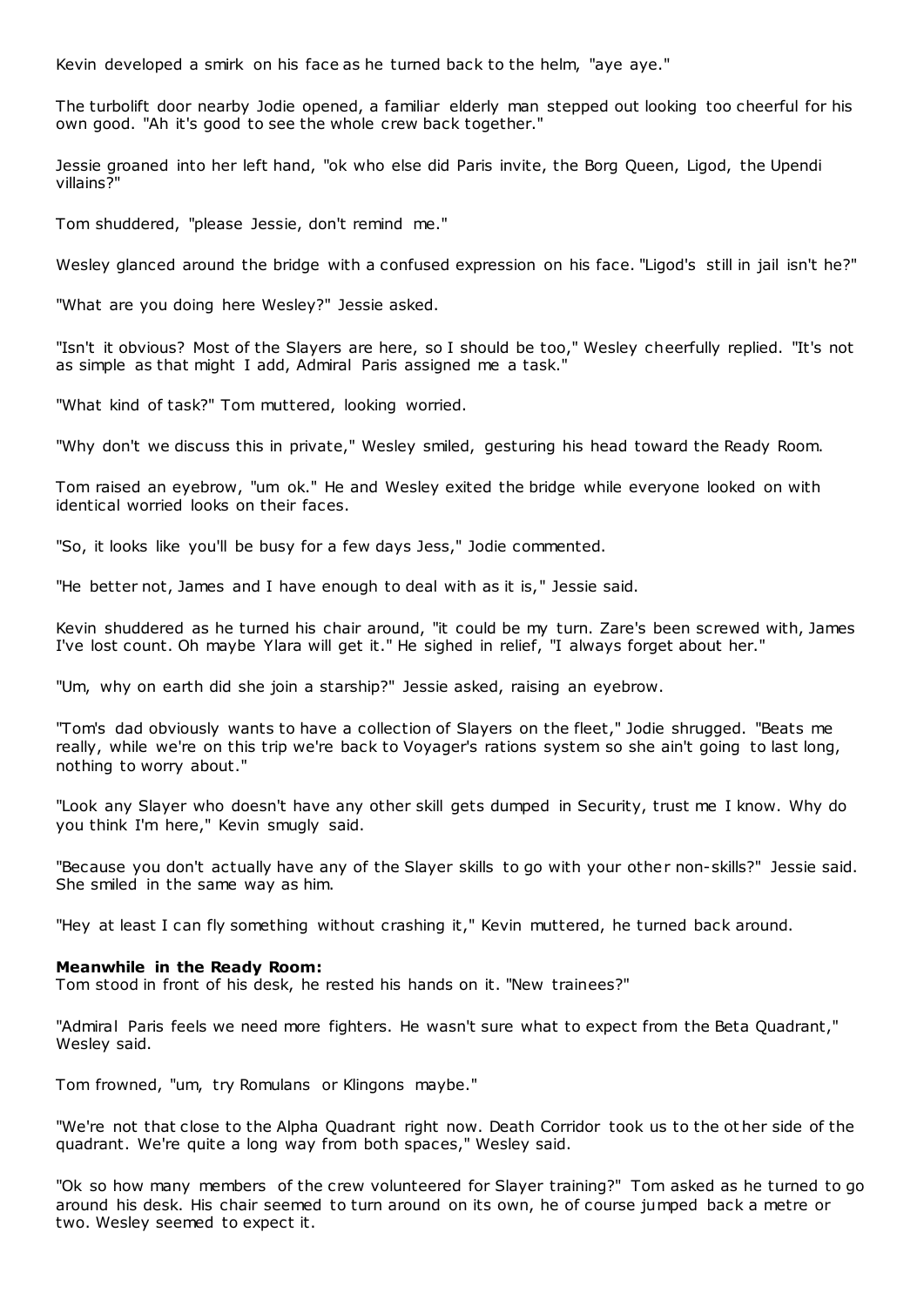Kevin developed a smirk on his face as he turned back to the helm, "aye aye."

The turbolift door nearby Jodie opened, a familiar elderly man stepped out looking too cheerful for his own good. "Ah it's good to see the whole crew back together."

Jessie groaned into her left hand, "ok who else did Paris invite, the Borg Queen, Ligod, the Upendi villains?"

Tom shuddered, "please Jessie, don't remind me."

Wesley glanced around the bridge with a confused expression on his face. "Ligod's still in jail isn't he?"

"What are you doing here Wesley?" Jessie asked.

"Isn't it obvious? Most of the Slayers are here, so I should be too," Wesley cheerfully replied. "It's not as simple as that might I add, Admiral Paris assigned me a task."

"What kind of task?" Tom muttered, looking worried.

"Why don't we discuss this in private," Wesley smiled, gesturing his head toward the Ready Room.

Tom raised an eyebrow, "um ok." He and Wesley exited the bridge while everyone looked on with identical worried looks on their faces.

"So, it looks like you'll be busy for a few days Jess," Jodie commented.

"He better not, James and I have enough to deal with as it is," Jessie said.

Kevin shuddered as he turned his chair around, "it could be my turn. Zare's been screwed with, James I've lost count. Oh maybe Ylara will get it." He sighed in relief, "I always forget about her."

"Um, why on earth did she join a starship?" Jessie asked, raising an eyebrow.

"Tom's dad obviously wants to have a collection of Slayers on the fleet," Jodie shrugged. "Beats me really, while we're on this trip we're back to Voyager's rations system so she ain't going to last long, nothing to worry about."

"Look any Slayer who doesn't have any other skill gets dumped in Security, trust me I know. Why do you think I'm here," Kevin smugly said.

"Because you don't actually have any of the Slayer skills to go with your other non-skills?" Jessie said. She smiled in the same way as him.

"Hey at least I can fly something without crashing it," Kevin muttered, he turned back around.

**Meanwhile in the Ready Room:**
Tom stood in front of his desk, he rested his hands on it. "New trainees?"

"Admiral Paris feels we need more fighters. He wasn't sure what to expect from the Beta Quadrant," Wesley said.

Tom frowned, "um, try Romulans or Klingons maybe."

"We're not that close to the Alpha Quadrant right now. Death Corridor took us to the other side of the quadrant. We're quite a long way from both spaces," Wesley said.

"Ok so how many members of the crew volunteered for Slayer training?" Tom asked as he turned to go around his desk. His chair seemed to turn around on its own, he of course jumped back a metre or two. Wesley seemed to expect it.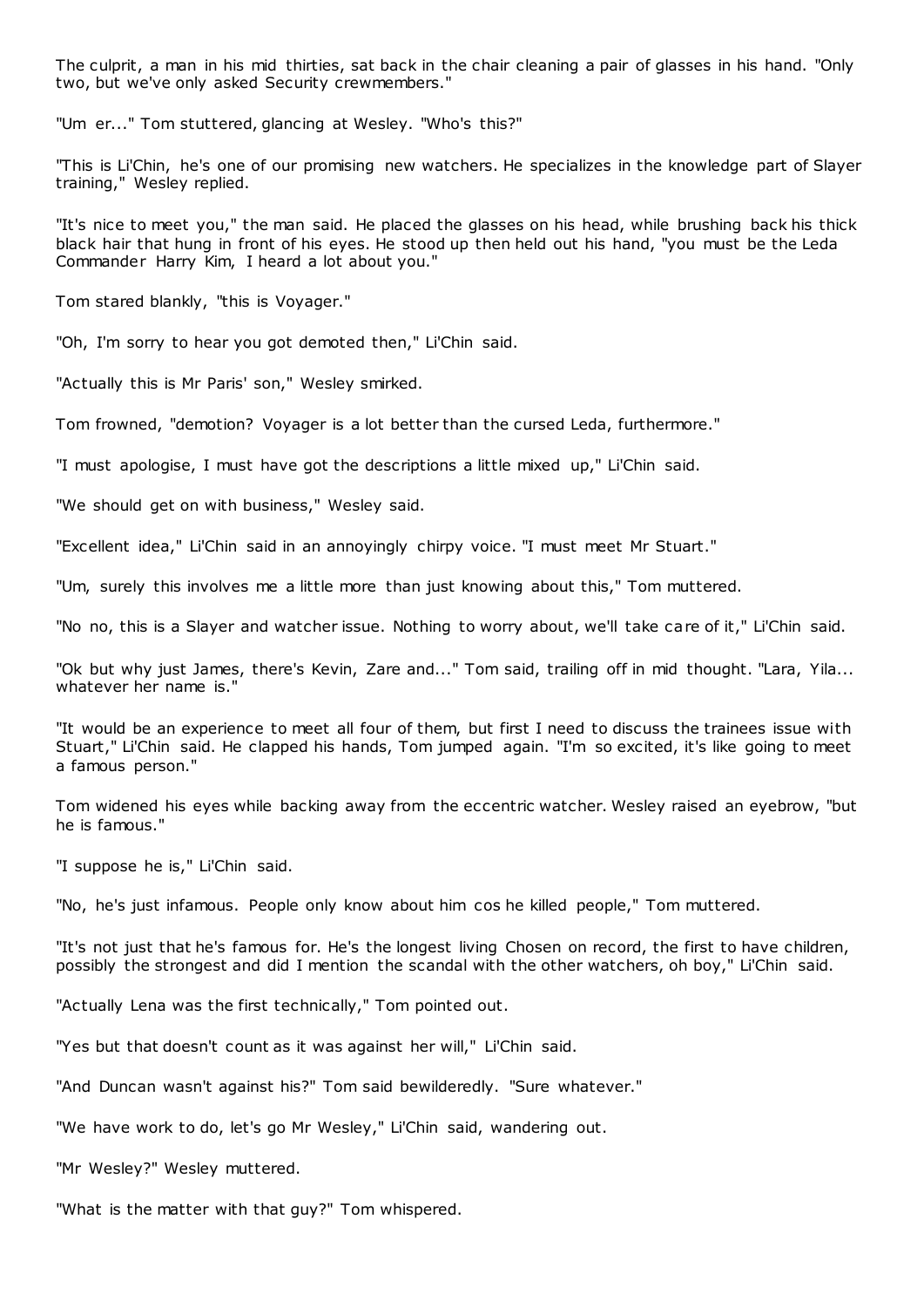The culprit, a man in his mid thirties, sat back in the chair cleaning a pair of glasses in his hand. "Only two, but we've only asked Security crewmembers."

"Um er..." Tom stuttered, glancing at Wesley. "Who's this?"

"This is Li'Chin, he's one of our promising new watchers. He specializes in the knowledge part of Slayer training," Wesley replied.

"It's nice to meet you," the man said. He placed the glasses on his head, while brushing back his thick black hair that hung in front of his eyes. He stood up then held out his hand, "you must be the Leda Commander Harry Kim, I heard a lot about you."

Tom stared blankly, "this is Voyager."

"Oh, I'm sorry to hear you got demoted then," Li'Chin said.

"Actually this is Mr Paris' son," Wesley smirked.

Tom frowned, "demotion? Voyager is a lot better than the cursed Leda, furthermore."

"I must apologise, I must have got the descriptions a little mixed up," Li'Chin said.

"We should get on with business," Wesley said.

"Excellent idea," Li'Chin said in an annoyingly chirpy voice. "I must meet Mr Stuart."

"Um, surely this involves me a little more than just knowing about this," Tom muttered.

"No no, this is a Slayer and watcher issue. Nothing to worry about, we'll take care of it," Li'Chin said.

"Ok but why just James, there's Kevin, Zare and..." Tom said, trailing off in mid thought. "Lara, Yila... whatever her name is."

"It would be an experience to meet all four of them, but first I need to discuss the trainees issue with Stuart," Li'Chin said. He clapped his hands, Tom jumped again. "I'm so excited, it's like going to meet a famous person."

Tom widened his eyes while backing away from the eccentric watcher. Wesley raised an eyebrow, "but he is famous."

"I suppose he is," Li'Chin said.

"No, he's just infamous. People only know about him cos he killed people," Tom muttered.

"It's not just that he's famous for. He's the longest living Chosen on record, the first to have children, possibly the strongest and did I mention the scandal with the other watchers, oh boy," Li'Chin said.

"Actually Lena was the first technically," Tom pointed out.

"Yes but that doesn't count as it was against her will," Li'Chin said.

"And Duncan wasn't against his?" Tom said bewilderedly. "Sure whatever."

"We have work to do, let's go Mr Wesley," Li'Chin said, wandering out.

"Mr Wesley?" Wesley muttered.

"What is the matter with that guy?" Tom whispered.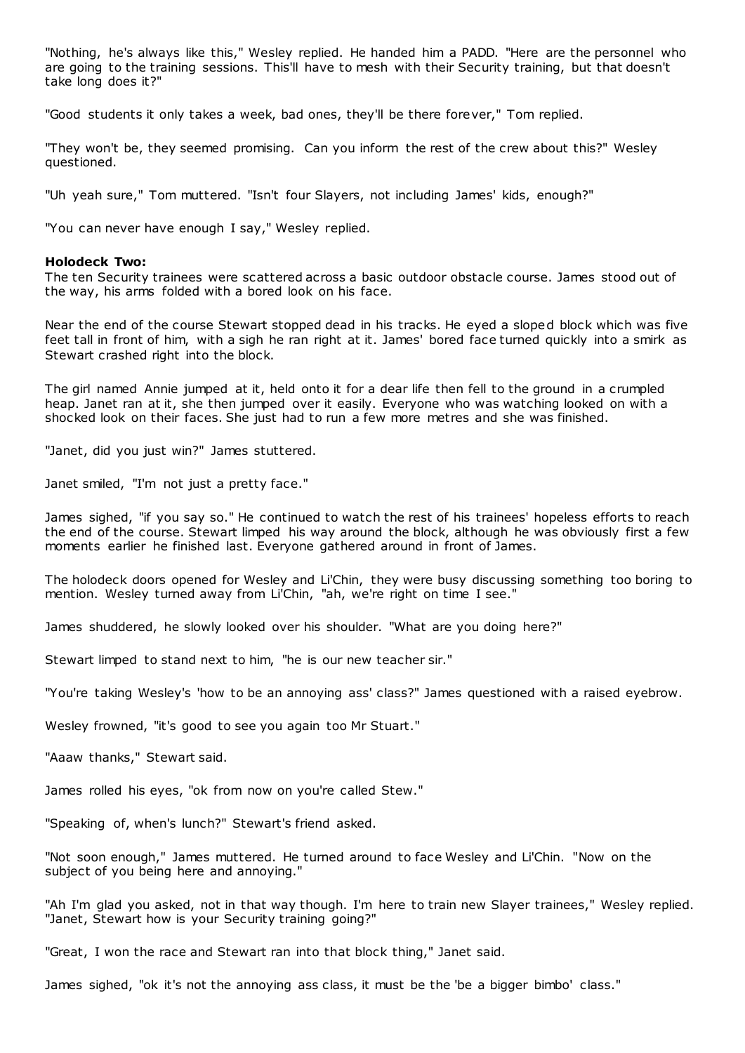"Nothing, he's always like this," Wesley replied. He handed him a PADD. "Here are the personnel who are going to the training sessions. This'll have to mesh with their Security training, but that doesn't take long does it?"

"Good students it only takes a week, bad ones, they'll be there forever," Tom replied.

"They won't be, they seemed promising. Can you inform the rest of the crew about this?" Wesley questioned.

"Uh yeah sure," Tom muttered. "Isn't four Slayers, not including James' kids, enough?"

"You can never have enough I say," Wesley replied.

**Holodeck Two:**
The ten Security trainees were scattered across a basic outdoor obstacle course. James stood out of the way, his arms folded with a bored look on his face.

Near the end of the course Stewart stopped dead in his tracks. He eyed a sloped block which was five feet tall in front of him, with a sigh he ran right at it. James' bored face turned quickly into a smirk as Stewart crashed right into the block.

The girl named Annie jumped at it, held onto it for a dear life then fell to the ground in a crumpled heap. Janet ran at it, she then jumped over it easily. Everyone who was watching looked on with a shocked look on their faces. She just had to run a few more metres and she was finished.

"Janet, did you just win?" James stuttered.

Janet smiled, "I'm not just a pretty face."

James sighed, "if you say so." He continued to watch the rest of his trainees' hopeless efforts to reach the end of the course. Stewart limped his way around the block, although he was obviously first a few moments earlier he finished last. Everyone gathered around in front of James.

The holodeck doors opened for Wesley and Li'Chin, they were busy discussing something too boring to mention. Wesley turned away from Li'Chin, "ah, we're right on time I see."

James shuddered, he slowly looked over his shoulder. "What are you doing here?"

Stewart limped to stand next to him, "he is our new teacher sir."

"You're taking Wesley's 'how to be an annoying ass' class?" James questioned with a raised eyebrow.

Wesley frowned, "it's good to see you again too Mr Stuart."

"Aaaw thanks," Stewart said.

James rolled his eyes, "ok from now on you're called Stew."

"Speaking of, when's lunch?" Stewart's friend asked.

"Not soon enough," James muttered. He turned around to face Wesley and Li'Chin. "Now on the subject of you being here and annoying."

"Ah I'm glad you asked, not in that way though. I'm here to train new Slayer trainees," Wesley replied. "Janet, Stewart how is your Security training going?"

"Great, I won the race and Stewart ran into that block thing," Janet said.

James sighed, "ok it's not the annoying ass class, it must be the 'be a bigger bimbo' class."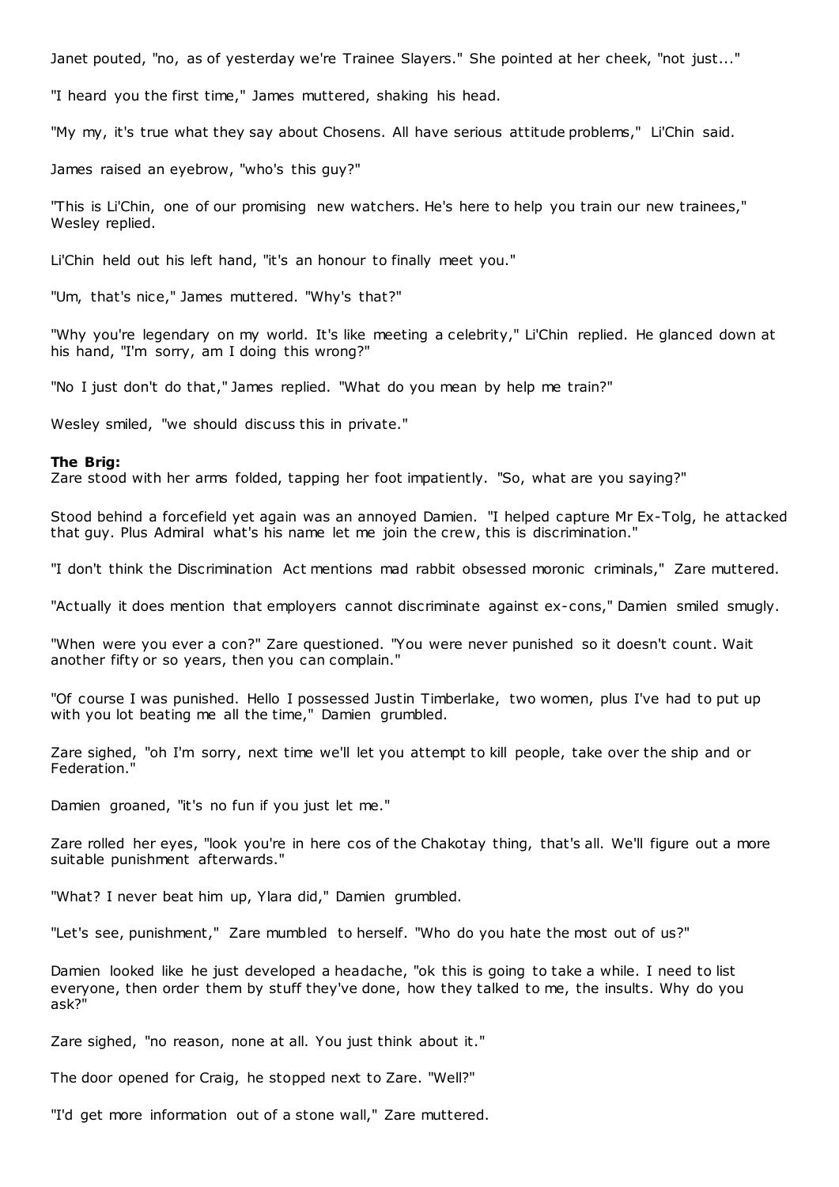Janet pouted, "no, as of yesterday we're Trainee Slayers." She pointed at her cheek, "not just..."

"I heard you the first time," James muttered, shaking his head.

"My my, it's true what they say about Chosens. All have serious attitude problems," Li'Chin said.

James raised an eyebrow, "who's this guy?"

"This is Li'Chin, one of our promising new watchers. He's here to help you train our new trainees," Wesley replied.

Li'Chin held out his left hand, "it's an honour to finally meet you."

"Um, that's nice," James muttered. "Why's that?"

"Why you're legendary on my world. It's like meeting a celebrity," Li'Chin replied. He glanced down at his hand, "I'm sorry, am I doing this wrong?"

"No I just don't do that," James replied. "What do you mean by help me train?"

Wesley smiled, "we should discuss this in private."

**The Brig:**
Zare stood with her arms folded, tapping her foot impatiently. "So, what are you saying?"

Stood behind a forcefield yet again was an annoyed Damien. "I helped capture Mr Ex-Tolg, he attacked that guy. Plus Admiral what's his name let me join the crew, this is discrimination."

"I don't think the Discrimination Act mentions mad rabbit obsessed moronic criminals," Zare muttered.

"Actually it does mention that employers cannot discriminate against ex-cons," Damien smiled smugly.

"When were you ever a con?" Zare questioned. "You were never punished so it doesn't count. Wait another fifty or so years, then you can complain."

"Of course I was punished. Hello I possessed Justin Timberlake, two women, plus I've had to put up with you lot beating me all the time," Damien grumbled.

Zare sighed, "oh I'm sorry, next time we'll let you attempt to kill people, take over the ship and or Federation."

Damien groaned, "it's no fun if you just let me."

Zare rolled her eyes, "look you're in here cos of the Chakotay thing, that's all. We'll figure out a more suitable punishment afterwards."

"What? I never beat him up, Ylara did," Damien grumbled.

"Let's see, punishment," Zare mumbled to herself. "Who do you hate the most out of us?"

Damien looked like he just developed a headache, "ok this is going to take a while. I need to list everyone, then order them by stuff they've done, how they talked to me, the insults. Why do you ask?"

Zare sighed, "no reason, none at all. You just think about it."

The door opened for Craig, he stopped next to Zare. "Well?"

"I'd get more information out of a stone wall," Zare muttered.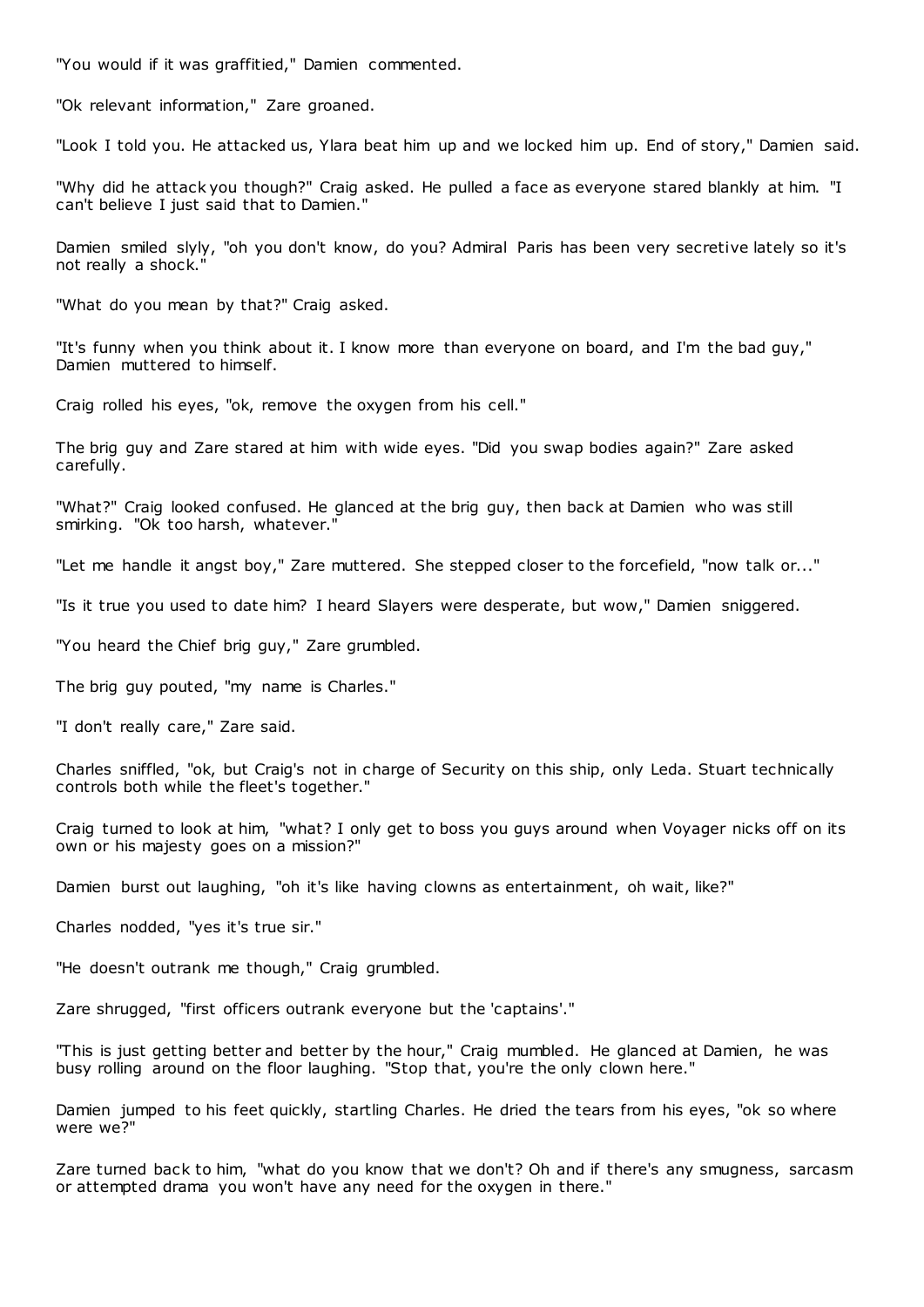"You would if it was graffitied," Damien commented.

"Ok relevant information," Zare groaned.

"Look I told you. He attacked us, Ylara beat him up and we locked him up. End of story," Damien said.

"Why did he attack you though?" Craig asked. He pulled a face as everyone stared blankly at him. "I can't believe I just said that to Damien."

Damien smiled slyly, "oh you don't know, do you? Admiral Paris has been very secretive lately so it's not really a shock."

"What do you mean by that?" Craig asked.

"It's funny when you think about it. I know more than everyone on board, and I'm the bad guy," Damien muttered to himself.

Craig rolled his eyes, "ok, remove the oxygen from his cell."

The brig guy and Zare stared at him with wide eyes. "Did you swap bodies again?" Zare asked carefully.

"What?" Craig looked confused. He glanced at the brig guy, then back at Damien who was still smirking. "Ok too harsh, whatever."

"Let me handle it angst boy," Zare muttered. She stepped closer to the forcefield, "now talk or..."

"Is it true you used to date him? I heard Slayers were desperate, but wow," Damien sniggered.

"You heard the Chief brig guy," Zare grumbled.

The brig guy pouted, "my name is Charles."

"I don't really care," Zare said.

Charles sniffled, "ok, but Craig's not in charge of Security on this ship, only Leda. Stuart technically controls both while the fleet's together."

Craig turned to look at him, "what? I only get to boss you guys around when Voyager nicks off on its own or his majesty goes on a mission?"

Damien burst out laughing, "oh it's like having clowns as entertainment, oh wait, like?"

Charles nodded, "yes it's true sir."

"He doesn't outrank me though," Craig grumbled.

Zare shrugged, "first officers outrank everyone but the 'captains'."

"This is just getting better and better by the hour," Craig mumbled. He glanced at Damien, he was busy rolling around on the floor laughing. "Stop that, you're the only clown here."

Damien jumped to his feet quickly, startling Charles. He dried the tears from his eyes, "ok so where were we?"

Zare turned back to him, "what do you know that we don't? Oh and if there's any smugness, sarcasm or attempted drama you won't have any need for the oxygen in there."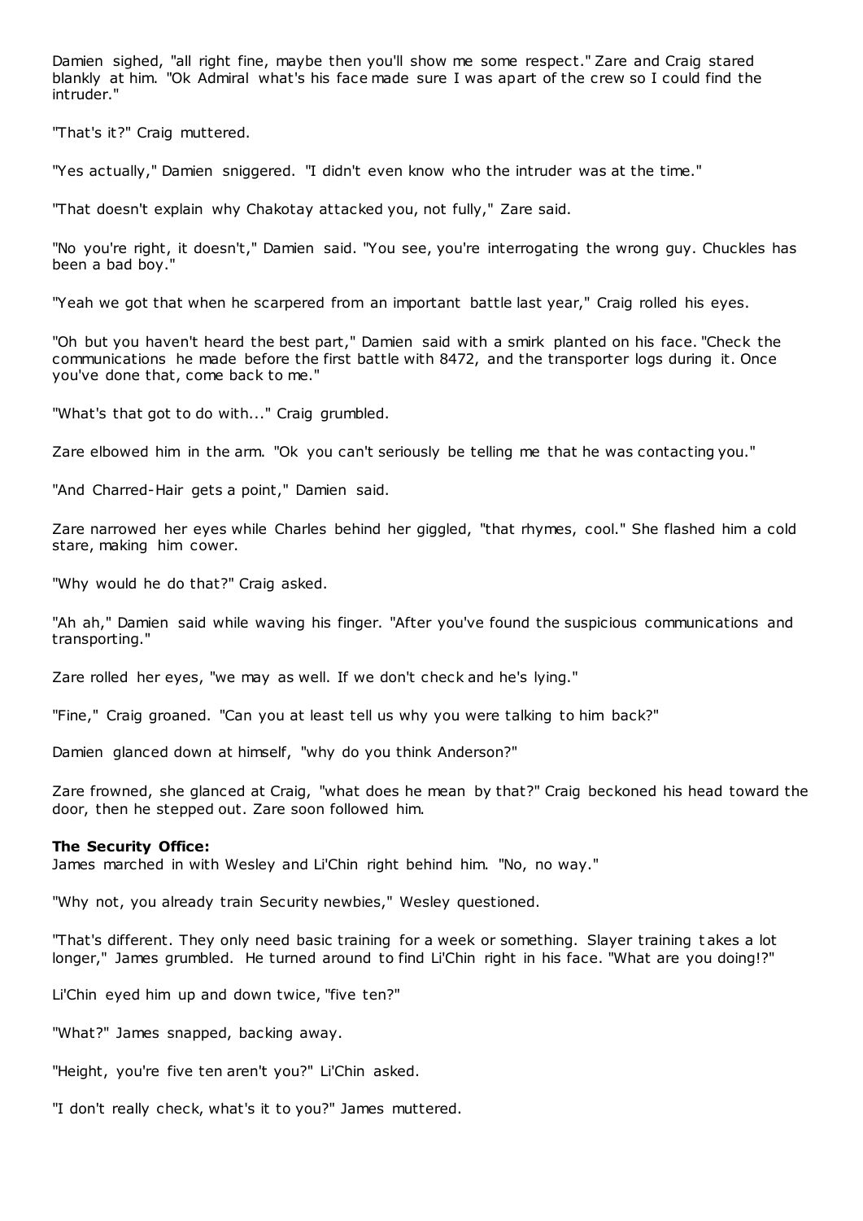Damien sighed, "all right fine, maybe then you'll show me some respect." Zare and Craig stared blankly at him. "Ok Admiral what's his face made sure I was apart of the crew so I could find the intruder."

"That's it?" Craig muttered.

"Yes actually," Damien sniggered. "I didn't even know who the intruder was at the time."

"That doesn't explain why Chakotay attacked you, not fully," Zare said.

"No you're right, it doesn't," Damien said. "You see, you're interrogating the wrong guy. Chuckles has been a bad boy."

"Yeah we got that when he scarpered from an important battle last year," Craig rolled his eyes.

"Oh but you haven't heard the best part," Damien said with a smirk planted on his face. "Check the communications he made before the first battle with 8472, and the transporter logs during it. Once you've done that, come back to me."

"What's that got to do with..." Craig grumbled.

Zare elbowed him in the arm. "Ok you can't seriously be telling me that he was contacting you."

"And Charred-Hair gets a point," Damien said.

Zare narrowed her eyes while Charles behind her giggled, "that rhymes, cool." She flashed him a cold stare, making him cower.

"Why would he do that?" Craig asked.

"Ah ah," Damien said while waving his finger. "After you've found the suspicious communications and transporting."

Zare rolled her eyes, "we may as well. If we don't check and he's lying."

"Fine," Craig groaned. "Can you at least tell us why you were talking to him back?"

Damien glanced down at himself, "why do you think Anderson?"

Zare frowned, she glanced at Craig, "what does he mean by that?" Craig beckoned his head toward the door, then he stepped out. Zare soon followed him.

**The Security Office:**
James marched in with Wesley and Li'Chin right behind him. "No, no way."

"Why not, you already train Security newbies," Wesley questioned.

"That's different. They only need basic training for a week or something. Slayer training takes a lot longer," James grumbled. He turned around to find Li'Chin right in his face. "What are you doing!?"

Li'Chin eyed him up and down twice, "five ten?"

"What?" James snapped, backing away.

"Height, you're five ten aren't you?" Li'Chin asked.

"I don't really check, what's it to you?" James muttered.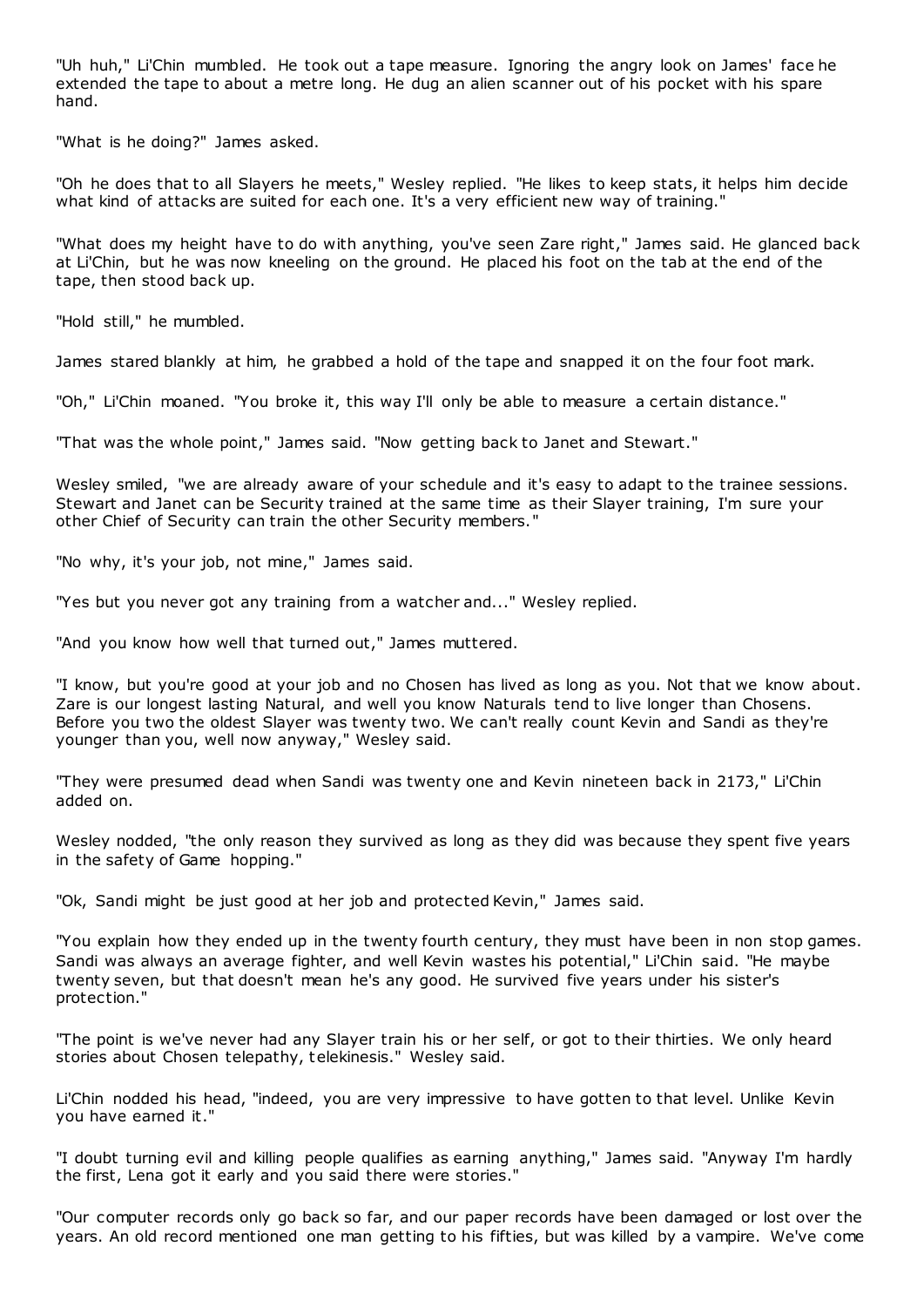"Uh huh," Li'Chin mumbled. He took out a tape measure. Ignoring the angry look on James' face he extended the tape to about a metre long. He dug an alien scanner out of his pocket with his spare hand.

"What is he doing?" James asked.

"Oh he does that to all Slayers he meets," Wesley replied. "He likes to keep stats, it helps him decide what kind of attacks are suited for each one. It's a very efficient new way of training."

"What does my height have to do with anything, you've seen Zare right," James said. He glanced back at Li'Chin, but he was now kneeling on the ground. He placed his foot on the tab at the end of the tape, then stood back up.

"Hold still," he mumbled.

James stared blankly at him, he grabbed a hold of the tape and snapped it on the four foot mark.

"Oh," Li'Chin moaned. "You broke it, this way I'll only be able to measure a certain distance."

"That was the whole point," James said. "Now getting back to Janet and Stewart."

Wesley smiled, "we are already aware of your schedule and it's easy to adapt to the trainee sessions. Stewart and Janet can be Security trained at the same time as their Slayer training, I'm sure your other Chief of Security can train the other Security members."

"No why, it's your job, not mine," James said.

"Yes but you never got any training from a watcher and..." Wesley replied.

"And you know how well that turned out," James muttered.

"I know, but you're good at your job and no Chosen has lived as long as you. Not that we know about. Zare is our longest lasting Natural, and well you know Naturals tend to live longer than Chosens. Before you two the oldest Slayer was twenty two. We can't really count Kevin and Sandi as they're younger than you, well now anyway," Wesley said.

"They were presumed dead when Sandi was twenty one and Kevin nineteen back in 2173," Li'Chin added on.

Wesley nodded, "the only reason they survived as long as they did was because they spent five years in the safety of Game hopping."

"Ok, Sandi might be just good at her job and protected Kevin," James said.

"You explain how they ended up in the twenty fourth century, they must have been in non stop games. Sandi was always an average fighter, and well Kevin wastes his potential," Li'Chin said. "He maybe twenty seven, but that doesn't mean he's any good. He survived five years under his sister's protection."

"The point is we've never had any Slayer train his or her self, or got to their thirties. We only heard stories about Chosen telepathy, telekinesis." Wesley said.

Li'Chin nodded his head, "indeed, you are very impressive to have gotten to that level. Unlike Kevin you have earned it."

"I doubt turning evil and killing people qualifies as earning anything," James said. "Anyway I'm hardly the first, Lena got it early and you said there were stories."

"Our computer records only go back so far, and our paper records have been damaged or lost over the years. An old record mentioned one man getting to his fifties, but was killed by a vampire. We've come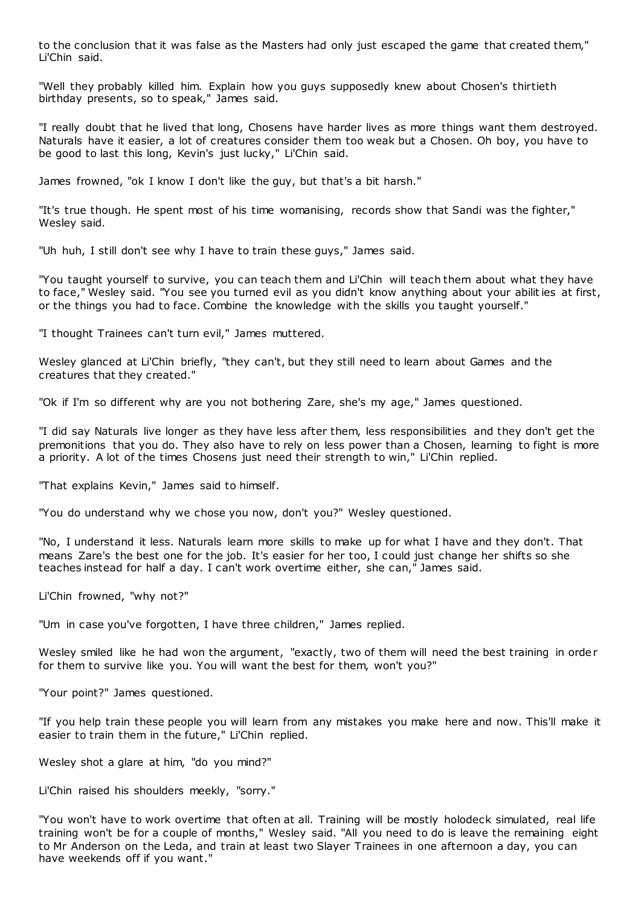to the conclusion that it was false as the Masters had only just escaped the game that created them," Li'Chin said.

"Well they probably killed him. Explain how you guys supposedly knew about Chosen's thirtieth birthday presents, so to speak," James said.

"I really doubt that he lived that long, Chosens have harder lives as more things want them destroyed. Naturals have it easier, a lot of creatures consider them too weak but a Chosen. Oh boy, you have to be good to last this long, Kevin's just lucky," Li'Chin said.

James frowned, "ok I know I don't like the guy, but that's a bit harsh."

"It's true though. He spent most of his time womanising, records show that Sandi was the fighter," Wesley said.

"Uh huh, I still don't see why I have to train these guys," James said.

"You taught yourself to survive, you can teach them and Li'Chin will teach them about what they have to face," Wesley said. "You see you turned evil as you didn't know anything about your abilities at first, or the things you had to face. Combine the knowledge with the skills you taught yourself."

"I thought Trainees can't turn evil," James muttered.

Wesley glanced at Li'Chin briefly, "they can't, but they still need to learn about Games and the creatures that they created."

"Ok if I'm so different why are you not bothering Zare, she's my age," James questioned.

"I did say Naturals live longer as they have less after them, less responsibilities and they don't get the premonitions that you do. They also have to rely on less power than a Chosen, learning to fight is more a priority. A lot of the times Chosens just need their strength to win," Li'Chin replied.

"That explains Kevin," James said to himself.

"You do understand why we chose you now, don't you?" Wesley questioned.

"No, I understand it less. Naturals learn more skills to make up for what I have and they don't. That means Zare's the best one for the job. It's easier for her too, I could just change her shifts so she teaches instead for half a day. I can't work overtime either, she can," James said.

Li'Chin frowned, "why not?"

"Um in case you've forgotten, I have three children," James replied.

Wesley smiled like he had won the argument, "exactly, two of them will need the best training in order for them to survive like you. You will want the best for them, won't you?"

"Your point?" James questioned.

"If you help train these people you will learn from any mistakes you make here and now. This'll make it easier to train them in the future," Li'Chin replied.

Wesley shot a glare at him, "do you mind?"

Li'Chin raised his shoulders meekly, "sorry."

"You won't have to work overtime that often at all. Training will be mostly holodeck simulated, real life training won't be for a couple of months," Wesley said. "All you need to do is leave the remaining eight to Mr Anderson on the Leda, and train at least two Slayer Trainees in one afternoon a day, you can have weekends off if you want."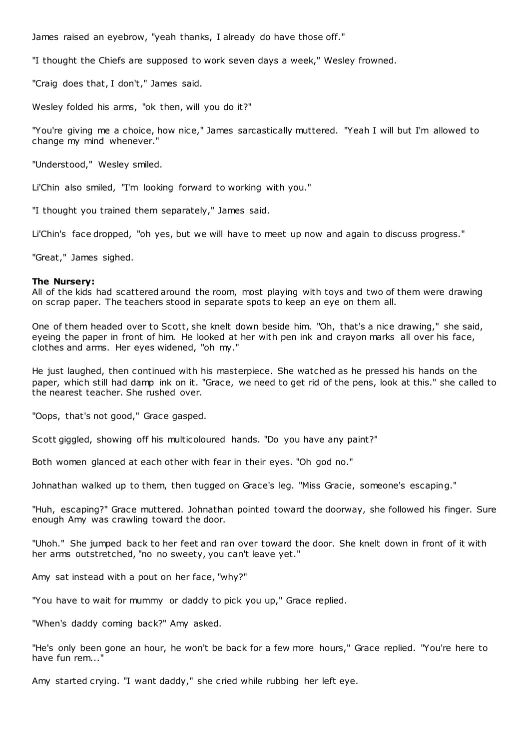James raised an eyebrow, "yeah thanks, I already do have those off."

"I thought the Chiefs are supposed to work seven days a week," Wesley frowned.

"Craig does that, I don't," James said.

Wesley folded his arms, "ok then, will you do it?"

"You're giving me a choice, how nice," James sarcastically muttered. "Yeah I will but I'm allowed to change my mind whenever."

"Understood," Wesley smiled.

Li'Chin also smiled, "I'm looking forward to working with you."

"I thought you trained them separately," James said.

Li'Chin's face dropped, "oh yes, but we will have to meet up now and again to discuss progress."

"Great," James sighed.

**The Nursery:**
All of the kids had scattered around the room, most playing with toys and two of them were drawing on scrap paper. The teachers stood in separate spots to keep an eye on them all.

One of them headed over to Scott, she knelt down beside him. "Oh, that's a nice drawing," she said, eyeing the paper in front of him. He looked at her with pen ink and crayon marks all over his face, clothes and arms. Her eyes widened, "oh my."

He just laughed, then continued with his masterpiece. She watched as he pressed his hands on the paper, which still had damp ink on it. "Grace, we need to get rid of the pens, look at this." she called to the nearest teacher. She rushed over.

"Oops, that's not good," Grace gasped.

Scott giggled, showing off his multicoloured hands. "Do you have any paint?"

Both women glanced at each other with fear in their eyes. "Oh god no."

Johnathan walked up to them, then tugged on Grace's leg. "Miss Gracie, someone's escaping."

"Huh, escaping?" Grace muttered. Johnathan pointed toward the doorway, she followed his finger. Sure enough Amy was crawling toward the door.

"Uhoh." She jumped back to her feet and ran over toward the door. She knelt down in front of it with her arms outstretched, "no no sweety, you can't leave yet."

Amy sat instead with a pout on her face, "why?"

"You have to wait for mummy or daddy to pick you up," Grace replied.

"When's daddy coming back?" Amy asked.

"He's only been gone an hour, he won't be back for a few more hours," Grace replied. "You're here to have fun rem..."

Amy started crying. "I want daddy," she cried while rubbing her left eye.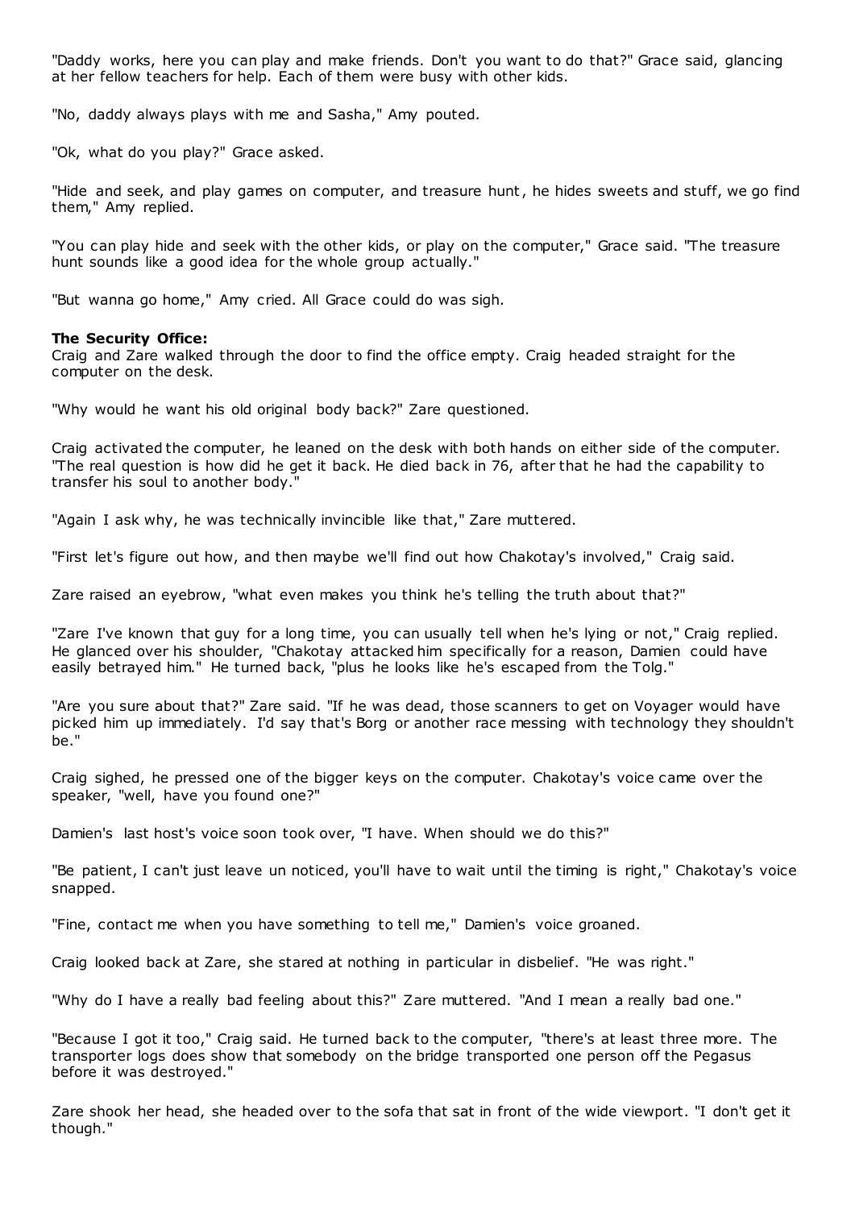"Daddy works, here you can play and make friends. Don't you want to do that?" Grace said, glancing at her fellow teachers for help. Each of them were busy with other kids.

"No, daddy always plays with me and Sasha," Amy pouted.

"Ok, what do you play?" Grace asked.

"Hide and seek, and play games on computer, and treasure hunt, he hides sweets and stuff, we go find them," Amy replied.

"You can play hide and seek with the other kids, or play on the computer," Grace said. "The treasure hunt sounds like a good idea for the whole group actually."

"But wanna go home," Amy cried. All Grace could do was sigh.

**The Security Office:**
Craig and Zare walked through the door to find the office empty. Craig headed straight for the computer on the desk.

"Why would he want his old original body back?" Zare questioned.

Craig activated the computer, he leaned on the desk with both hands on either side of the computer. "The real question is how did he get it back. He died back in 76, after that he had the capability to transfer his soul to another body."

"Again I ask why, he was technically invincible like that," Zare muttered.

"First let's figure out how, and then maybe we'll find out how Chakotay's involved," Craig said.

Zare raised an eyebrow, "what even makes you think he's telling the truth about that?"

"Zare I've known that guy for a long time, you can usually tell when he's lying or not," Craig replied. He glanced over his shoulder, "Chakotay attacked him specifically for a reason, Damien could have easily betrayed him." He turned back, "plus he looks like he's escaped from the Tolg."

"Are you sure about that?" Zare said. "If he was dead, those scanners to get on Voyager would have picked him up immediately. I'd say that's Borg or another race messing with technology they shouldn't be."

Craig sighed, he pressed one of the bigger keys on the computer. Chakotay's voice came over the speaker, "well, have you found one?"

Damien's last host's voice soon took over, "I have. When should we do this?"

"Be patient, I can't just leave un noticed, you'll have to wait until the timing is right," Chakotay's voice snapped.

"Fine, contact me when you have something to tell me," Damien's voice groaned.

Craig looked back at Zare, she stared at nothing in particular in disbelief. "He was right."

"Why do I have a really bad feeling about this?" Zare muttered. "And I mean a really bad one."

"Because I got it too," Craig said. He turned back to the computer, "there's at least three more. The transporter logs does show that somebody on the bridge transported one person off the Pegasus before it was destroyed."

Zare shook her head, she headed over to the sofa that sat in front of the wide viewport. "I don't get it though."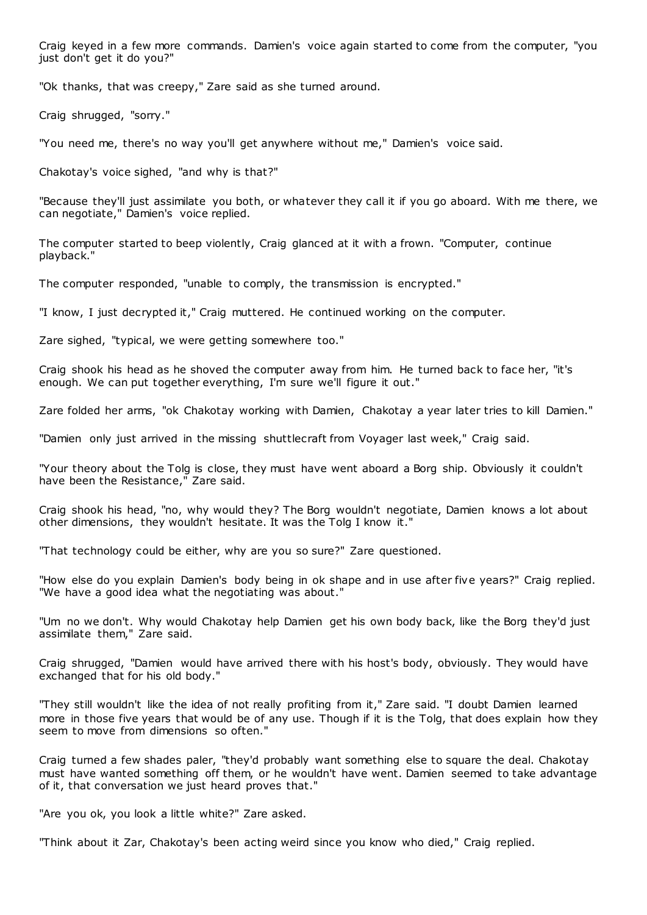Craig keyed in a few more commands. Damien's voice again started to come from the computer, "you just don't get it do you?"

"Ok thanks, that was creepy," Zare said as she turned around.

Craig shrugged, "sorry."

"You need me, there's no way you'll get anywhere without me," Damien's voice said.

Chakotay's voice sighed, "and why is that?"

"Because they'll just assimilate you both, or whatever they call it if you go aboard. With me there, we can negotiate," Damien's voice replied.

The computer started to beep violently, Craig glanced at it with a frown. "Computer, continue playback."

The computer responded, "unable to comply, the transmission is encrypted."

"I know, I just decrypted it," Craig muttered. He continued working on the computer.

Zare sighed, "typical, we were getting somewhere too."

Craig shook his head as he shoved the computer away from him. He turned back to face her, "it's enough. We can put together everything, I'm sure we'll figure it out."

Zare folded her arms, "ok Chakotay working with Damien, Chakotay a year later tries to kill Damien."

"Damien only just arrived in the missing shuttlecraft from Voyager last week," Craig said.

"Your theory about the Tolg is close, they must have went aboard a Borg ship. Obviously it couldn't have been the Resistance," Zare said.

Craig shook his head, "no, why would they? The Borg wouldn't negotiate, Damien knows a lot about other dimensions, they wouldn't hesitate. It was the Tolg I know it."

"That technology could be either, why are you so sure?" Zare questioned.

"How else do you explain Damien's body being in ok shape and in use after five years?" Craig replied. "We have a good idea what the negotiating was about."

"Um no we don't. Why would Chakotay help Damien get his own body back, like the Borg they'd just assimilate them," Zare said.

Craig shrugged, "Damien would have arrived there with his host's body, obviously. They would have exchanged that for his old body."

"They still wouldn't like the idea of not really profiting from it," Zare said. "I doubt Damien learned more in those five years that would be of any use. Though if it is the Tolg, that does explain how they seem to move from dimensions so often."

Craig turned a few shades paler, "they'd probably want something else to square the deal. Chakotay must have wanted something off them, or he wouldn't have went. Damien seemed to take advantage of it, that conversation we just heard proves that."

"Are you ok, you look a little white?" Zare asked.

"Think about it Zar, Chakotay's been acting weird since you know who died," Craig replied.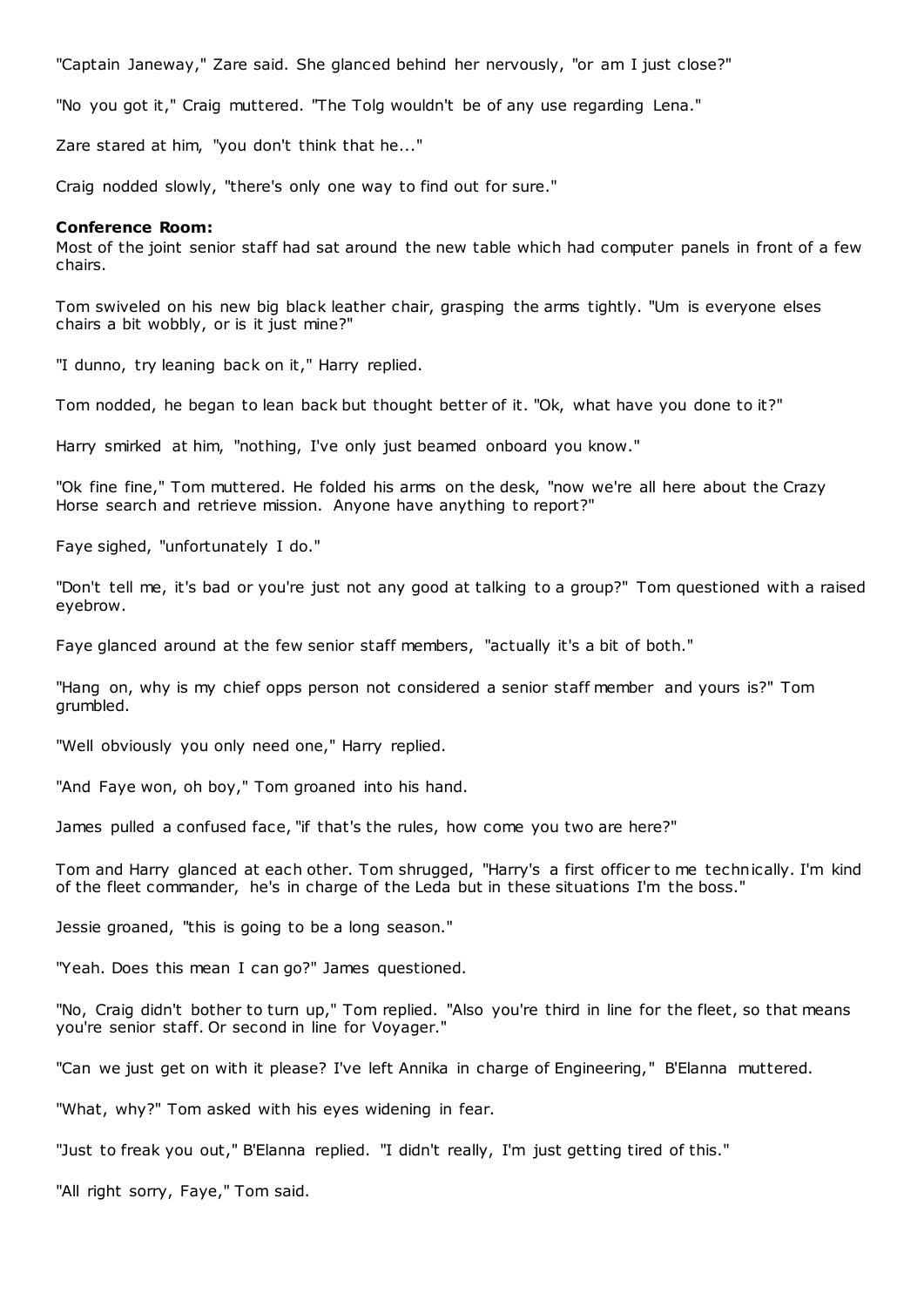"Captain Janeway," Zare said. She glanced behind her nervously, "or am I just close?"

"No you got it," Craig muttered. "The Tolg wouldn't be of any use regarding Lena."

Zare stared at him, "you don't think that he..."

Craig nodded slowly, "there's only one way to find out for sure."

**Conference Room:**
Most of the joint senior staff had sat around the new table which had computer panels in front of a few chairs.

Tom swiveled on his new big black leather chair, grasping the arms tightly. "Um is everyone elses chairs a bit wobbly, or is it just mine?"

"I dunno, try leaning back on it," Harry replied.

Tom nodded, he began to lean back but thought better of it. "Ok, what have you done to it?"

Harry smirked at him, "nothing, I've only just beamed onboard you know."

"Ok fine fine," Tom muttered. He folded his arms on the desk, "now we're all here about the Crazy Horse search and retrieve mission. Anyone have anything to report?"

Faye sighed, "unfortunately I do."

"Don't tell me, it's bad or you're just not any good at talking to a group?" Tom questioned with a raised eyebrow.

Faye glanced around at the few senior staff members, "actually it's a bit of both."

"Hang on, why is my chief opps person not considered a senior staff member and yours is?" Tom grumbled.

"Well obviously you only need one," Harry replied.

"And Faye won, oh boy," Tom groaned into his hand.

James pulled a confused face, "if that's the rules, how come you two are here?"

Tom and Harry glanced at each other. Tom shrugged, "Harry's a first officer to me technically. I'm kind of the fleet commander, he's in charge of the Leda but in these situations I'm the boss."

Jessie groaned, "this is going to be a long season."

"Yeah. Does this mean I can go?" James questioned.

"No, Craig didn't bother to turn up," Tom replied. "Also you're third in line for the fleet, so that means you're senior staff. Or second in line for Voyager."

"Can we just get on with it please? I've left Annika in charge of Engineering," B'Elanna muttered.

"What, why?" Tom asked with his eyes widening in fear.

"Just to freak you out," B'Elanna replied. "I didn't really, I'm just getting tired of this."

"All right sorry, Faye," Tom said.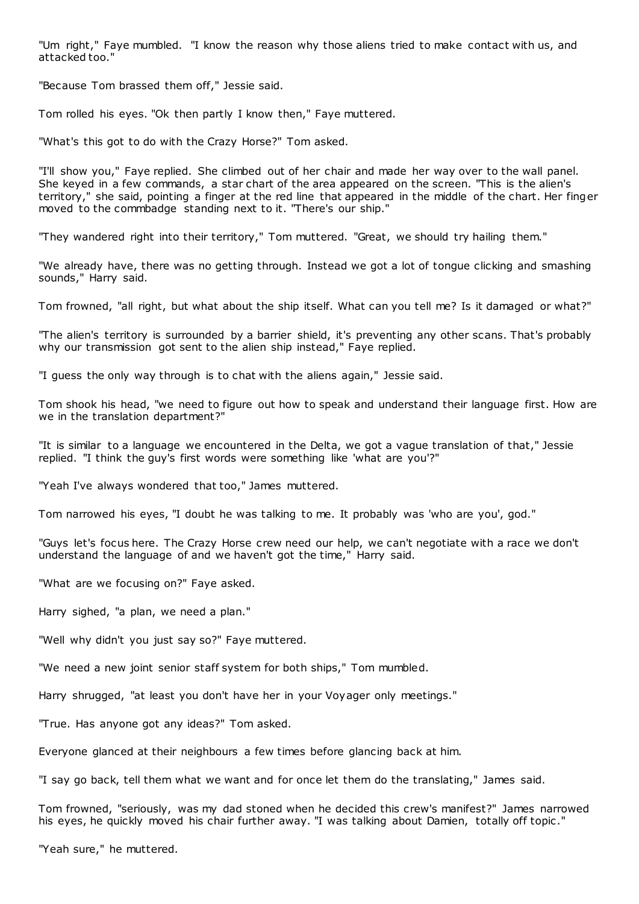"Um right," Faye mumbled. "I know the reason why those aliens tried to make contact with us, and attacked too."

"Because Tom brassed them off," Jessie said.

Tom rolled his eyes. "Ok then partly I know then," Faye muttered.

"What's this got to do with the Crazy Horse?" Tom asked.

"I'll show you," Faye replied. She climbed out of her chair and made her way over to the wall panel. She keyed in a few commands, a star chart of the area appeared on the screen. "This is the alien's territory," she said, pointing a finger at the red line that appeared in the middle of the chart. Her finger moved to the commbadge standing next to it. "There's our ship."

"They wandered right into their territory," Tom muttered. "Great, we should try hailing them."

"We already have, there was no getting through. Instead we got a lot of tongue clicking and smashing sounds," Harry said.

Tom frowned, "all right, but what about the ship itself. What can you tell me? Is it damaged or what?"

"The alien's territory is surrounded by a barrier shield, it's preventing any other scans. That's probably why our transmission got sent to the alien ship instead," Faye replied.

"I guess the only way through is to chat with the aliens again," Jessie said.

Tom shook his head, "we need to figure out how to speak and understand their language first. How are we in the translation department?"

"It is similar to a language we encountered in the Delta, we got a vague translation of that," Jessie replied. "I think the guy's first words were something like 'what are you'?"

"Yeah I've always wondered that too," James muttered.

Tom narrowed his eyes, "I doubt he was talking to me. It probably was 'who are you', god."

"Guys let's focus here. The Crazy Horse crew need our help, we can't negotiate with a race we don't understand the language of and we haven't got the time," Harry said.

"What are we focusing on?" Faye asked.

Harry sighed, "a plan, we need a plan."

"Well why didn't you just say so?" Faye muttered.

"We need a new joint senior staff system for both ships," Tom mumbled.

Harry shrugged, "at least you don't have her in your Voyager only meetings."

"True. Has anyone got any ideas?" Tom asked.

Everyone glanced at their neighbours a few times before glancing back at him.

"I say go back, tell them what we want and for once let them do the translating," James said.

Tom frowned, "seriously, was my dad stoned when he decided this crew's manifest?" James narrowed his eyes, he quickly moved his chair further away. "I was talking about Damien, totally off topic."

"Yeah sure," he muttered.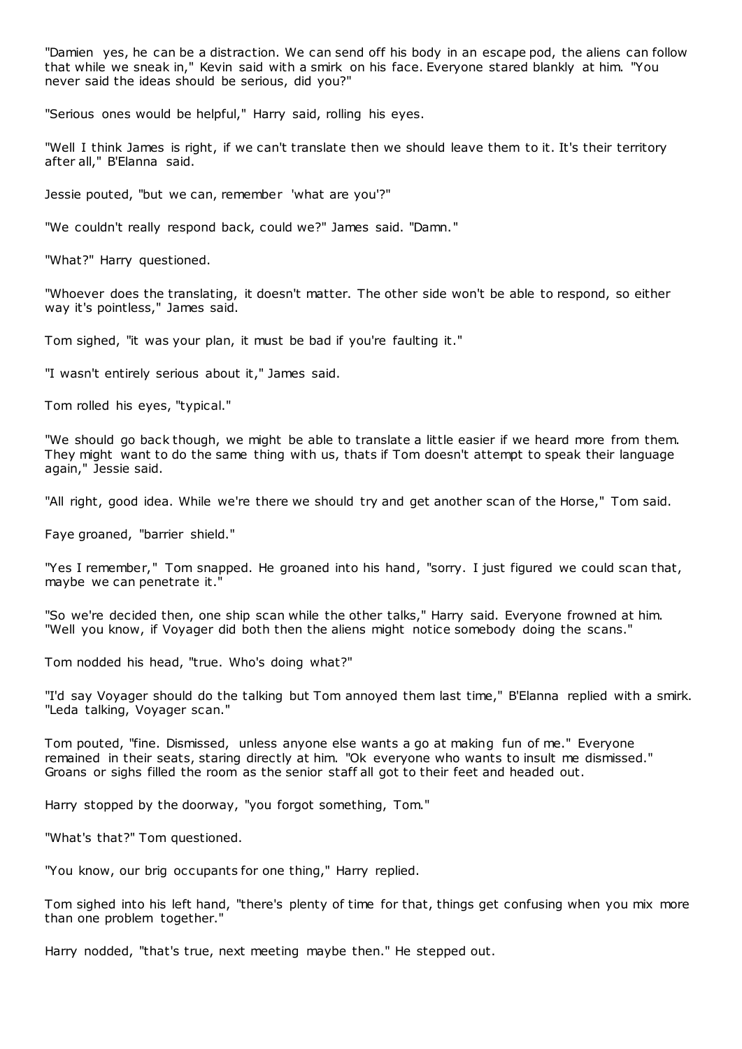"Damien yes, he can be a distraction. We can send off his body in an escape pod, the aliens can follow that while we sneak in," Kevin said with a smirk on his face. Everyone stared blankly at him. "You never said the ideas should be serious, did you?"

"Serious ones would be helpful," Harry said, rolling his eyes.

"Well I think James is right, if we can't translate then we should leave them to it. It's their territory after all," B'Elanna said.

Jessie pouted, "but we can, remember 'what are you'?"

"We couldn't really respond back, could we?" James said. "Damn."

"What?" Harry questioned.

"Whoever does the translating, it doesn't matter. The other side won't be able to respond, so either way it's pointless," James said.

Tom sighed, "it was your plan, it must be bad if you're faulting it."

"I wasn't entirely serious about it," James said.

Tom rolled his eyes, "typical."

"We should go back though, we might be able to translate a little easier if we heard more from them. They might want to do the same thing with us, thats if Tom doesn't attempt to speak their language again," Jessie said.

"All right, good idea. While we're there we should try and get another scan of the Horse," Tom said.

Faye groaned, "barrier shield."

"Yes I remember," Tom snapped. He groaned into his hand, "sorry. I just figured we could scan that, maybe we can penetrate it."

"So we're decided then, one ship scan while the other talks," Harry said. Everyone frowned at him. "Well you know, if Voyager did both then the aliens might notice somebody doing the scans."

Tom nodded his head, "true. Who's doing what?"

"I'd say Voyager should do the talking but Tom annoyed them last time," B'Elanna replied with a smirk. "Leda talking, Voyager scan."

Tom pouted, "fine. Dismissed, unless anyone else wants a go at making fun of me." Everyone remained in their seats, staring directly at him. "Ok everyone who wants to insult me dismissed." Groans or sighs filled the room as the senior staff all got to their feet and headed out.

Harry stopped by the doorway, "you forgot something, Tom."

"What's that?" Tom questioned.

"You know, our brig occupants for one thing," Harry replied.

Tom sighed into his left hand, "there's plenty of time for that, things get confusing when you mix more than one problem together."

Harry nodded, "that's true, next meeting maybe then." He stepped out.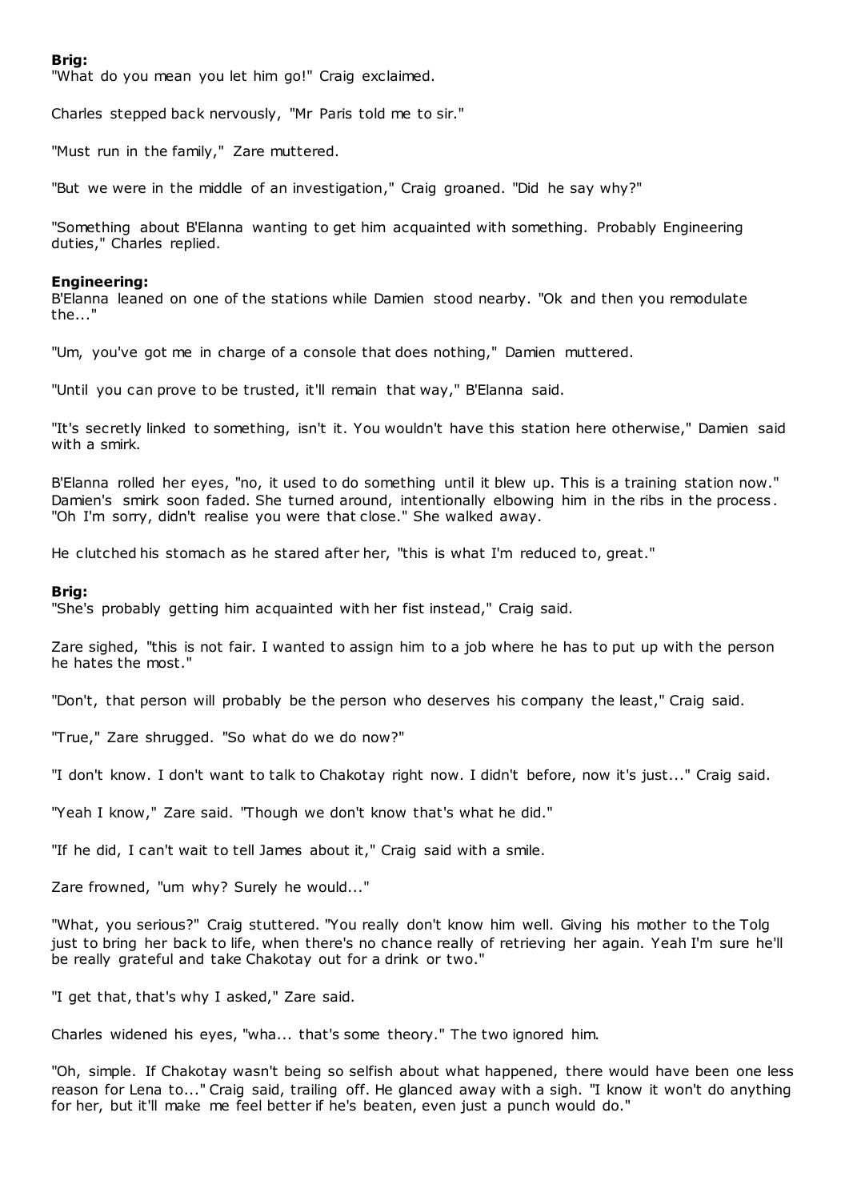**Brig:**

"What do you mean you let him go!" Craig exclaimed.

Charles stepped back nervously, "Mr Paris told me to sir."

"Must run in the family," Zare muttered.

"But we were in the middle of an investigation," Craig groaned. "Did he say why?"

"Something about B'Elanna wanting to get him acquainted with something. Probably Engineering duties," Charles replied.

**Engineering:**

B'Elanna leaned on one of the stations while Damien stood nearby. "Ok and then you remodulate the..."

"Um, you've got me in charge of a console that does nothing," Damien muttered.

"Until you can prove to be trusted, it'll remain that way," B'Elanna said.

"It's secretly linked to something, isn't it. You wouldn't have this station here otherwise," Damien said with a smirk.

B'Elanna rolled her eyes, "no, it used to do something until it blew up. This is a training station now." Damien's smirk soon faded. She turned around, intentionally elbowing him in the ribs in the process. "Oh I'm sorry, didn't realise you were that close." She walked away.

He clutched his stomach as he stared after her, "this is what I'm reduced to, great."

**Brig:**

"She's probably getting him acquainted with her fist instead," Craig said.

Zare sighed, "this is not fair. I wanted to assign him to a job where he has to put up with the person he hates the most."

"Don't, that person will probably be the person who deserves his company the least," Craig said.

"True," Zare shrugged. "So what do we do now?"

"I don't know. I don't want to talk to Chakotay right now. I didn't before, now it's just..." Craig said.

"Yeah I know," Zare said. "Though we don't know that's what he did."

"If he did, I can't wait to tell James about it," Craig said with a smile.

Zare frowned, "um why? Surely he would..."

"What, you serious?" Craig stuttered. "You really don't know him well. Giving his mother to the Tolg just to bring her back to life, when there's no chance really of retrieving her again. Yeah I'm sure he'll be really grateful and take Chakotay out for a drink or two."

"I get that, that's why I asked," Zare said.

Charles widened his eyes, "wha... that's some theory." The two ignored him.

"Oh, simple. If Chakotay wasn't being so selfish about what happened, there would have been one less reason for Lena to..." Craig said, trailing off. He glanced away with a sigh. "I know it won't do anything for her, but it'll make me feel better if he's beaten, even just a punch would do."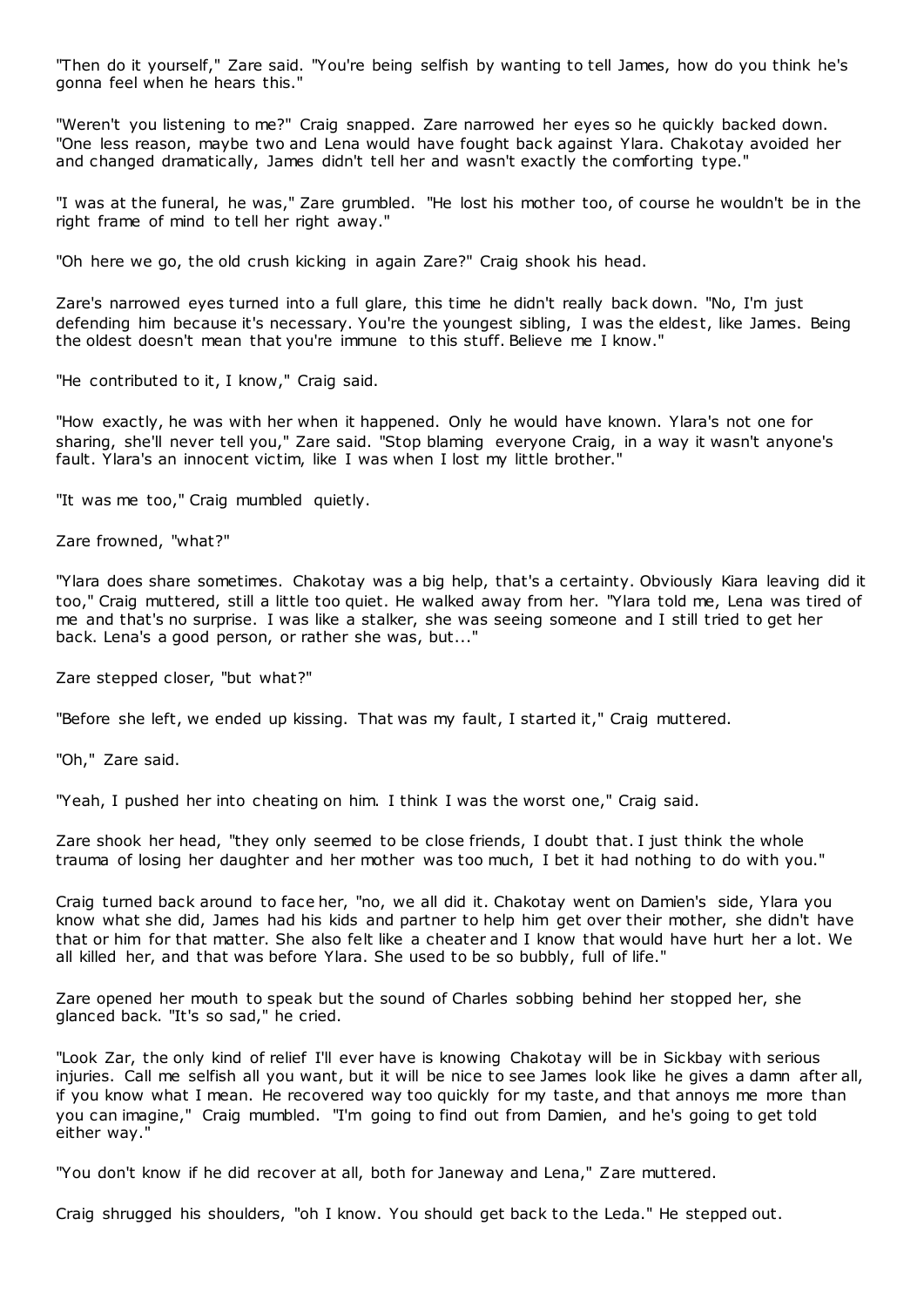"Then do it yourself," Zare said. "You're being selfish by wanting to tell James, how do you think he's gonna feel when he hears this."

"Weren't you listening to me?" Craig snapped. Zare narrowed her eyes so he quickly backed down. "One less reason, maybe two and Lena would have fought back against Ylara. Chakotay avoided her and changed dramatically, James didn't tell her and wasn't exactly the comforting type."

"I was at the funeral, he was," Zare grumbled. "He lost his mother too, of course he wouldn't be in the right frame of mind to tell her right away."

"Oh here we go, the old crush kicking in again Zare?" Craig shook his head.

Zare's narrowed eyes turned into a full glare, this time he didn't really back down. "No, I'm just defending him because it's necessary. You're the youngest sibling, I was the eldest, like James. Being the oldest doesn't mean that you're immune to this stuff. Believe me I know."

"He contributed to it, I know," Craig said.

"How exactly, he was with her when it happened. Only he would have known. Ylara's not one for sharing, she'll never tell you," Zare said. "Stop blaming everyone Craig, in a way it wasn't anyone's fault. Ylara's an innocent victim, like I was when I lost my little brother."

"It was me too," Craig mumbled quietly.

Zare frowned, "what?"

"Ylara does share sometimes. Chakotay was a big help, that's a certainty. Obviously Kiara leaving did it too," Craig muttered, still a little too quiet. He walked away from her. "Ylara told me, Lena was tired of me and that's no surprise. I was like a stalker, she was seeing someone and I still tried to get her back. Lena's a good person, or rather she was, but..."

Zare stepped closer, "but what?"

"Before she left, we ended up kissing. That was my fault, I started it," Craig muttered.

"Oh," Zare said.

"Yeah, I pushed her into cheating on him. I think I was the worst one," Craig said.

Zare shook her head, "they only seemed to be close friends, I doubt that. I just think the whole trauma of losing her daughter and her mother was too much, I bet it had nothing to do with you."

Craig turned back around to face her, "no, we all did it. Chakotay went on Damien's side, Ylara you know what she did, James had his kids and partner to help him get over their mother, she didn't have that or him for that matter. She also felt like a cheater and I know that would have hurt her a lot. We all killed her, and that was before Ylara. She used to be so bubbly, full of life."

Zare opened her mouth to speak but the sound of Charles sobbing behind her stopped her, she glanced back. "It's so sad," he cried.

"Look Zar, the only kind of relief I'll ever have is knowing Chakotay will be in Sickbay with serious injuries. Call me selfish all you want, but it will be nice to see James look like he gives a damn after all, if you know what I mean. He recovered way too quickly for my taste, and that annoys me more than you can imagine," Craig mumbled. "I'm going to find out from Damien, and he's going to get told either way."

"You don't know if he did recover at all, both for Janeway and Lena," Zare muttered.

Craig shrugged his shoulders, "oh I know. You should get back to the Leda." He stepped out.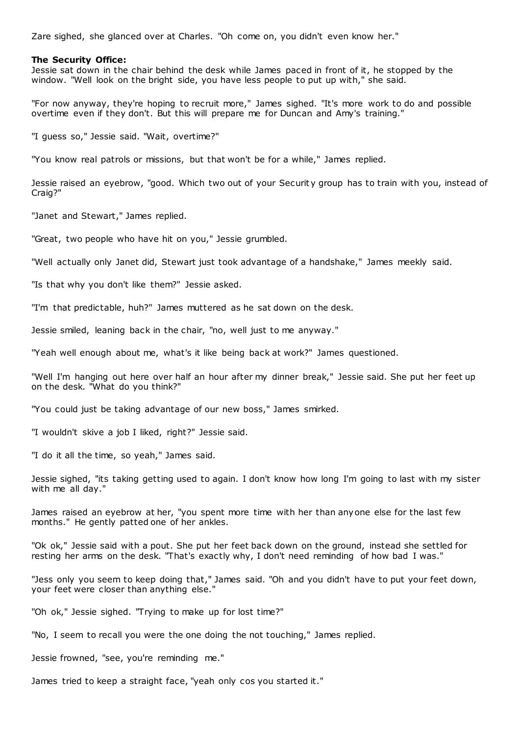Zare sighed, she glanced over at Charles. "Oh come on, you didn't even know her."

**The Security Office:**
Jessie sat down in the chair behind the desk while James paced in front of it, he stopped by the window. "Well look on the bright side, you have less people to put up with," she said.

"For now anyway, they're hoping to recruit more," James sighed. "It's more work to do and possible overtime even if they don't. But this will prepare me for Duncan and Amy's training."

"I guess so," Jessie said. "Wait, overtime?"

"You know real patrols or missions, but that won't be for a while," James replied.

Jessie raised an eyebrow, "good. Which two out of your Security group has to train with you, instead of Craig?"

"Janet and Stewart," James replied.

"Great, two people who have hit on you," Jessie grumbled.

"Well actually only Janet did, Stewart just took advantage of a handshake," James meekly said.

"Is that why you don't like them?" Jessie asked.

"I'm that predictable, huh?" James muttered as he sat down on the desk.

Jessie smiled, leaning back in the chair, "no, well just to me anyway."

"Yeah well enough about me, what's it like being back at work?" James questioned.

"Well I'm hanging out here over half an hour after my dinner break," Jessie said. She put her feet up on the desk. "What do you think?"

"You could just be taking advantage of our new boss," James smirked.

"I wouldn't skive a job I liked, right?" Jessie said.

"I do it all the time, so yeah," James said.

Jessie sighed, "its taking getting used to again. I don't know how long I'm going to last with my sister with me all day."

James raised an eyebrow at her, "you spent more time with her than anyone else for the last few months." He gently patted one of her ankles.

"Ok ok," Jessie said with a pout. She put her feet back down on the ground, instead she settled for resting her arms on the desk. "That's exactly why, I don't need reminding of how bad I was."

"Jess only you seem to keep doing that," James said. "Oh and you didn't have to put your feet down, your feet were closer than anything else."

"Oh ok," Jessie sighed. "Trying to make up for lost time?"

"No, I seem to recall you were the one doing the not touching," James replied.

Jessie frowned, "see, you're reminding me."

James tried to keep a straight face, "yeah only cos you started it."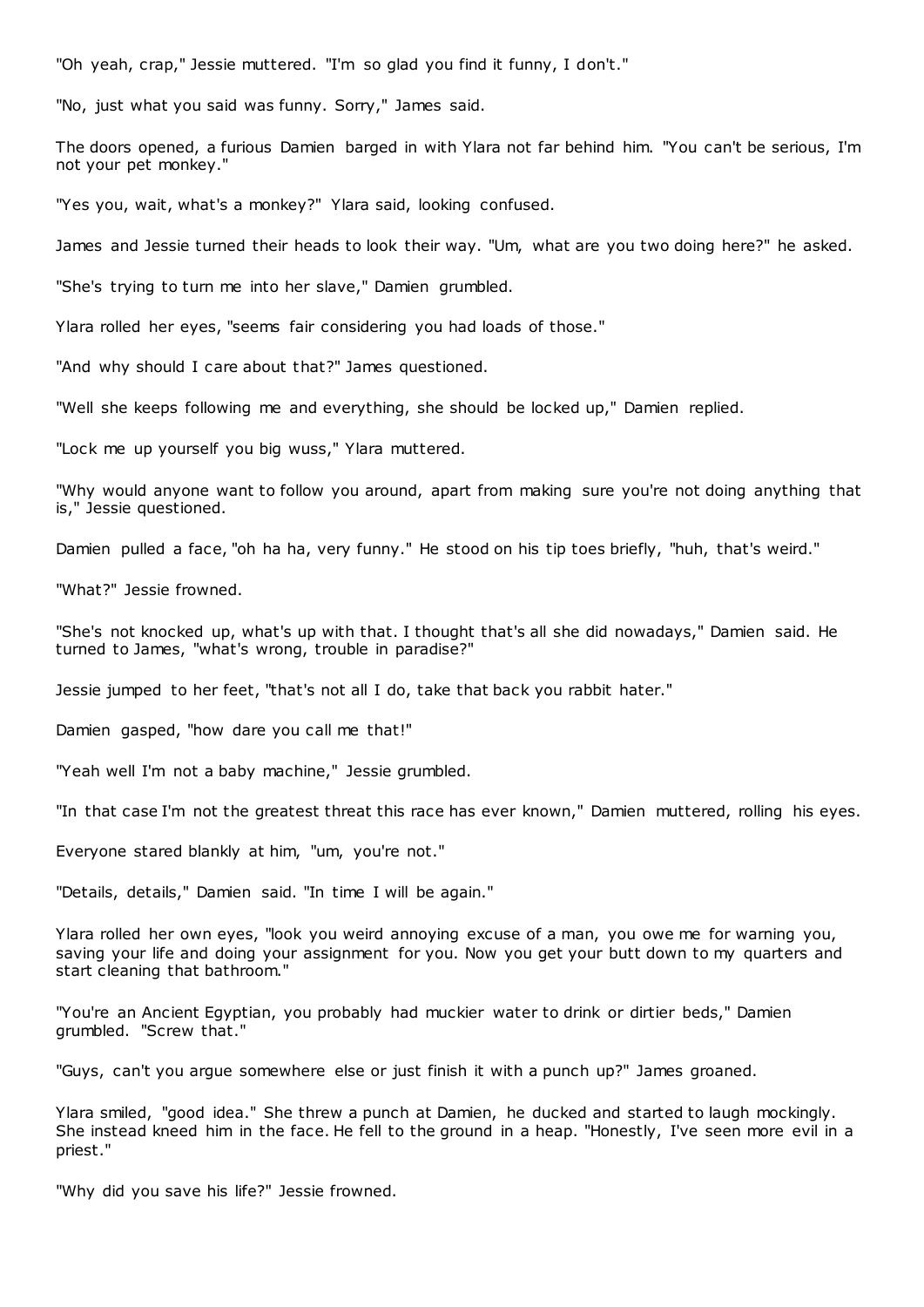"Oh yeah, crap," Jessie muttered. "I'm so glad you find it funny, I don't."

"No, just what you said was funny. Sorry," James said.

The doors opened, a furious Damien barged in with Ylara not far behind him. "You can't be serious, I'm not your pet monkey."

"Yes you, wait, what's a monkey?" Ylara said, looking confused.

James and Jessie turned their heads to look their way. "Um, what are you two doing here?" he asked.

"She's trying to turn me into her slave," Damien grumbled.

Ylara rolled her eyes, "seems fair considering you had loads of those."

"And why should I care about that?" James questioned.

"Well she keeps following me and everything, she should be locked up," Damien replied.

"Lock me up yourself you big wuss," Ylara muttered.

"Why would anyone want to follow you around, apart from making sure you're not doing anything that is," Jessie questioned.

Damien pulled a face, "oh ha ha, very funny." He stood on his tip toes briefly, "huh, that's weird."

"What?" Jessie frowned.

"She's not knocked up, what's up with that. I thought that's all she did nowadays," Damien said. He turned to James, "what's wrong, trouble in paradise?"

Jessie jumped to her feet, "that's not all I do, take that back you rabbit hater."

Damien gasped, "how dare you call me that!"

"Yeah well I'm not a baby machine," Jessie grumbled.

"In that case I'm not the greatest threat this race has ever known," Damien muttered, rolling his eyes.

Everyone stared blankly at him, "um, you're not."

"Details, details," Damien said. "In time I will be again."

Ylara rolled her own eyes, "look you weird annoying excuse of a man, you owe me for warning you, saving your life and doing your assignment for you. Now you get your butt down to my quarters and start cleaning that bathroom."

"You're an Ancient Egyptian, you probably had muckier water to drink or dirtier beds," Damien grumbled. "Screw that."

"Guys, can't you argue somewhere else or just finish it with a punch up?" James groaned.

Ylara smiled, "good idea." She threw a punch at Damien, he ducked and started to laugh mockingly. She instead kneed him in the face. He fell to the ground in a heap. "Honestly, I've seen more evil in a priest."

"Why did you save his life?" Jessie frowned.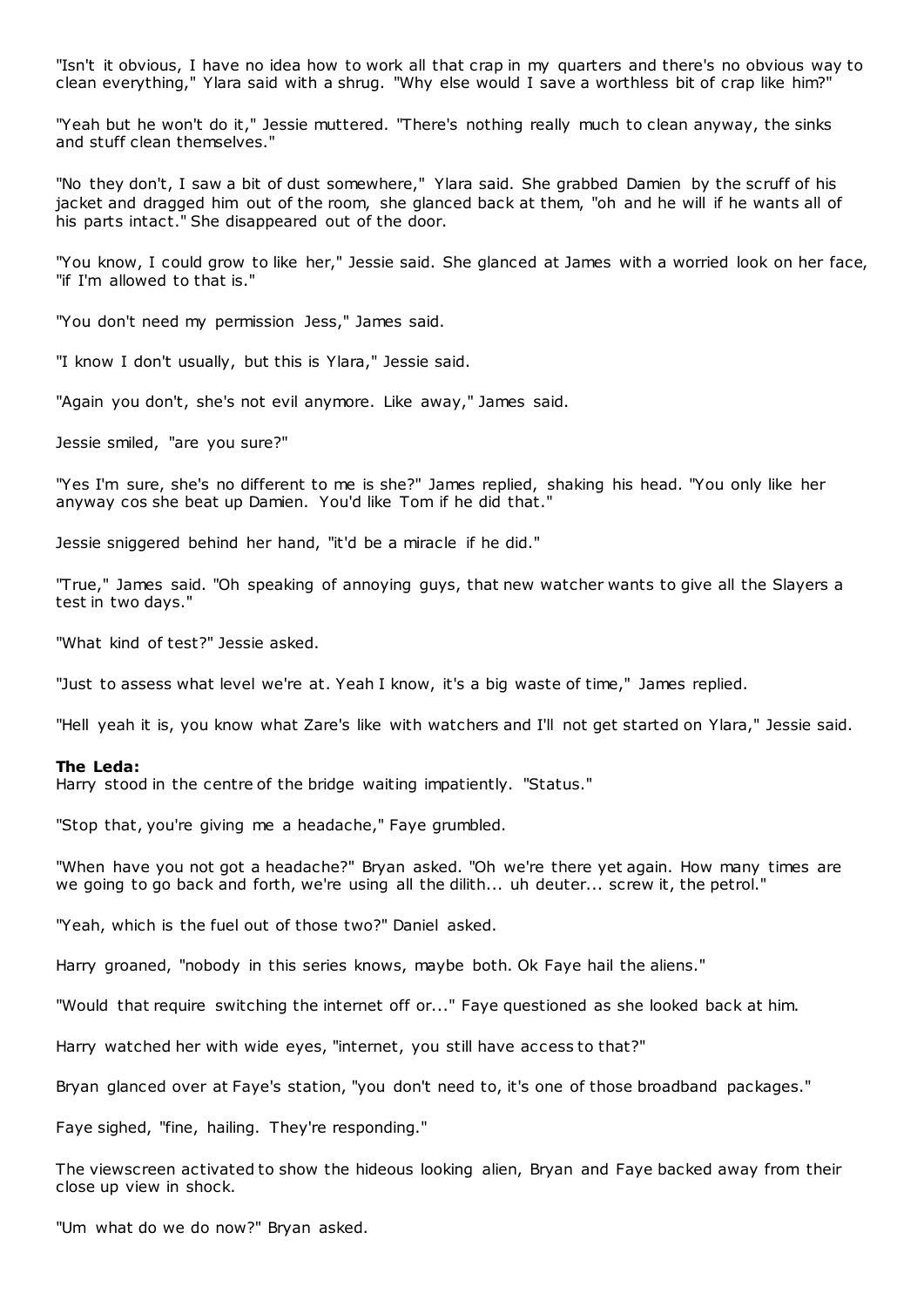"Isn't it obvious, I have no idea how to work all that crap in my quarters and there's no obvious way to clean everything," Ylara said with a shrug. "Why else would I save a worthless bit of crap like him?"

"Yeah but he won't do it," Jessie muttered. "There's nothing really much to clean anyway, the sinks and stuff clean themselves."

"No they don't, I saw a bit of dust somewhere," Ylara said. She grabbed Damien by the scruff of his jacket and dragged him out of the room, she glanced back at them, "oh and he will if he wants all of his parts intact." She disappeared out of the door.

"You know, I could grow to like her," Jessie said. She glanced at James with a worried look on her face, "if I'm allowed to that is."

"You don't need my permission Jess," James said.

"I know I don't usually, but this is Ylara," Jessie said.

"Again you don't, she's not evil anymore. Like away," James said.

Jessie smiled, "are you sure?"

"Yes I'm sure, she's no different to me is she?" James replied, shaking his head. "You only like her anyway cos she beat up Damien. You'd like Tom if he did that."

Jessie sniggered behind her hand, "it'd be a miracle if he did."

"True," James said. "Oh speaking of annoying guys, that new watcher wants to give all the Slayers a test in two days."

"What kind of test?" Jessie asked.

"Just to assess what level we're at. Yeah I know, it's a big waste of time," James replied.

"Hell yeah it is, you know what Zare's like with watchers and I'll not get started on Ylara," Jessie said.

**The Leda:**
Harry stood in the centre of the bridge waiting impatiently. "Status."

"Stop that, you're giving me a headache," Faye grumbled.

"When have you not got a headache?" Bryan asked. "Oh we're there yet again. How many times are we going to go back and forth, we're using all the dilith... uh deuter... screw it, the petrol."

"Yeah, which is the fuel out of those two?" Daniel asked.

Harry groaned, "nobody in this series knows, maybe both. Ok Faye hail the aliens."

"Would that require switching the internet off or..." Faye questioned as she looked back at him.

Harry watched her with wide eyes, "internet, you still have access to that?"

Bryan glanced over at Faye's station, "you don't need to, it's one of those broadband packages."

Faye sighed, "fine, hailing. They're responding."

The viewscreen activated to show the hideous looking alien, Bryan and Faye backed away from their close up view in shock.

"Um what do we do now?" Bryan asked.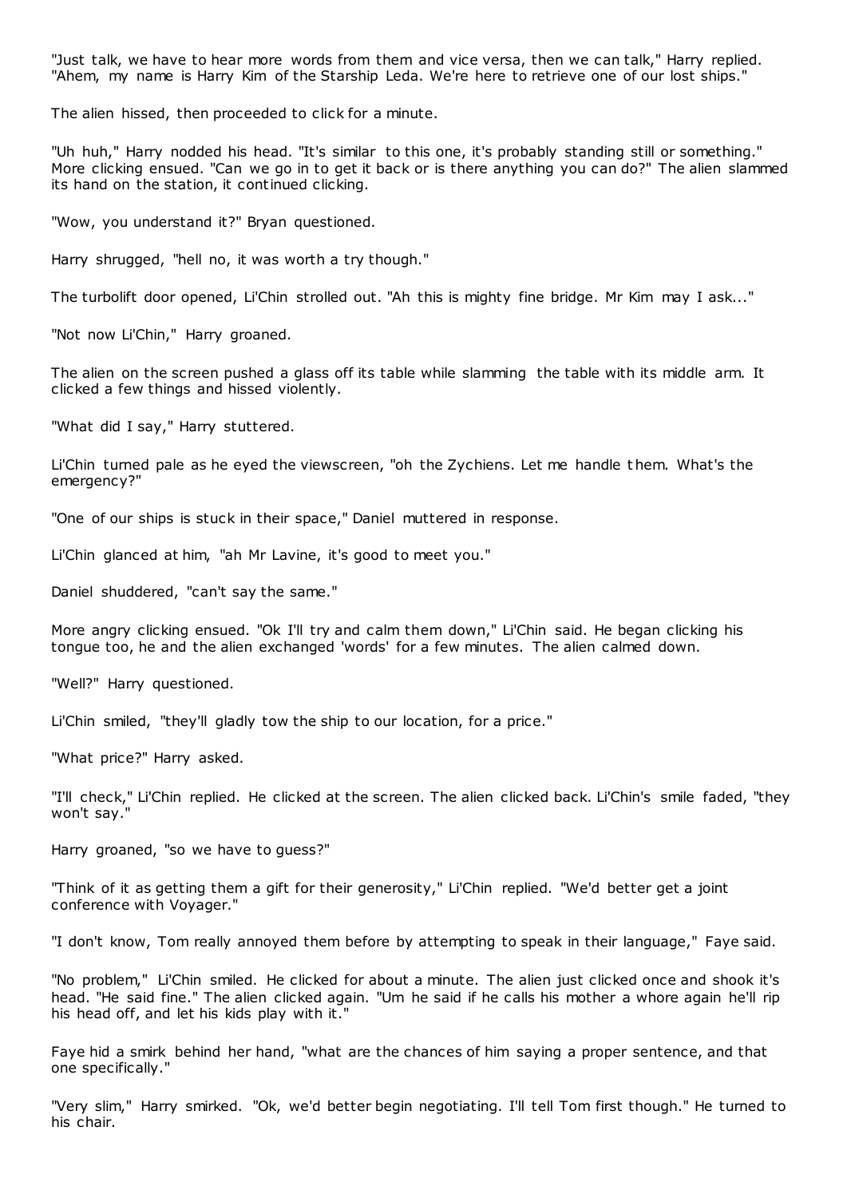"Just talk, we have to hear more words from them and vice versa, then we can talk," Harry replied. "Ahem, my name is Harry Kim of the Starship Leda. We're here to retrieve one of our lost ships."

The alien hissed, then proceeded to click for a minute.

"Uh huh," Harry nodded his head. "It's similar to this one, it's probably standing still or something." More clicking ensued. "Can we go in to get it back or is there anything you can do?" The alien slammed its hand on the station, it continued clicking.

"Wow, you understand it?" Bryan questioned.

Harry shrugged, "hell no, it was worth a try though."

The turbolift door opened, Li'Chin strolled out. "Ah this is mighty fine bridge. Mr Kim may I ask..."

"Not now Li'Chin," Harry groaned.

The alien on the screen pushed a glass off its table while slamming the table with its middle arm. It clicked a few things and hissed violently.

"What did I say," Harry stuttered.

Li'Chin turned pale as he eyed the viewscreen, "oh the Zychiens. Let me handle them. What's the emergency?"

"One of our ships is stuck in their space," Daniel muttered in response.

Li'Chin glanced at him, "ah Mr Lavine, it's good to meet you."

Daniel shuddered, "can't say the same."

More angry clicking ensued. "Ok I'll try and calm them down," Li'Chin said. He began clicking his tongue too, he and the alien exchanged 'words' for a few minutes. The alien calmed down.

"Well?" Harry questioned.

Li'Chin smiled, "they'll gladly tow the ship to our location, for a price."

"What price?" Harry asked.

"I'll check," Li'Chin replied. He clicked at the screen. The alien clicked back. Li'Chin's smile faded, "they won't say."

Harry groaned, "so we have to guess?"

"Think of it as getting them a gift for their generosity," Li'Chin replied. "We'd better get a joint conference with Voyager."

"I don't know, Tom really annoyed them before by attempting to speak in their language," Faye said.

"No problem," Li'Chin smiled. He clicked for about a minute. The alien just clicked once and shook it's head. "He said fine." The alien clicked again. "Um he said if he calls his mother a whore again he'll rip his head off, and let his kids play with it."

Faye hid a smirk behind her hand, "what are the chances of him saying a proper sentence, and that one specifically."

"Very slim," Harry smirked. "Ok, we'd better begin negotiating. I'll tell Tom first though." He turned to his chair.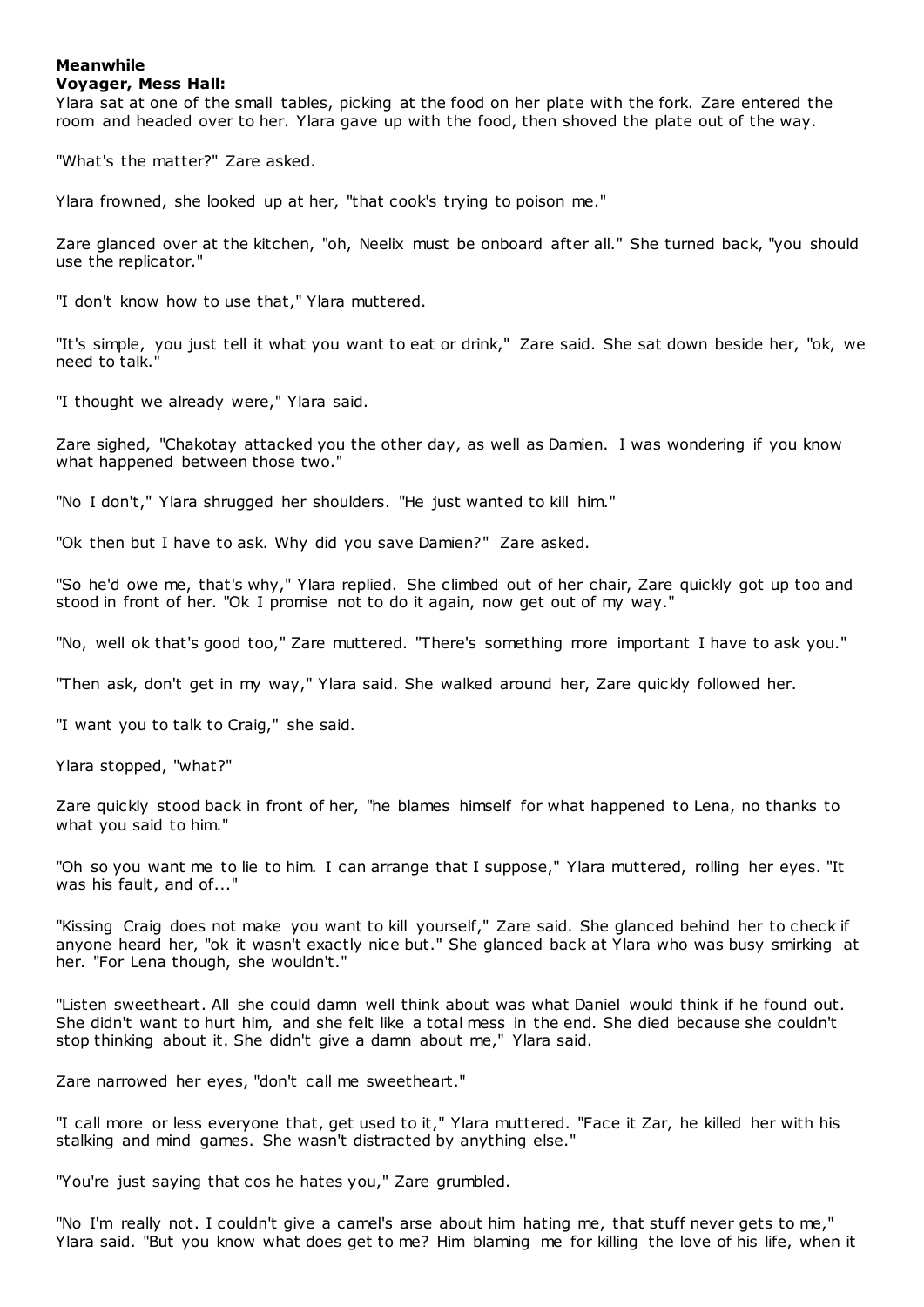**Meanwhile**
**Voyager, Mess Hall:**

Ylara sat at one of the small tables, picking at the food on her plate with the fork. Zare entered the room and headed over to her. Ylara gave up with the food, then shoved the plate out of the way.

"What's the matter?" Zare asked.

Ylara frowned, she looked up at her, "that cook's trying to poison me."

Zare glanced over at the kitchen, "oh, Neelix must be onboard after all." She turned back, "you should use the replicator."

"I don't know how to use that," Ylara muttered.

"It's simple, you just tell it what you want to eat or drink," Zare said. She sat down beside her, "ok, we need to talk."

"I thought we already were," Ylara said.

Zare sighed, "Chakotay attacked you the other day, as well as Damien. I was wondering if you know what happened between those two."

"No I don't," Ylara shrugged her shoulders. "He just wanted to kill him."

"Ok then but I have to ask. Why did you save Damien?" Zare asked.

"So he'd owe me, that's why," Ylara replied. She climbed out of her chair, Zare quickly got up too and stood in front of her. "Ok I promise not to do it again, now get out of my way."

"No, well ok that's good too," Zare muttered. "There's something more important I have to ask you."

"Then ask, don't get in my way," Ylara said. She walked around her, Zare quickly followed her.

"I want you to talk to Craig," she said.

Ylara stopped, "what?"

Zare quickly stood back in front of her, "he blames himself for what happened to Lena, no thanks to what you said to him."

"Oh so you want me to lie to him. I can arrange that I suppose," Ylara muttered, rolling her eyes. "It was his fault, and of..."

"Kissing Craig does not make you want to kill yourself," Zare said. She glanced behind her to check if anyone heard her, "ok it wasn't exactly nice but." She glanced back at Ylara who was busy smirking at her. "For Lena though, she wouldn't."

"Listen sweetheart. All she could damn well think about was what Daniel would think if he found out. She didn't want to hurt him, and she felt like a total mess in the end. She died because she couldn't stop thinking about it. She didn't give a damn about me," Ylara said.

Zare narrowed her eyes, "don't call me sweetheart."

"I call more or less everyone that, get used to it," Ylara muttered. "Face it Zar, he killed her with his stalking and mind games. She wasn't distracted by anything else."

"You're just saying that cos he hates you," Zare grumbled.

"No I'm really not. I couldn't give a camel's arse about him hating me, that stuff never gets to me," Ylara said. "But you know what does get to me? Him blaming me for killing the love of his life, when it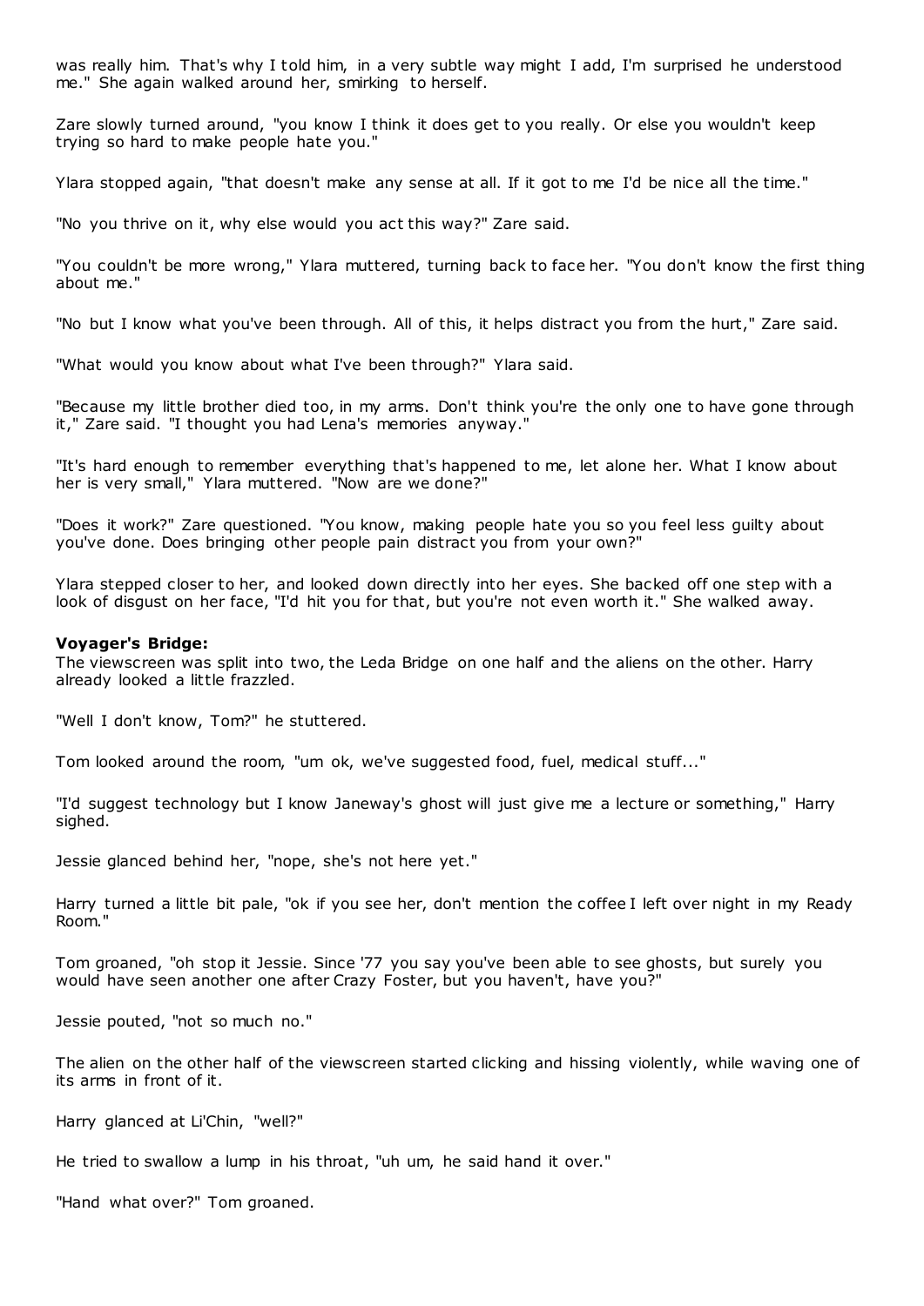was really him. That's why I told him, in a very subtle way might I add, I'm surprised he understood me." She again walked around her, smirking to herself.

Zare slowly turned around, "you know I think it does get to you really. Or else you wouldn't keep trying so hard to make people hate you."

Ylara stopped again, "that doesn't make any sense at all. If it got to me I'd be nice all the time."

"No you thrive on it, why else would you act this way?" Zare said.

"You couldn't be more wrong," Ylara muttered, turning back to face her. "You don't know the first thing about me."

"No but I know what you've been through. All of this, it helps distract you from the hurt," Zare said.

"What would you know about what I've been through?" Ylara said.

"Because my little brother died too, in my arms. Don't think you're the only one to have gone through it," Zare said. "I thought you had Lena's memories anyway."

"It's hard enough to remember everything that's happened to me, let alone her. What I know about her is very small," Ylara muttered. "Now are we done?"

"Does it work?" Zare questioned. "You know, making people hate you so you feel less guilty about you've done. Does bringing other people pain distract you from your own?"

Ylara stepped closer to her, and looked down directly into her eyes. She backed off one step with a look of disgust on her face, "I'd hit you for that, but you're not even worth it." She walked away.

**Voyager's Bridge:**

The viewscreen was split into two, the Leda Bridge on one half and the aliens on the other. Harry already looked a little frazzled.

"Well I don't know, Tom?" he stuttered.

Tom looked around the room, "um ok, we've suggested food, fuel, medical stuff..."

"I'd suggest technology but I know Janeway's ghost will just give me a lecture or something," Harry sighed.

Jessie glanced behind her, "nope, she's not here yet."

Harry turned a little bit pale, "ok if you see her, don't mention the coffee I left over night in my Ready Room."

Tom groaned, "oh stop it Jessie. Since '77 you say you've been able to see ghosts, but surely you would have seen another one after Crazy Foster, but you haven't, have you?"

Jessie pouted, "not so much no."

The alien on the other half of the viewscreen started clicking and hissing violently, while waving one of its arms in front of it.

Harry glanced at Li'Chin, "well?"

He tried to swallow a lump in his throat, "uh um, he said hand it over."

"Hand what over?" Tom groaned.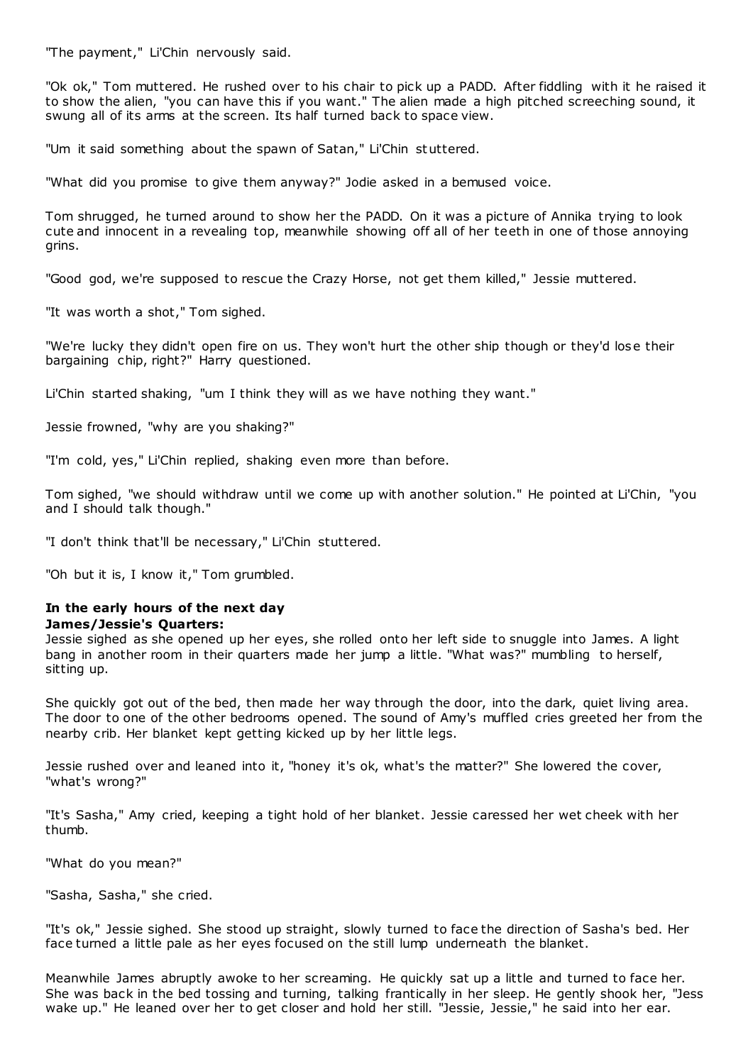"The payment," Li'Chin nervously said.

"Ok ok," Tom muttered. He rushed over to his chair to pick up a PADD. After fiddling with it he raised it to show the alien, "you can have this if you want." The alien made a high pitched screeching sound, it swung all of its arms at the screen. Its half turned back to space view.

"Um it said something about the spawn of Satan," Li'Chin stuttered.

"What did you promise to give them anyway?" Jodie asked in a bemused voice.

Tom shrugged, he turned around to show her the PADD. On it was a picture of Annika trying to look cute and innocent in a revealing top, meanwhile showing off all of her teeth in one of those annoying grins.

"Good god, we're supposed to rescue the Crazy Horse, not get them killed," Jessie muttered.

"It was worth a shot," Tom sighed.

"We're lucky they didn't open fire on us. They won't hurt the other ship though or they'd lose their bargaining chip, right?" Harry questioned.

Li'Chin started shaking, "um I think they will as we have nothing they want."

Jessie frowned, "why are you shaking?"

"I'm cold, yes," Li'Chin replied, shaking even more than before.

Tom sighed, "we should withdraw until we come up with another solution." He pointed at Li'Chin, "you and I should talk though."

"I don't think that'll be necessary," Li'Chin stuttered.

"Oh but it is, I know it," Tom grumbled.

**In the early hours of the next day**
**James/Jessie's Quarters:**
Jessie sighed as she opened up her eyes, she rolled onto her left side to snuggle into James. A light bang in another room in their quarters made her jump a little. "What was?" mumbling to herself, sitting up.

She quickly got out of the bed, then made her way through the door, into the dark, quiet living area. The door to one of the other bedrooms opened. The sound of Amy's muffled cries greeted her from the nearby crib. Her blanket kept getting kicked up by her little legs.

Jessie rushed over and leaned into it, "honey it's ok, what's the matter?" She lowered the cover, "what's wrong?"

"It's Sasha," Amy cried, keeping a tight hold of her blanket. Jessie caressed her wet cheek with her thumb.

"What do you mean?"

"Sasha, Sasha," she cried.

"It's ok," Jessie sighed. She stood up straight, slowly turned to face the direction of Sasha's bed. Her face turned a little pale as her eyes focused on the still lump underneath the blanket.

Meanwhile James abruptly awoke to her screaming. He quickly sat up a little and turned to face her. She was back in the bed tossing and turning, talking frantically in her sleep. He gently shook her, "Jess wake up." He leaned over her to get closer and hold her still. "Jessie, Jessie," he said into her ear.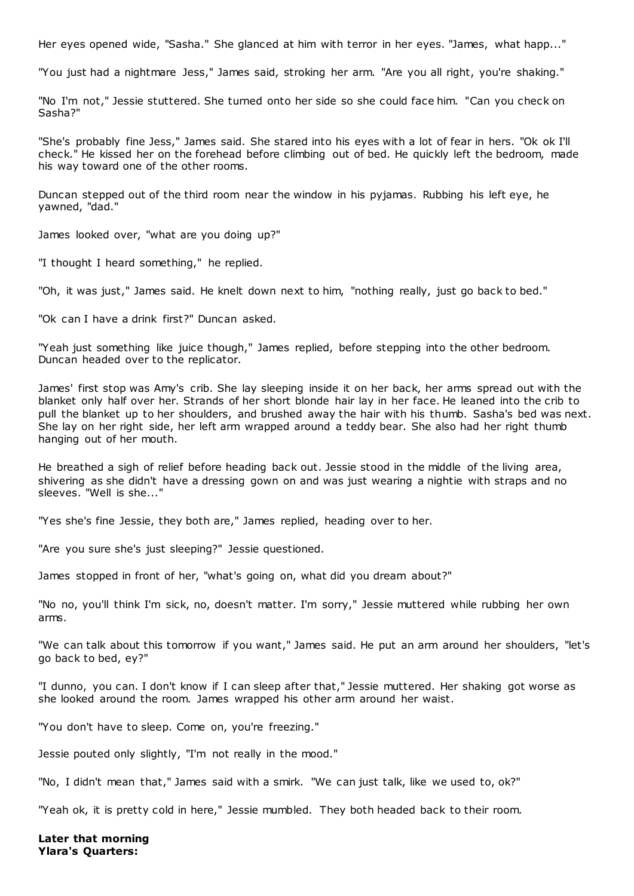Her eyes opened wide, "Sasha." She glanced at him with terror in her eyes. "James, what happ..."

"You just had a nightmare Jess," James said, stroking her arm. "Are you all right, you're shaking."

"No I'm not," Jessie stuttered. She turned onto her side so she could face him. "Can you check on Sasha?"

"She's probably fine Jess," James said. She stared into his eyes with a lot of fear in hers. "Ok ok I'll check." He kissed her on the forehead before climbing out of bed. He quickly left the bedroom, made his way toward one of the other rooms.

Duncan stepped out of the third room near the window in his pyjamas. Rubbing his left eye, he yawned, "dad."

James looked over, "what are you doing up?"

"I thought I heard something," he replied.

"Oh, it was just," James said. He knelt down next to him, "nothing really, just go back to bed."

"Ok can I have a drink first?" Duncan asked.

"Yeah just something like juice though," James replied, before stepping into the other bedroom. Duncan headed over to the replicator.

James' first stop was Amy's crib. She lay sleeping inside it on her back, her arms spread out with the blanket only half over her. Strands of her short blonde hair lay in her face. He leaned into the crib to pull the blanket up to her shoulders, and brushed away the hair with his thumb. Sasha's bed was next. She lay on her right side, her left arm wrapped around a teddy bear. She also had her right thumb hanging out of her mouth.

He breathed a sigh of relief before heading back out. Jessie stood in the middle of the living area, shivering as she didn't have a dressing gown on and was just wearing a nightie with straps and no sleeves. "Well is she..."

"Yes she's fine Jessie, they both are," James replied, heading over to her.

"Are you sure she's just sleeping?" Jessie questioned.

James stopped in front of her, "what's going on, what did you dream about?"

"No no, you'll think I'm sick, no, doesn't matter. I'm sorry," Jessie muttered while rubbing her own arms.

"We can talk about this tomorrow if you want," James said. He put an arm around her shoulders, "let's go back to bed, ey?"

"I dunno, you can. I don't know if I can sleep after that," Jessie muttered. Her shaking got worse as she looked around the room. James wrapped his other arm around her waist.

"You don't have to sleep. Come on, you're freezing."

Jessie pouted only slightly, "I'm not really in the mood."

"No, I didn't mean that," James said with a smirk. "We can just talk, like we used to, ok?"

"Yeah ok, it is pretty cold in here," Jessie mumbled. They both headed back to their room.

**Later that morning**
**Ylara's Quarters:**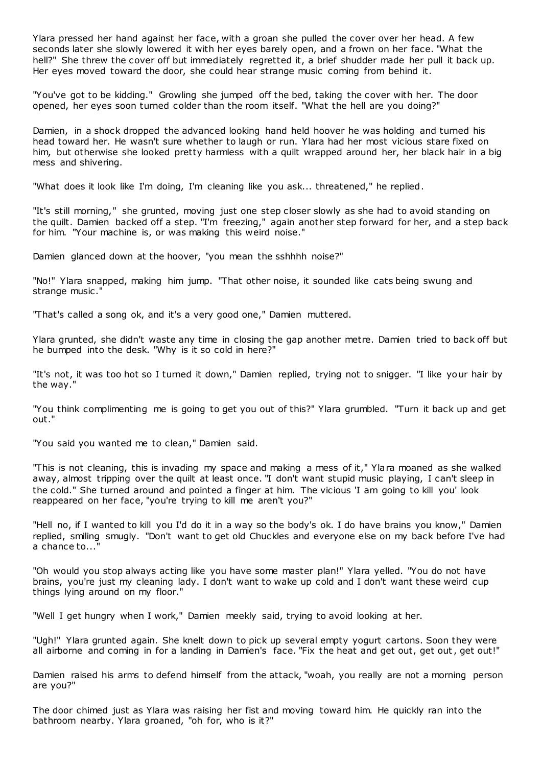Ylara pressed her hand against her face, with a groan she pulled the cover over her head. A few seconds later she slowly lowered it with her eyes barely open, and a frown on her face. "What the hell?" She threw the cover off but immediately regretted it, a brief shudder made her pull it back up. Her eyes moved toward the door, she could hear strange music coming from behind it.

"You've got to be kidding." Growling she jumped off the bed, taking the cover with her. The door opened, her eyes soon turned colder than the room itself. "What the hell are you doing?"

Damien, in a shock dropped the advanced looking hand held hoover he was holding and turned his head toward her. He wasn't sure whether to laugh or run. Ylara had her most vicious stare fixed on him, but otherwise she looked pretty harmless with a quilt wrapped around her, her black hair in a big mess and shivering.

"What does it look like I'm doing, I'm cleaning like you ask... threatened," he replied.

"It's still morning," she grunted, moving just one step closer slowly as she had to avoid standing on the quilt. Damien backed off a step. "I'm freezing," again another step forward for her, and a step back for him. "Your machine is, or was making this weird noise."

Damien glanced down at the hoover, "you mean the sshhhh noise?"

"No!" Ylara snapped, making him jump. "That other noise, it sounded like cats being swung and strange music."

"That's called a song ok, and it's a very good one," Damien muttered.

Ylara grunted, she didn't waste any time in closing the gap another metre. Damien tried to back off but he bumped into the desk. "Why is it so cold in here?"

"It's not, it was too hot so I turned it down," Damien replied, trying not to snigger. "I like your hair by the way."

"You think complimenting me is going to get you out of this?" Ylara grumbled. "Turn it back up and get out."

"You said you wanted me to clean," Damien said.

"This is not cleaning, this is invading my space and making a mess of it," Ylara moaned as she walked away, almost tripping over the quilt at least once. "I don't want stupid music playing, I can't sleep in the cold." She turned around and pointed a finger at him. The vicious 'I am going to kill you' look reappeared on her face, "you're trying to kill me aren't you?"

"Hell no, if I wanted to kill you I'd do it in a way so the body's ok. I do have brains you know," Damien replied, smiling smugly. "Don't want to get old Chuckles and everyone else on my back before I've had a chance to..."

"Oh would you stop always acting like you have some master plan!" Ylara yelled. "You do not have brains, you're just my cleaning lady. I don't want to wake up cold and I don't want these weird cup things lying around on my floor."

"Well I get hungry when I work," Damien meekly said, trying to avoid looking at her.

"Ugh!" Ylara grunted again. She knelt down to pick up several empty yogurt cartons. Soon they were all airborne and coming in for a landing in Damien's face. "Fix the heat and get out, get out, get out!"

Damien raised his arms to defend himself from the attack, "woah, you really are not a morning person are you?"

The door chimed just as Ylara was raising her fist and moving toward him. He quickly ran into the bathroom nearby. Ylara groaned, "oh for, who is it?"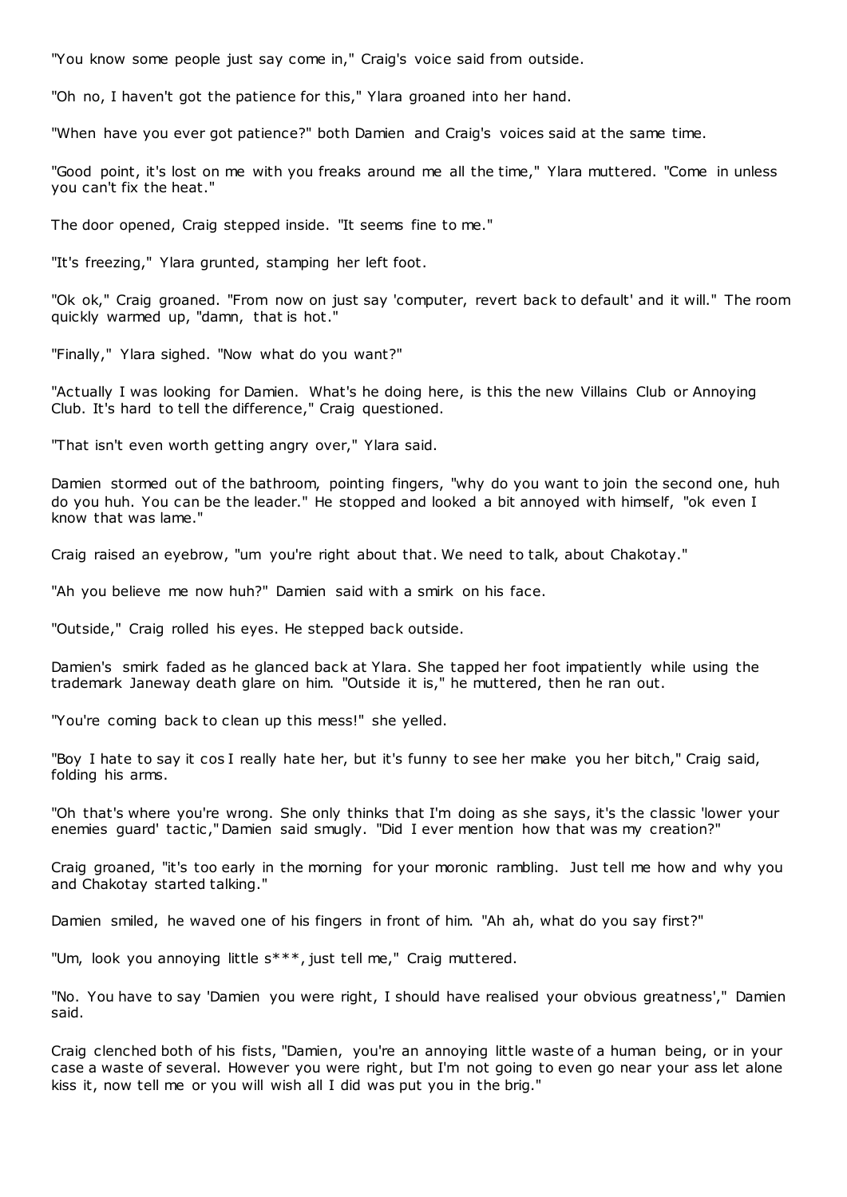"You know some people just say come in," Craig's voice said from outside.

"Oh no, I haven't got the patience for this," Ylara groaned into her hand.

"When have you ever got patience?" both Damien and Craig's voices said at the same time.

"Good point, it's lost on me with you freaks around me all the time," Ylara muttered. "Come in unless you can't fix the heat."

The door opened, Craig stepped inside. "It seems fine to me."

"It's freezing," Ylara grunted, stamping her left foot.

"Ok ok," Craig groaned. "From now on just say 'computer, revert back to default' and it will." The room quickly warmed up, "damn, that is hot."

"Finally," Ylara sighed. "Now what do you want?"

"Actually I was looking for Damien. What's he doing here, is this the new Villains Club or Annoying Club. It's hard to tell the difference," Craig questioned.

"That isn't even worth getting angry over," Ylara said.

Damien stormed out of the bathroom, pointing fingers, "why do you want to join the second one, huh do you huh. You can be the leader." He stopped and looked a bit annoyed with himself, "ok even I know that was lame."

Craig raised an eyebrow, "um you're right about that. We need to talk, about Chakotay."

"Ah you believe me now huh?" Damien said with a smirk on his face.

"Outside," Craig rolled his eyes. He stepped back outside.

Damien's smirk faded as he glanced back at Ylara. She tapped her foot impatiently while using the trademark Janeway death glare on him. "Outside it is," he muttered, then he ran out.

"You're coming back to clean up this mess!" she yelled.

"Boy I hate to say it cos I really hate her, but it's funny to see her make you her bitch," Craig said, folding his arms.

"Oh that's where you're wrong. She only thinks that I'm doing as she says, it's the classic 'lower your enemies guard' tactic," Damien said smugly. "Did I ever mention how that was my creation?"

Craig groaned, "it's too early in the morning for your moronic rambling. Just tell me how and why you and Chakotay started talking."

Damien smiled, he waved one of his fingers in front of him. "Ah ah, what do you say first?"

"Um, look you annoying little s***, just tell me," Craig muttered.

"No. You have to say 'Damien you were right, I should have realised your obvious greatness'," Damien said.

Craig clenched both of his fists, "Damien, you're an annoying little waste of a human being, or in your case a waste of several. However you were right, but I'm not going to even go near your ass let alone kiss it, now tell me or you will wish all I did was put you in the brig."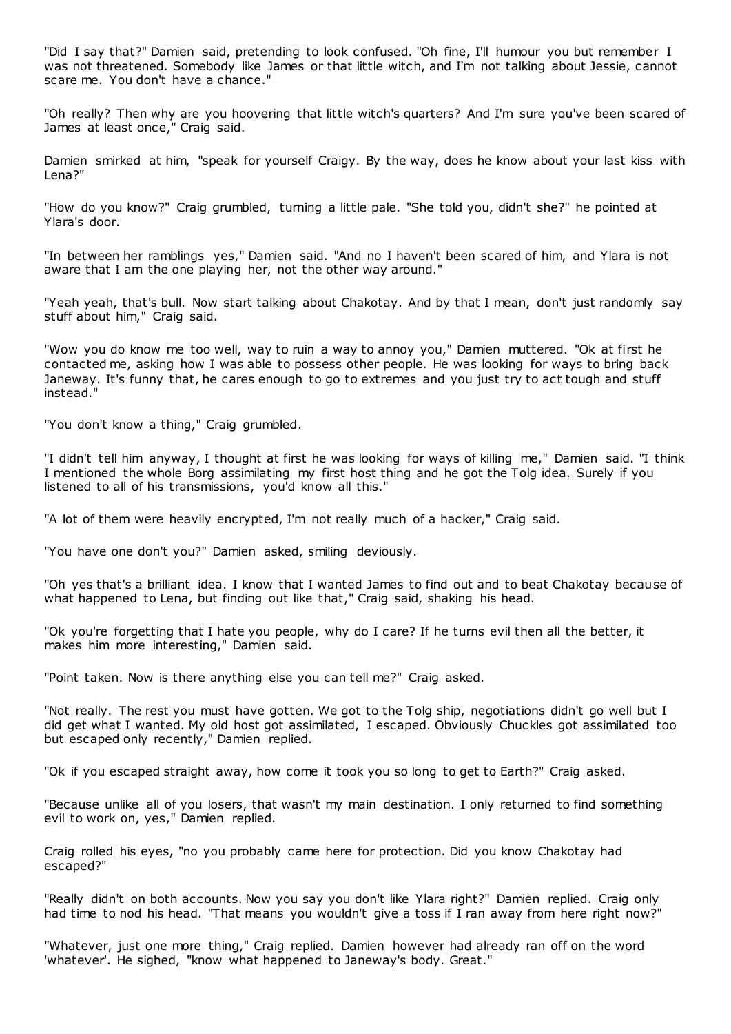"Did I say that?" Damien said, pretending to look confused. "Oh fine, I'll humour you but remember I was not threatened. Somebody like James or that little witch, and I'm not talking about Jessie, cannot scare me. You don't have a chance."

"Oh really? Then why are you hoovering that little witch's quarters? And I'm sure you've been scared of James at least once," Craig said.

Damien smirked at him, "speak for yourself Craigy. By the way, does he know about your last kiss with Lena?"

"How do you know?" Craig grumbled, turning a little pale. "She told you, didn't she?" he pointed at Ylara's door.

"In between her ramblings yes," Damien said. "And no I haven't been scared of him, and Ylara is not aware that I am the one playing her, not the other way around."

"Yeah yeah, that's bull. Now start talking about Chakotay. And by that I mean, don't just randomly say stuff about him," Craig said.

"Wow you do know me too well, way to ruin a way to annoy you," Damien muttered. "Ok at first he contacted me, asking how I was able to possess other people. He was looking for ways to bring back Janeway. It's funny that, he cares enough to go to extremes and you just try to act tough and stuff instead."

"You don't know a thing," Craig grumbled.

"I didn't tell him anyway, I thought at first he was looking for ways of killing me," Damien said. "I think I mentioned the whole Borg assimilating my first host thing and he got the Tolg idea. Surely if you listened to all of his transmissions, you'd know all this."

"A lot of them were heavily encrypted, I'm not really much of a hacker," Craig said.

"You have one don't you?" Damien asked, smiling deviously.

"Oh yes that's a brilliant idea. I know that I wanted James to find out and to beat Chakotay because of what happened to Lena, but finding out like that," Craig said, shaking his head.

"Ok you're forgetting that I hate you people, why do I care? If he turns evil then all the better, it makes him more interesting," Damien said.

"Point taken. Now is there anything else you can tell me?" Craig asked.

"Not really. The rest you must have gotten. We got to the Tolg ship, negotiations didn't go well but I did get what I wanted. My old host got assimilated, I escaped. Obviously Chuckles got assimilated too but escaped only recently," Damien replied.

"Ok if you escaped straight away, how come it took you so long to get to Earth?" Craig asked.

"Because unlike all of you losers, that wasn't my main destination. I only returned to find something evil to work on, yes," Damien replied.

Craig rolled his eyes, "no you probably came here for protection. Did you know Chakotay had escaped?"

"Really didn't on both accounts. Now you say you don't like Ylara right?" Damien replied. Craig only had time to nod his head. "That means you wouldn't give a toss if I ran away from here right now?"

"Whatever, just one more thing," Craig replied. Damien however had already ran off on the word 'whatever'. He sighed, "know what happened to Janeway's body. Great."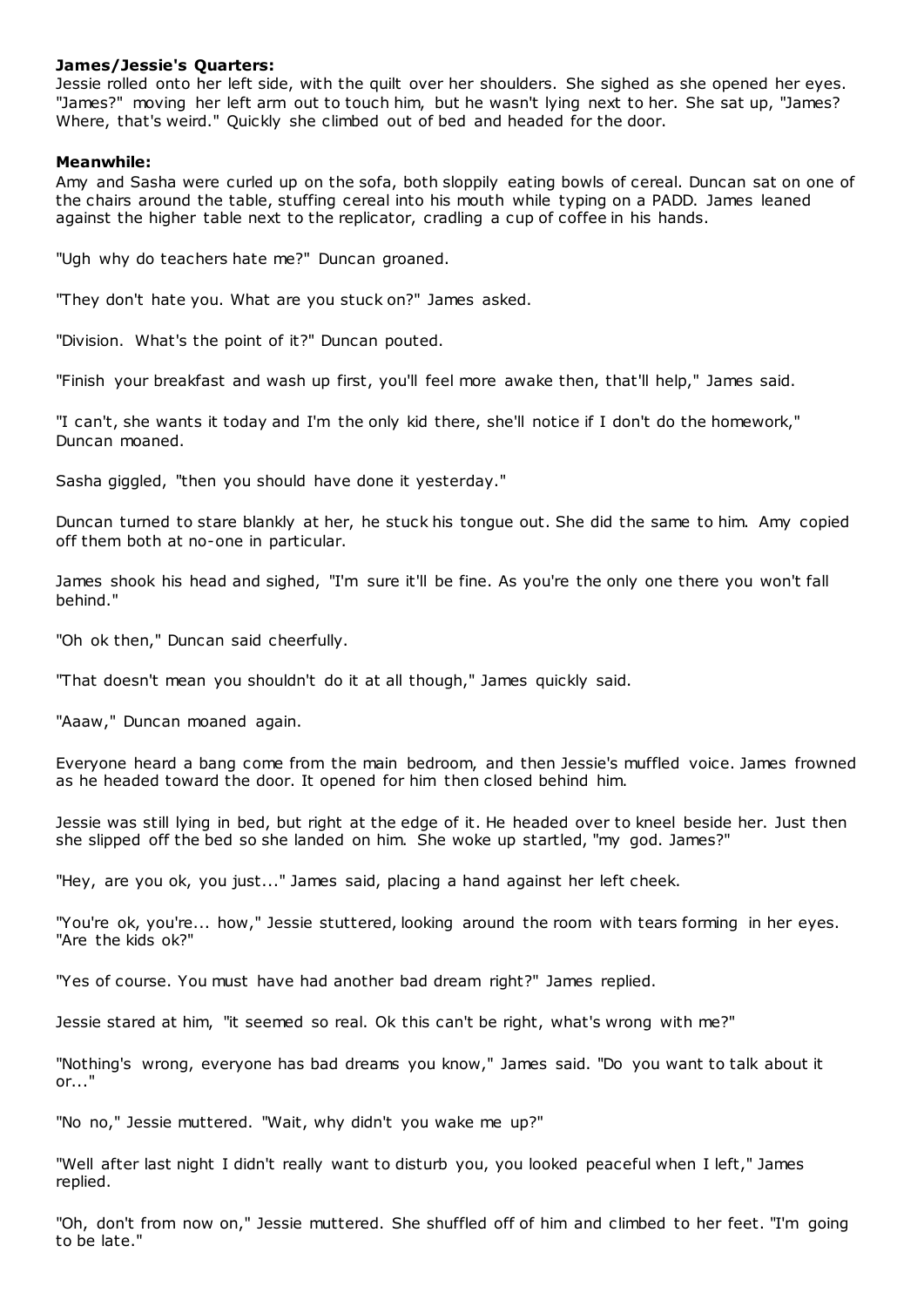**James/Jessie's Quarters:**

Jessie rolled onto her left side, with the quilt over her shoulders. She sighed as she opened her eyes. "James?" moving her left arm out to touch him, but he wasn't lying next to her. She sat up, "James? Where, that's weird." Quickly she climbed out of bed and headed for the door.

**Meanwhile:**

Amy and Sasha were curled up on the sofa, both sloppily eating bowls of cereal. Duncan sat on one of the chairs around the table, stuffing cereal into his mouth while typing on a PADD. James leaned against the higher table next to the replicator, cradling a cup of coffee in his hands.

"Ugh why do teachers hate me?" Duncan groaned.

"They don't hate you. What are you stuck on?" James asked.

"Division. What's the point of it?" Duncan pouted.

"Finish your breakfast and wash up first, you'll feel more awake then, that'll help," James said.

"I can't, she wants it today and I'm the only kid there, she'll notice if I don't do the homework," Duncan moaned.

Sasha giggled, "then you should have done it yesterday."

Duncan turned to stare blankly at her, he stuck his tongue out. She did the same to him. Amy copied off them both at no-one in particular.

James shook his head and sighed, "I'm sure it'll be fine. As you're the only one there you won't fall behind."

"Oh ok then," Duncan said cheerfully.

"That doesn't mean you shouldn't do it at all though," James quickly said.

"Aaaw," Duncan moaned again.

Everyone heard a bang come from the main bedroom, and then Jessie's muffled voice. James frowned as he headed toward the door. It opened for him then closed behind him.

Jessie was still lying in bed, but right at the edge of it. He headed over to kneel beside her. Just then she slipped off the bed so she landed on him. She woke up startled, "my god. James?"

"Hey, are you ok, you just..." James said, placing a hand against her left cheek.

"You're ok, you're... how," Jessie stuttered, looking around the room with tears forming in her eyes. "Are the kids ok?"

"Yes of course. You must have had another bad dream right?" James replied.

Jessie stared at him, "it seemed so real. Ok this can't be right, what's wrong with me?"

"Nothing's wrong, everyone has bad dreams you know," James said. "Do you want to talk about it or..."

"No no," Jessie muttered. "Wait, why didn't you wake me up?"

"Well after last night I didn't really want to disturb you, you looked peaceful when I left," James replied.

"Oh, don't from now on," Jessie muttered. She shuffled off of him and climbed to her feet. "I'm going to be late."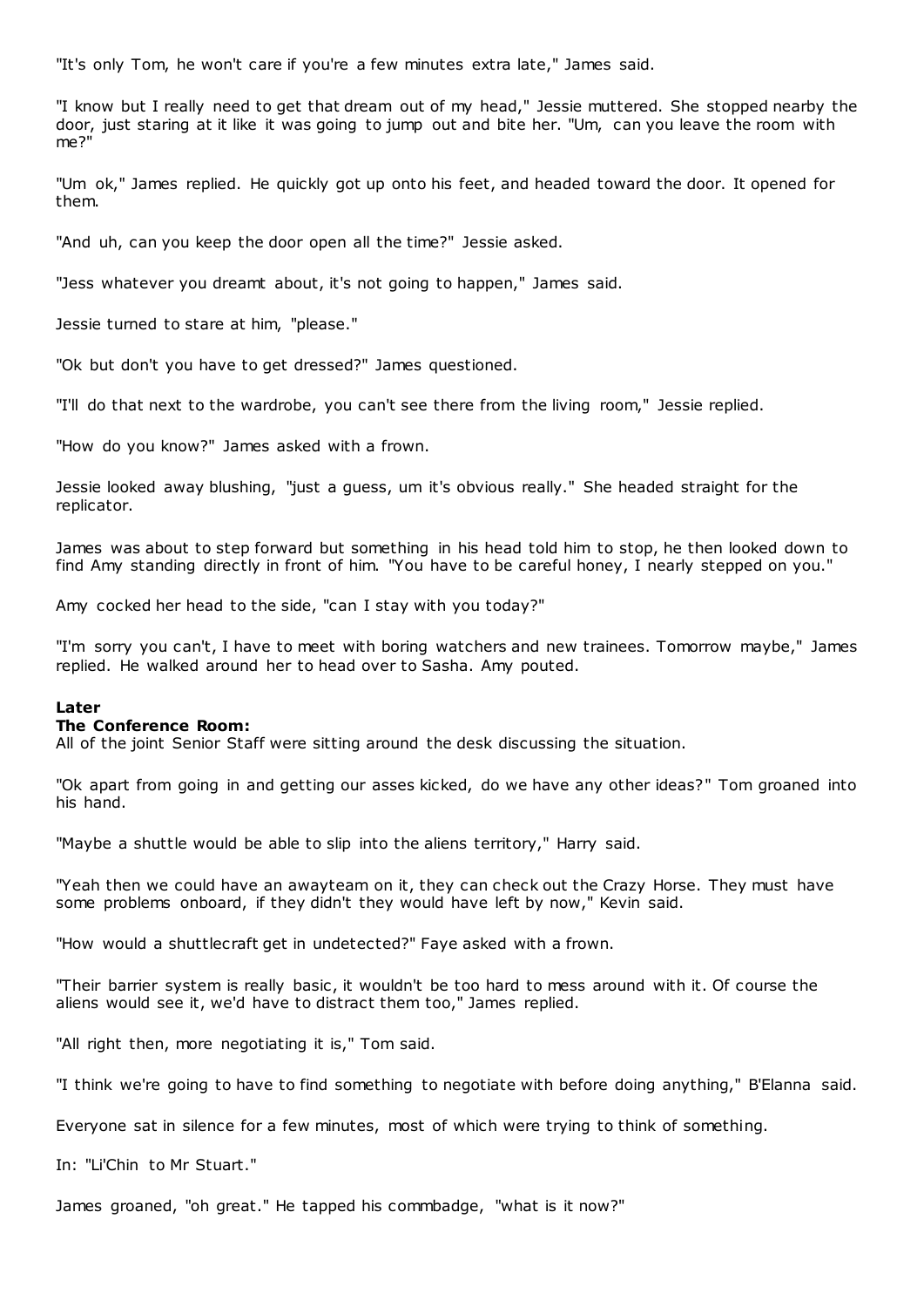"It's only Tom, he won't care if you're a few minutes extra late," James said.

"I know but I really need to get that dream out of my head," Jessie muttered. She stopped nearby the door, just staring at it like it was going to jump out and bite her. "Um, can you leave the room with me?"

"Um ok," James replied. He quickly got up onto his feet, and headed toward the door. It opened for them.

"And uh, can you keep the door open all the time?" Jessie asked.

"Jess whatever you dreamt about, it's not going to happen," James said.

Jessie turned to stare at him, "please."

"Ok but don't you have to get dressed?" James questioned.

"I'll do that next to the wardrobe, you can't see there from the living room," Jessie replied.

"How do you know?" James asked with a frown.

Jessie looked away blushing, "just a guess, um it's obvious really." She headed straight for the replicator.

James was about to step forward but something in his head told him to stop, he then looked down to find Amy standing directly in front of him. "You have to be careful honey, I nearly stepped on you."

Amy cocked her head to the side, "can I stay with you today?"

"I'm sorry you can't, I have to meet with boring watchers and new trainees. Tomorrow maybe," James replied. He walked around her to head over to Sasha. Amy pouted.

**Later**
**The Conference Room:**
All of the joint Senior Staff were sitting around the desk discussing the situation.

"Ok apart from going in and getting our asses kicked, do we have any other ideas?" Tom groaned into his hand.

"Maybe a shuttle would be able to slip into the aliens territory," Harry said.

"Yeah then we could have an awayteam on it, they can check out the Crazy Horse. They must have some problems onboard, if they didn't they would have left by now," Kevin said.

"How would a shuttlecraft get in undetected?" Faye asked with a frown.

"Their barrier system is really basic, it wouldn't be too hard to mess around with it. Of course the aliens would see it, we'd have to distract them too," James replied.

"All right then, more negotiating it is," Tom said.

"I think we're going to have to find something to negotiate with before doing anything," B'Elanna said.

Everyone sat in silence for a few minutes, most of which were trying to think of something.

In: "Li'Chin to Mr Stuart."

James groaned, "oh great." He tapped his commbadge, "what is it now?"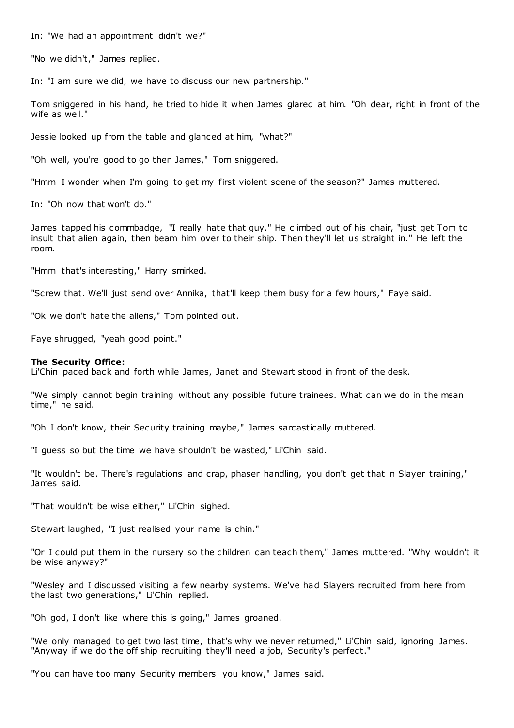In: "We had an appointment didn't we?"

"No we didn't," James replied.

In: "I am sure we did, we have to discuss our new partnership."

Tom sniggered in his hand, he tried to hide it when James glared at him. "Oh dear, right in front of the wife as well."

Jessie looked up from the table and glanced at him, "what?"

"Oh well, you're good to go then James," Tom sniggered.

"Hmm I wonder when I'm going to get my first violent scene of the season?" James muttered.

In: "Oh now that won't do."

James tapped his commbadge, "I really hate that guy." He climbed out of his chair, "just get Tom to insult that alien again, then beam him over to their ship. Then they'll let us straight in." He left the room.

"Hmm that's interesting," Harry smirked.

"Screw that. We'll just send over Annika, that'll keep them busy for a few hours," Faye said.

"Ok we don't hate the aliens," Tom pointed out.

Faye shrugged, "yeah good point."

**The Security Office:**
Li'Chin paced back and forth while James, Janet and Stewart stood in front of the desk.

"We simply cannot begin training without any possible future trainees. What can we do in the mean time," he said.

"Oh I don't know, their Security training maybe," James sarcastically muttered.

"I guess so but the time we have shouldn't be wasted," Li'Chin said.

"It wouldn't be. There's regulations and crap, phaser handling, you don't get that in Slayer training," James said.

"That wouldn't be wise either," Li'Chin sighed.

Stewart laughed, "I just realised your name is chin."

"Or I could put them in the nursery so the children can teach them," James muttered. "Why wouldn't it be wise anyway?"

"Wesley and I discussed visiting a few nearby systems. We've had Slayers recruited from here from the last two generations," Li'Chin replied.

"Oh god, I don't like where this is going," James groaned.

"We only managed to get two last time, that's why we never returned," Li'Chin said, ignoring James. "Anyway if we do the off ship recruiting they'll need a job, Security's perfect."

"You can have too many Security members you know," James said.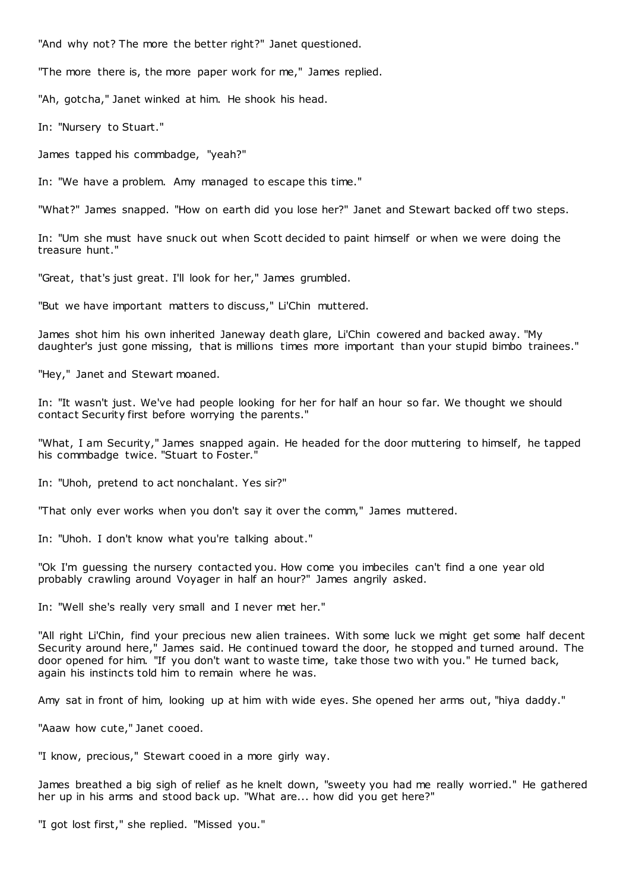"And why not? The more the better right?" Janet questioned.

"The more there is, the more paper work for me," James replied.

"Ah, gotcha," Janet winked at him. He shook his head.

In: "Nursery to Stuart."

James tapped his commbadge, "yeah?"

In: "We have a problem. Amy managed to escape this time."

"What?" James snapped. "How on earth did you lose her?" Janet and Stewart backed off two steps.

In: "Um she must have snuck out when Scott decided to paint himself or when we were doing the treasure hunt."

"Great, that's just great. I'll look for her," James grumbled.

"But we have important matters to discuss," Li'Chin muttered.

James shot him his own inherited Janeway death glare, Li'Chin cowered and backed away. "My daughter's just gone missing, that is millions times more important than your stupid bimbo trainees."

"Hey," Janet and Stewart moaned.

In: "It wasn't just. We've had people looking for her for half an hour so far. We thought we should contact Security first before worrying the parents."

"What, I am Security," James snapped again. He headed for the door muttering to himself, he tapped his commbadge twice. "Stuart to Foster."

In: "Uhoh, pretend to act nonchalant. Yes sir?"

"That only ever works when you don't say it over the comm," James muttered.

In: "Uhoh. I don't know what you're talking about."

"Ok I'm guessing the nursery contacted you. How come you imbeciles can't find a one year old probably crawling around Voyager in half an hour?" James angrily asked.

In: "Well she's really very small and I never met her."

"All right Li'Chin, find your precious new alien trainees. With some luck we might get some half decent Security around here," James said. He continued toward the door, he stopped and turned around. The door opened for him. "If you don't want to waste time, take those two with you." He turned back, again his instincts told him to remain where he was.

Amy sat in front of him, looking up at him with wide eyes. She opened her arms out, "hiya daddy."

"Aaaw how cute," Janet cooed.

"I know, precious," Stewart cooed in a more girly way.

James breathed a big sigh of relief as he knelt down, "sweety you had me really worried." He gathered her up in his arms and stood back up. "What are... how did you get here?"

"I got lost first," she replied. "Missed you."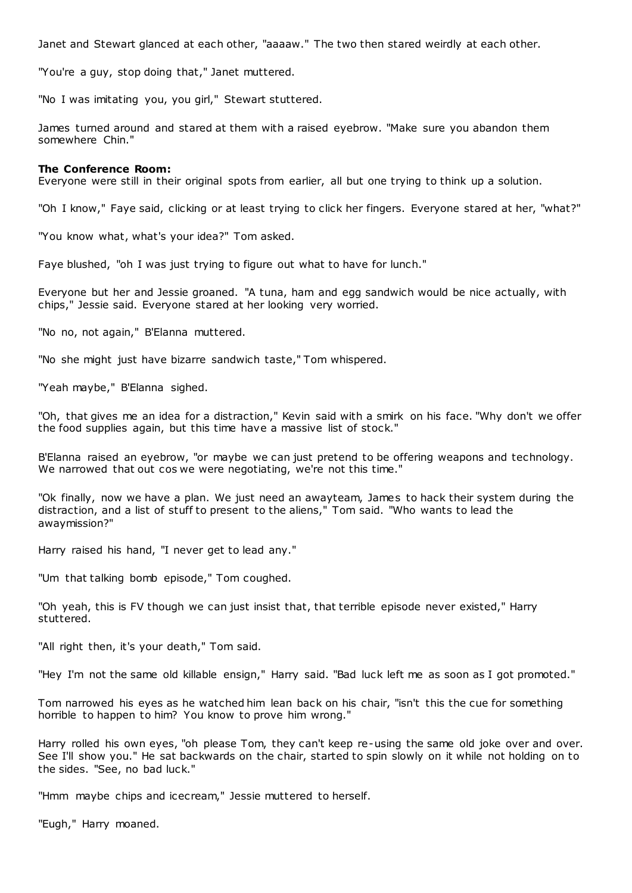Janet and Stewart glanced at each other, "aaaaw." The two then stared weirdly at each other.

"You're a guy, stop doing that," Janet muttered.

"No I was imitating you, you girl," Stewart stuttered.

James turned around and stared at them with a raised eyebrow. "Make sure you abandon them somewhere Chin."

**The Conference Room:**
Everyone were still in their original spots from earlier, all but one trying to think up a solution.

"Oh I know," Faye said, clicking or at least trying to click her fingers. Everyone stared at her, "what?"

"You know what, what's your idea?" Tom asked.

Faye blushed, "oh I was just trying to figure out what to have for lunch."

Everyone but her and Jessie groaned. "A tuna, ham and egg sandwich would be nice actually, with chips," Jessie said. Everyone stared at her looking very worried.

"No no, not again," B'Elanna muttered.

"No she might just have bizarre sandwich taste," Tom whispered.

"Yeah maybe," B'Elanna sighed.

"Oh, that gives me an idea for a distraction," Kevin said with a smirk on his face. "Why don't we offer the food supplies again, but this time have a massive list of stock."

B'Elanna raised an eyebrow, "or maybe we can just pretend to be offering weapons and technology. We narrowed that out cos we were negotiating, we're not this time."

"Ok finally, now we have a plan. We just need an awayteam, James to hack their system during the distraction, and a list of stuff to present to the aliens," Tom said. "Who wants to lead the awaymission?"

Harry raised his hand, "I never get to lead any."

"Um that talking bomb episode," Tom coughed.

"Oh yeah, this is FV though we can just insist that, that terrible episode never existed," Harry stuttered.

"All right then, it's your death," Tom said.

"Hey I'm not the same old killable ensign," Harry said. "Bad luck left me as soon as I got promoted."

Tom narrowed his eyes as he watched him lean back on his chair, "isn't this the cue for something horrible to happen to him? You know to prove him wrong."

Harry rolled his own eyes, "oh please Tom, they can't keep re-using the same old joke over and over. See I'll show you." He sat backwards on the chair, started to spin slowly on it while not holding on to the sides. "See, no bad luck."

"Hmm maybe chips and icecream," Jessie muttered to herself.

"Eugh," Harry moaned.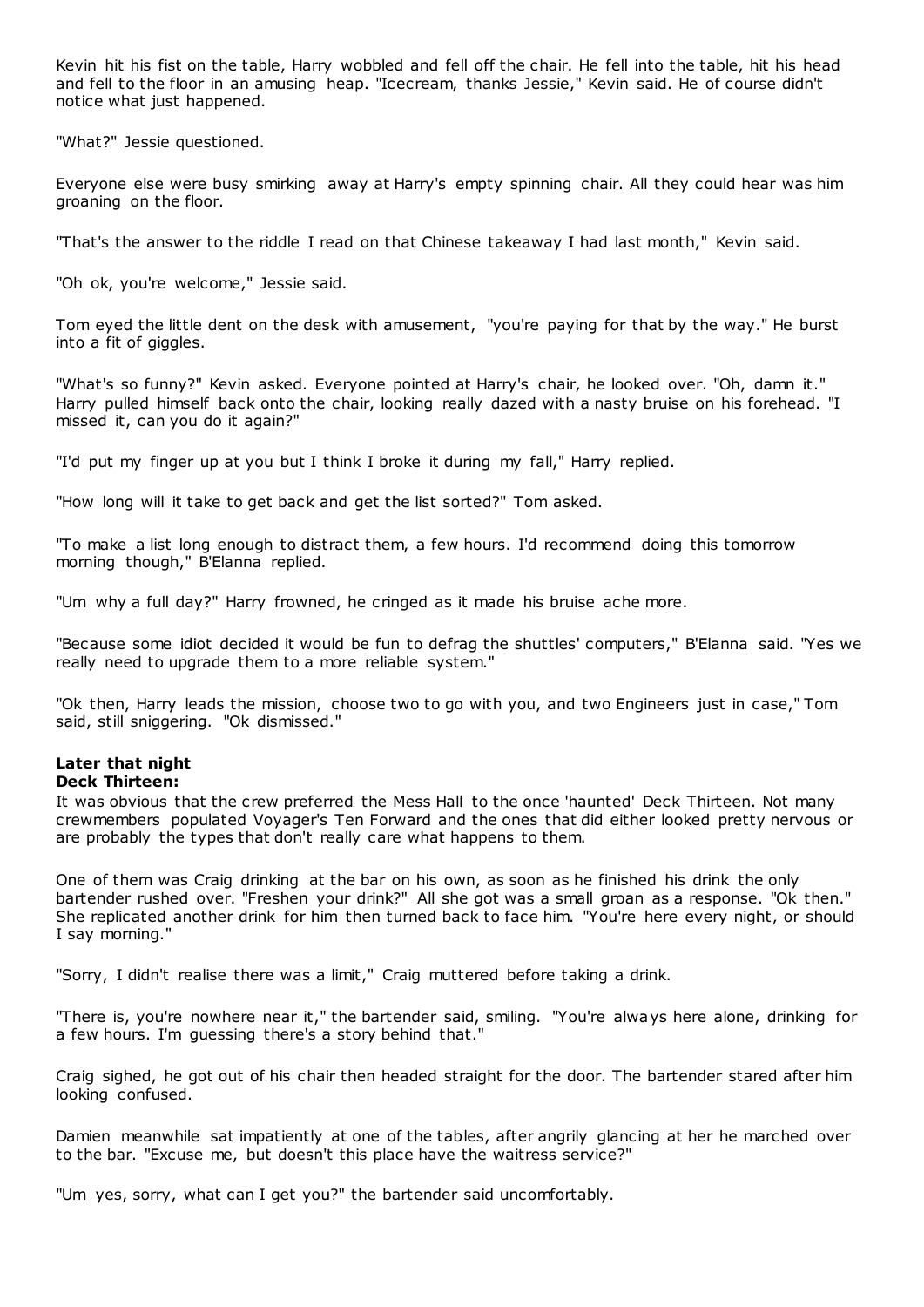Kevin hit his fist on the table, Harry wobbled and fell off the chair. He fell into the table, hit his head and fell to the floor in an amusing heap. "Icecream, thanks Jessie," Kevin said. He of course didn't notice what just happened.

"What?" Jessie questioned.

Everyone else were busy smirking away at Harry's empty spinning chair. All they could hear was him groaning on the floor.

"That's the answer to the riddle I read on that Chinese takeaway I had last month," Kevin said.

"Oh ok, you're welcome," Jessie said.

Tom eyed the little dent on the desk with amusement, "you're paying for that by the way." He burst into a fit of giggles.

"What's so funny?" Kevin asked. Everyone pointed at Harry's chair, he looked over. "Oh, damn it." Harry pulled himself back onto the chair, looking really dazed with a nasty bruise on his forehead. "I missed it, can you do it again?"

"I'd put my finger up at you but I think I broke it during my fall," Harry replied.

"How long will it take to get back and get the list sorted?" Tom asked.

"To make a list long enough to distract them, a few hours. I'd recommend doing this tomorrow morning though," B'Elanna replied.

"Um why a full day?" Harry frowned, he cringed as it made his bruise ache more.

"Because some idiot decided it would be fun to defrag the shuttles' computers," B'Elanna said. "Yes we really need to upgrade them to a more reliable system."

"Ok then, Harry leads the mission, choose two to go with you, and two Engineers just in case," Tom said, still sniggering. "Ok dismissed."

**Later that night**
**Deck Thirteen:**
It was obvious that the crew preferred the Mess Hall to the once 'haunted' Deck Thirteen. Not many crewmembers populated Voyager's Ten Forward and the ones that did either looked pretty nervous or are probably the types that don't really care what happens to them.

One of them was Craig drinking at the bar on his own, as soon as he finished his drink the only bartender rushed over. "Freshen your drink?" All she got was a small groan as a response. "Ok then." She replicated another drink for him then turned back to face him. "You're here every night, or should I say morning."

"Sorry, I didn't realise there was a limit," Craig muttered before taking a drink.

"There is, you're nowhere near it," the bartender said, smiling. "You're always here alone, drinking for a few hours. I'm guessing there's a story behind that."

Craig sighed, he got out of his chair then headed straight for the door. The bartender stared after him looking confused.

Damien meanwhile sat impatiently at one of the tables, after angrily glancing at her he marched over to the bar. "Excuse me, but doesn't this place have the waitress service?"

"Um yes, sorry, what can I get you?" the bartender said uncomfortably.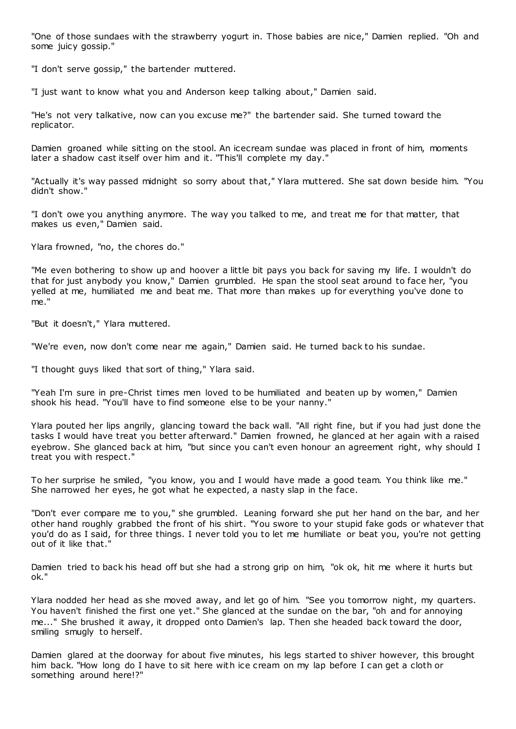"One of those sundaes with the strawberry yogurt in. Those babies are nice," Damien replied. "Oh and some juicy gossip."

"I don't serve gossip," the bartender muttered.

"I just want to know what you and Anderson keep talking about," Damien said.

"He's not very talkative, now can you excuse me?" the bartender said. She turned toward the replicator.

Damien groaned while sitting on the stool. An icecream sundae was placed in front of him, moments later a shadow cast itself over him and it. "This'll complete my day."

"Actually it's way passed midnight so sorry about that," Ylara muttered. She sat down beside him. "You didn't show."

"I don't owe you anything anymore. The way you talked to me, and treat me for that matter, that makes us even," Damien said.

Ylara frowned, "no, the chores do."

"Me even bothering to show up and hoover a little bit pays you back for saving my life. I wouldn't do that for just anybody you know," Damien grumbled. He span the stool seat around to face her, "you yelled at me, humiliated me and beat me. That more than makes up for everything you've done to me."

"But it doesn't," Ylara muttered.

"We're even, now don't come near me again," Damien said. He turned back to his sundae.

"I thought guys liked that sort of thing," Ylara said.

"Yeah I'm sure in pre-Christ times men loved to be humiliated and beaten up by women," Damien shook his head. "You'll have to find someone else to be your nanny."

Ylara pouted her lips angrily, glancing toward the back wall. "All right fine, but if you had just done the tasks I would have treat you better afterward." Damien frowned, he glanced at her again with a raised eyebrow. She glanced back at him, "but since you can't even honour an agreement right, why should I treat you with respect."

To her surprise he smiled, "you know, you and I would have made a good team. You think like me." She narrowed her eyes, he got what he expected, a nasty slap in the face.

"Don't ever compare me to you," she grumbled. Leaning forward she put her hand on the bar, and her other hand roughly grabbed the front of his shirt. "You swore to your stupid fake gods or whatever that you'd do as I said, for three things. I never told you to let me humiliate or beat you, you're not getting out of it like that."

Damien tried to back his head off but she had a strong grip on him, "ok ok, hit me where it hurts but ok."

Ylara nodded her head as she moved away, and let go of him. "See you tomorrow night, my quarters. You haven't finished the first one yet." She glanced at the sundae on the bar, "oh and for annoying me..." She brushed it away, it dropped onto Damien's lap. Then she headed back toward the door, smiling smugly to herself.

Damien glared at the doorway for about five minutes, his legs started to shiver however, this brought him back. "How long do I have to sit here with ice cream on my lap before I can get a cloth or something around here!?"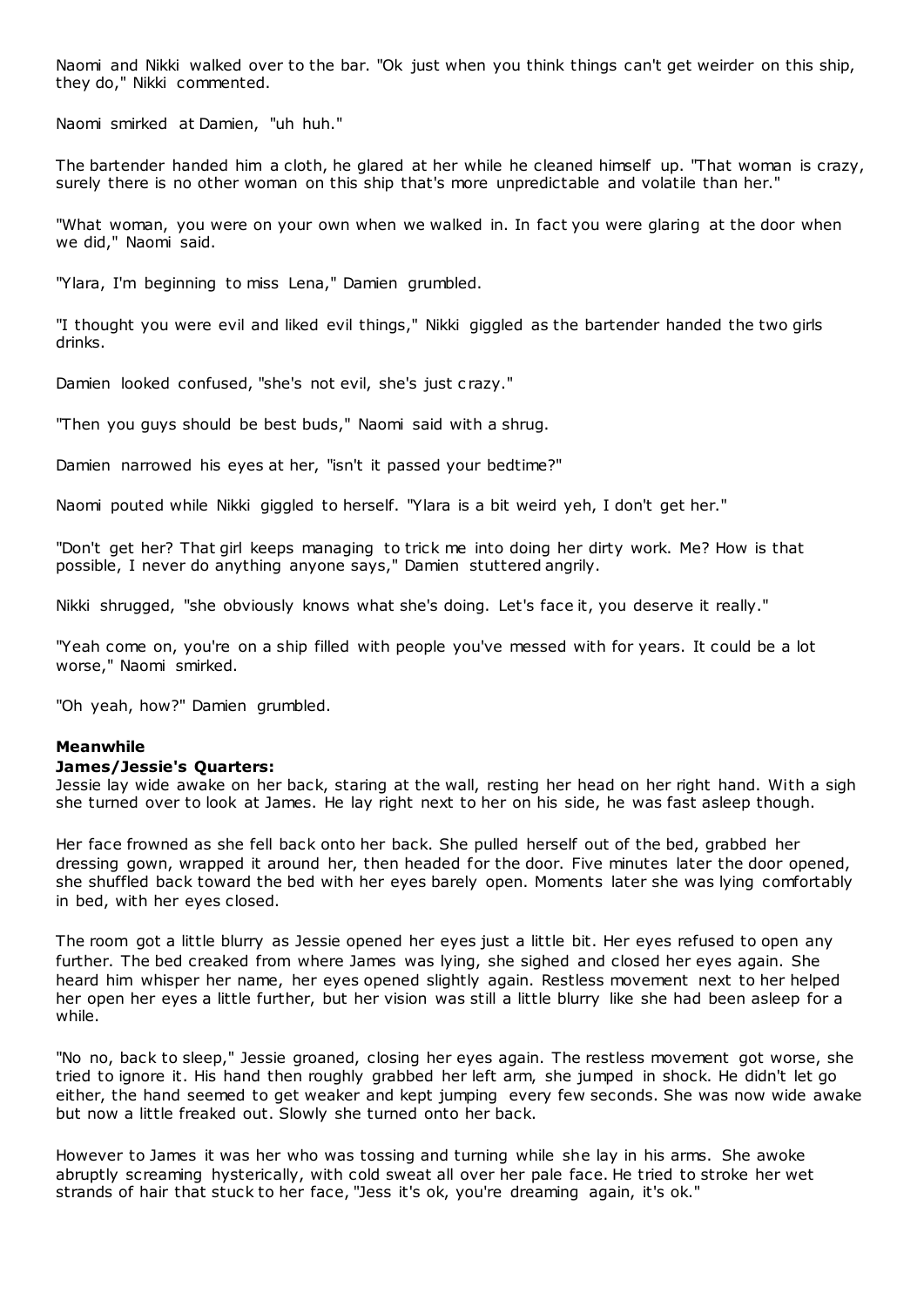Naomi and Nikki walked over to the bar. "Ok just when you think things can't get weirder on this ship, they do," Nikki commented.

Naomi smirked at Damien, "uh huh."

The bartender handed him a cloth, he glared at her while he cleaned himself up. "That woman is crazy, surely there is no other woman on this ship that's more unpredictable and volatile than her."

"What woman, you were on your own when we walked in. In fact you were glaring at the door when we did," Naomi said.

"Ylara, I'm beginning to miss Lena," Damien grumbled.

"I thought you were evil and liked evil things," Nikki giggled as the bartender handed the two girls drinks.

Damien looked confused, "she's not evil, she's just crazy."

"Then you guys should be best buds," Naomi said with a shrug.

Damien narrowed his eyes at her, "isn't it passed your bedtime?"

Naomi pouted while Nikki giggled to herself. "Ylara is a bit weird yeh, I don't get her."

"Don't get her? That girl keeps managing to trick me into doing her dirty work. Me? How is that possible, I never do anything anyone says," Damien stuttered angrily.

Nikki shrugged, "she obviously knows what she's doing. Let's face it, you deserve it really."

"Yeah come on, you're on a ship filled with people you've messed with for years. It could be a lot worse," Naomi smirked.

"Oh yeah, how?" Damien grumbled.

**Meanwhile**

**James/Jessie's Quarters:**

Jessie lay wide awake on her back, staring at the wall, resting her head on her right hand. With a sigh she turned over to look at James. He lay right next to her on his side, he was fast asleep though.

Her face frowned as she fell back onto her back. She pulled herself out of the bed, grabbed her dressing gown, wrapped it around her, then headed for the door. Five minutes later the door opened, she shuffled back toward the bed with her eyes barely open. Moments later she was lying comfortably in bed, with her eyes closed.

The room got a little blurry as Jessie opened her eyes just a little bit. Her eyes refused to open any further. The bed creaked from where James was lying, she sighed and closed her eyes again. She heard him whisper her name, her eyes opened slightly again. Restless movement next to her helped her open her eyes a little further, but her vision was still a little blurry like she had been asleep for a while.

"No no, back to sleep," Jessie groaned, closing her eyes again. The restless movement got worse, she tried to ignore it. His hand then roughly grabbed her left arm, she jumped in shock. He didn't let go either, the hand seemed to get weaker and kept jumping every few seconds. She was now wide awake but now a little freaked out. Slowly she turned onto her back.

However to James it was her who was tossing and turning while she lay in his arms. She awoke abruptly screaming hysterically, with cold sweat all over her pale face. He tried to stroke her wet strands of hair that stuck to her face, "Jess it's ok, you're dreaming again, it's ok."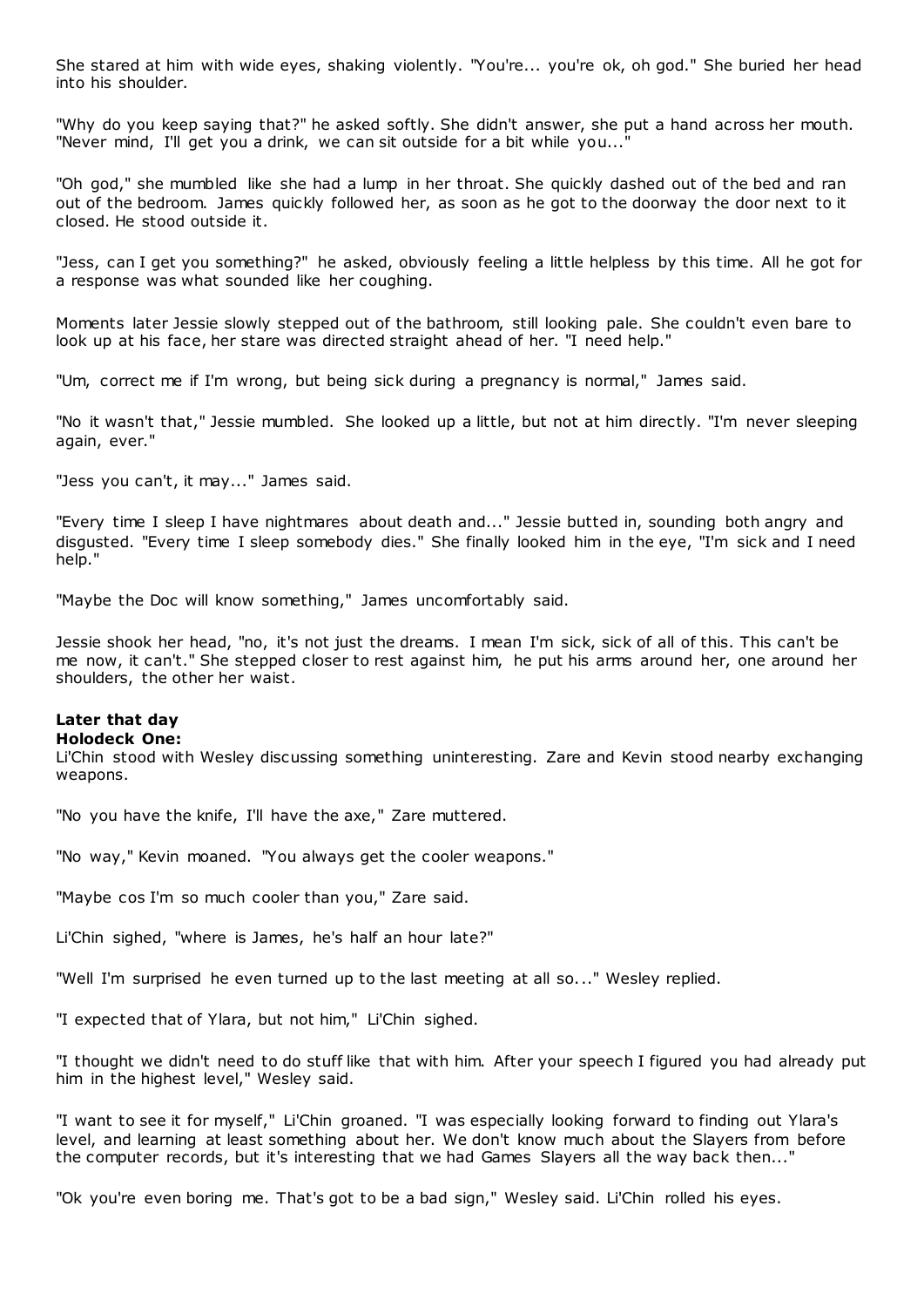She stared at him with wide eyes, shaking violently. "You're... you're ok, oh god." She buried her head into his shoulder.

"Why do you keep saying that?" he asked softly. She didn't answer, she put a hand across her mouth. "Never mind, I'll get you a drink, we can sit outside for a bit while you..."

"Oh god," she mumbled like she had a lump in her throat. She quickly dashed out of the bed and ran out of the bedroom. James quickly followed her, as soon as he got to the doorway the door next to it closed. He stood outside it.

"Jess, can I get you something?" he asked, obviously feeling a little helpless by this time. All he got for a response was what sounded like her coughing.

Moments later Jessie slowly stepped out of the bathroom, still looking pale. She couldn't even bare to look up at his face, her stare was directed straight ahead of her. "I need help."

"Um, correct me if I'm wrong, but being sick during a pregnancy is normal," James said.

"No it wasn't that," Jessie mumbled. She looked up a little, but not at him directly. "I'm never sleeping again, ever."

"Jess you can't, it may..." James said.

"Every time I sleep I have nightmares about death and..." Jessie butted in, sounding both angry and disgusted. "Every time I sleep somebody dies." She finally looked him in the eye, "I'm sick and I need help."

"Maybe the Doc will know something," James uncomfortably said.

Jessie shook her head, "no, it's not just the dreams. I mean I'm sick, sick of all of this. This can't be me now, it can't." She stepped closer to rest against him, he put his arms around her, one around her shoulders, the other her waist.

**Later that day**
**Holodeck One:**
Li'Chin stood with Wesley discussing something uninteresting. Zare and Kevin stood nearby exchanging weapons.

"No you have the knife, I'll have the axe," Zare muttered.

"No way," Kevin moaned. "You always get the cooler weapons."

"Maybe cos I'm so much cooler than you," Zare said.

Li'Chin sighed, "where is James, he's half an hour late?"

"Well I'm surprised he even turned up to the last meeting at all so..." Wesley replied.

"I expected that of Ylara, but not him," Li'Chin sighed.

"I thought we didn't need to do stuff like that with him. After your speech I figured you had already put him in the highest level," Wesley said.

"I want to see it for myself," Li'Chin groaned. "I was especially looking forward to finding out Ylara's level, and learning at least something about her. We don't know much about the Slayers from before the computer records, but it's interesting that we had Games Slayers all the way back then..."

"Ok you're even boring me. That's got to be a bad sign," Wesley said. Li'Chin rolled his eyes.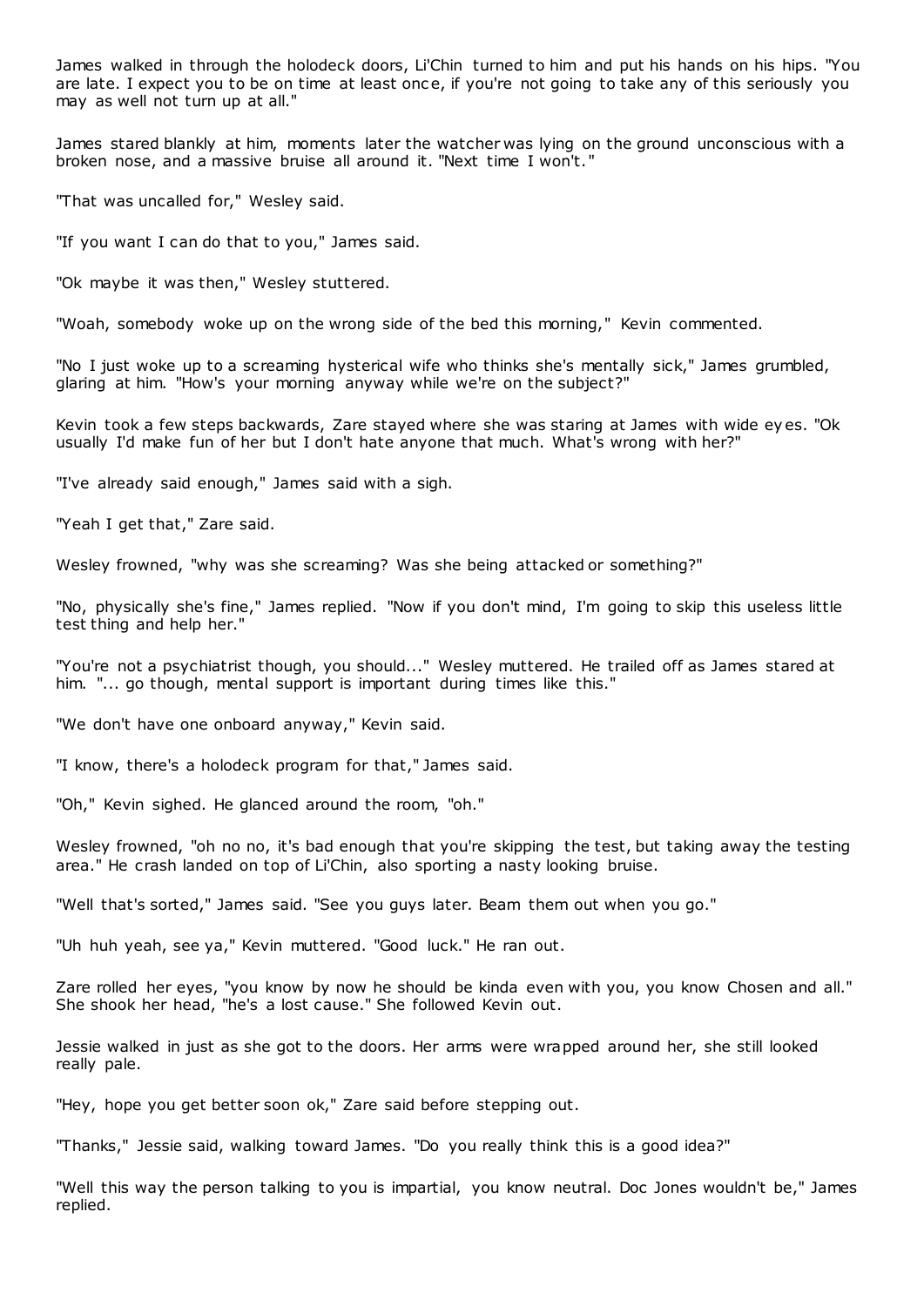James walked in through the holodeck doors, Li'Chin turned to him and put his hands on his hips. "You are late. I expect you to be on time at least once, if you're not going to take any of this seriously you may as well not turn up at all."

James stared blankly at him, moments later the watcher was lying on the ground unconscious with a broken nose, and a massive bruise all around it. "Next time I won't."

"That was uncalled for," Wesley said.

"If you want I can do that to you," James said.

"Ok maybe it was then," Wesley stuttered.

"Woah, somebody woke up on the wrong side of the bed this morning," Kevin commented.

"No I just woke up to a screaming hysterical wife who thinks she's mentally sick," James grumbled, glaring at him. "How's your morning anyway while we're on the subject?"

Kevin took a few steps backwards, Zare stayed where she was staring at James with wide eyes. "Ok usually I'd make fun of her but I don't hate anyone that much. What's wrong with her?"

"I've already said enough," James said with a sigh.

"Yeah I get that," Zare said.

Wesley frowned, "why was she screaming? Was she being attacked or something?"

"No, physically she's fine," James replied. "Now if you don't mind, I'm going to skip this useless little test thing and help her."

"You're not a psychiatrist though, you should..." Wesley muttered. He trailed off as James stared at him. "... go though, mental support is important during times like this."

"We don't have one onboard anyway," Kevin said.

"I know, there's a holodeck program for that," James said.

"Oh," Kevin sighed. He glanced around the room, "oh."

Wesley frowned, "oh no no, it's bad enough that you're skipping the test, but taking away the testing area." He crash landed on top of Li'Chin, also sporting a nasty looking bruise.

"Well that's sorted," James said. "See you guys later. Beam them out when you go."

"Uh huh yeah, see ya," Kevin muttered. "Good luck." He ran out.

Zare rolled her eyes, "you know by now he should be kinda even with you, you know Chosen and all." She shook her head, "he's a lost cause." She followed Kevin out.

Jessie walked in just as she got to the doors. Her arms were wrapped around her, she still looked really pale.

"Hey, hope you get better soon ok," Zare said before stepping out.

"Thanks," Jessie said, walking toward James. "Do you really think this is a good idea?"

"Well this way the person talking to you is impartial, you know neutral. Doc Jones wouldn't be," James replied.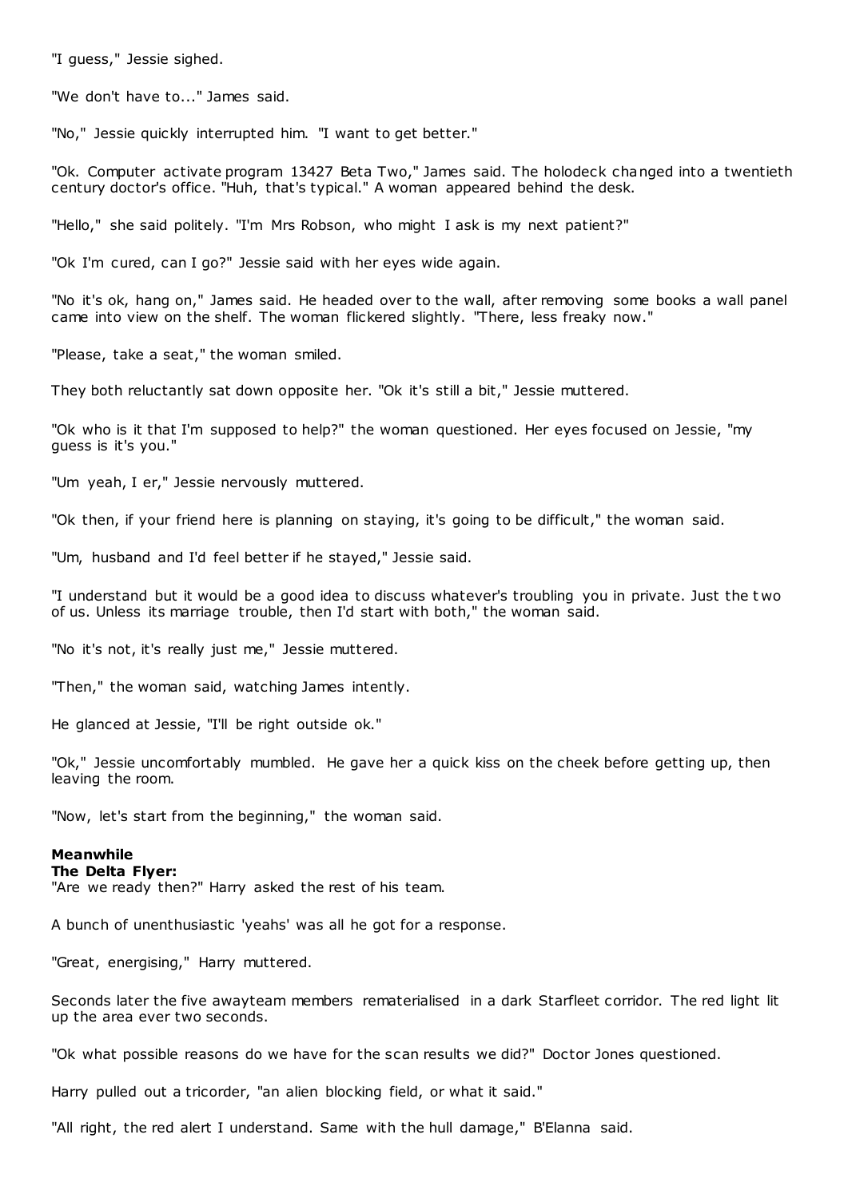"I guess," Jessie sighed.

"We don't have to..." James said.

"No," Jessie quickly interrupted him. "I want to get better."

"Ok. Computer activate program 13427 Beta Two," James said. The holodeck changed into a twentieth century doctor's office. "Huh, that's typical." A woman appeared behind the desk.

"Hello," she said politely. "I'm Mrs Robson, who might I ask is my next patient?"

"Ok I'm cured, can I go?" Jessie said with her eyes wide again.

"No it's ok, hang on," James said. He headed over to the wall, after removing some books a wall panel came into view on the shelf. The woman flickered slightly. "There, less freaky now."

"Please, take a seat," the woman smiled.

They both reluctantly sat down opposite her. "Ok it's still a bit," Jessie muttered.

"Ok who is it that I'm supposed to help?" the woman questioned. Her eyes focused on Jessie, "my guess is it's you."

"Um yeah, I er," Jessie nervously muttered.

"Ok then, if your friend here is planning on staying, it's going to be difficult," the woman said.

"Um, husband and I'd feel better if he stayed," Jessie said.

"I understand but it would be a good idea to discuss whatever's troubling you in private. Just the two of us. Unless its marriage trouble, then I'd start with both," the woman said.

"No it's not, it's really just me," Jessie muttered.

"Then," the woman said, watching James intently.

He glanced at Jessie, "I'll be right outside ok."

"Ok," Jessie uncomfortably mumbled. He gave her a quick kiss on the cheek before getting up, then leaving the room.

"Now, let's start from the beginning," the woman said.

**Meanwhile**
**The Delta Flyer:**
"Are we ready then?" Harry asked the rest of his team.

A bunch of unenthusiastic 'yeahs' was all he got for a response.

"Great, energising," Harry muttered.

Seconds later the five awayteam members rematerialised in a dark Starfleet corridor. The red light lit up the area ever two seconds.

"Ok what possible reasons do we have for the scan results we did?" Doctor Jones questioned.

Harry pulled out a tricorder, "an alien blocking field, or what it said."

"All right, the red alert I understand. Same with the hull damage," B'Elanna said.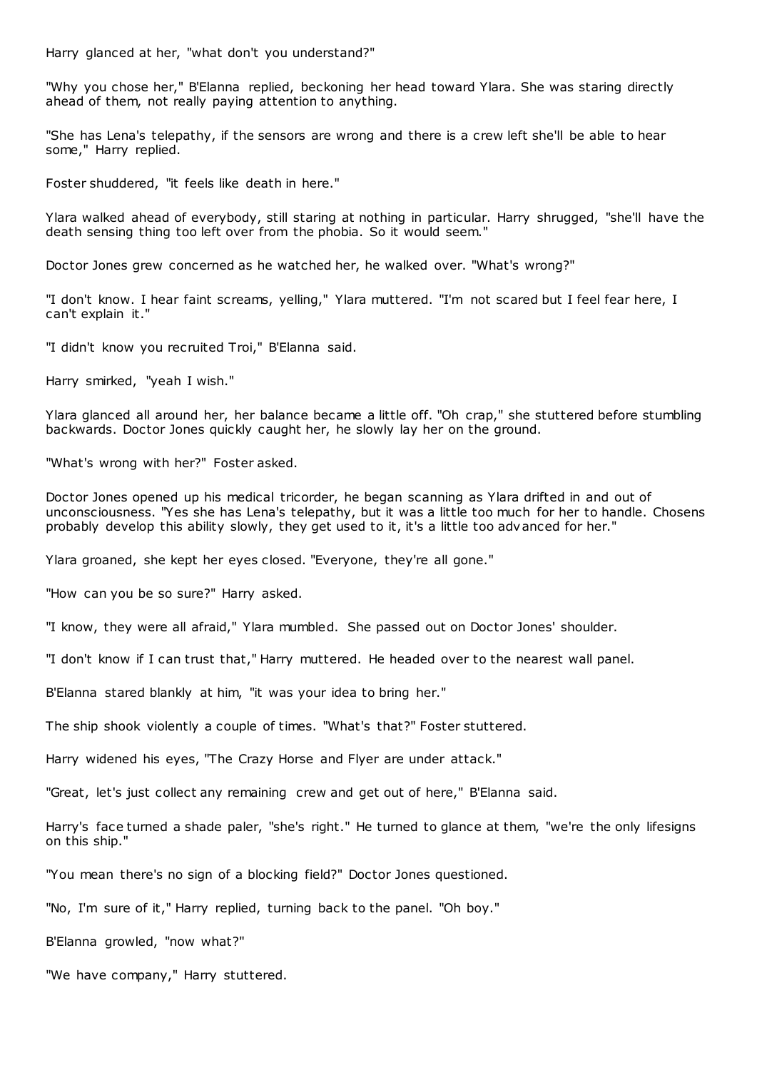Harry glanced at her, "what don't you understand?"

"Why you chose her," B'Elanna replied, beckoning her head toward Ylara. She was staring directly ahead of them, not really paying attention to anything.

"She has Lena's telepathy, if the sensors are wrong and there is a crew left she'll be able to hear some," Harry replied.

Foster shuddered, "it feels like death in here."

Ylara walked ahead of everybody, still staring at nothing in particular. Harry shrugged, "she'll have the death sensing thing too left over from the phobia. So it would seem."

Doctor Jones grew concerned as he watched her, he walked over. "What's wrong?"

"I don't know. I hear faint screams, yelling," Ylara muttered. "I'm not scared but I feel fear here, I can't explain it."

"I didn't know you recruited Troi," B'Elanna said.

Harry smirked, "yeah I wish."

Ylara glanced all around her, her balance became a little off. "Oh crap," she stuttered before stumbling backwards. Doctor Jones quickly caught her, he slowly lay her on the ground.

"What's wrong with her?" Foster asked.

Doctor Jones opened up his medical tricorder, he began scanning as Ylara drifted in and out of unconsciousness. "Yes she has Lena's telepathy, but it was a little too much for her to handle. Chosens probably develop this ability slowly, they get used to it, it's a little too advanced for her."

Ylara groaned, she kept her eyes closed. "Everyone, they're all gone."

"How can you be so sure?" Harry asked.

"I know, they were all afraid," Ylara mumbled. She passed out on Doctor Jones' shoulder.

"I don't know if I can trust that," Harry muttered. He headed over to the nearest wall panel.

B'Elanna stared blankly at him, "it was your idea to bring her."

The ship shook violently a couple of times. "What's that?" Foster stuttered.

Harry widened his eyes, "The Crazy Horse and Flyer are under attack."

"Great, let's just collect any remaining crew and get out of here," B'Elanna said.

Harry's face turned a shade paler, "she's right." He turned to glance at them, "we're the only lifesigns on this ship."

"You mean there's no sign of a blocking field?" Doctor Jones questioned.

"No, I'm sure of it," Harry replied, turning back to the panel. "Oh boy."

B'Elanna growled, "now what?"

"We have company," Harry stuttered.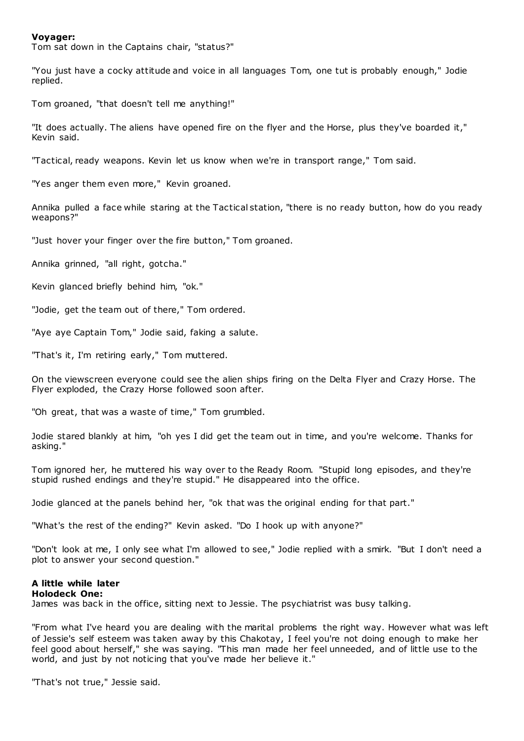**Voyager:**
Tom sat down in the Captains chair, "status?"

"You just have a cocky attitude and voice in all languages Tom, one tut is probably enough," Jodie replied.

Tom groaned, "that doesn't tell me anything!"

"It does actually. The aliens have opened fire on the flyer and the Horse, plus they've boarded it," Kevin said.

"Tactical, ready weapons. Kevin let us know when we're in transport range," Tom said.

"Yes anger them even more," Kevin groaned.

Annika pulled a face while staring at the Tactical station, "there is no ready button, how do you ready weapons?"

"Just hover your finger over the fire button," Tom groaned.

Annika grinned, "all right, gotcha."

Kevin glanced briefly behind him, "ok."

"Jodie, get the team out of there," Tom ordered.

"Aye aye Captain Tom," Jodie said, faking a salute.

"That's it, I'm retiring early," Tom muttered.

On the viewscreen everyone could see the alien ships firing on the Delta Flyer and Crazy Horse. The Flyer exploded, the Crazy Horse followed soon after.

"Oh great, that was a waste of time," Tom grumbled.

Jodie stared blankly at him, "oh yes I did get the team out in time, and you're welcome. Thanks for asking."

Tom ignored her, he muttered his way over to the Ready Room. "Stupid long episodes, and they're stupid rushed endings and they're stupid." He disappeared into the office.

Jodie glanced at the panels behind her, "ok that was the original ending for that part."

"What's the rest of the ending?" Kevin asked. "Do I hook up with anyone?"

"Don't look at me, I only see what I'm allowed to see," Jodie replied with a smirk. "But I don't need a plot to answer your second question."

**A little while later**
**Holodeck One:**
James was back in the office, sitting next to Jessie. The psychiatrist was busy talking.

"From what I've heard you are dealing with the marital problems the right way. However what was left of Jessie's self esteem was taken away by this Chakotay, I feel you're not doing enough to make her feel good about herself," she was saying. "This man made her feel unneeded, and of little use to the world, and just by not noticing that you've made her believe it."

"That's not true," Jessie said.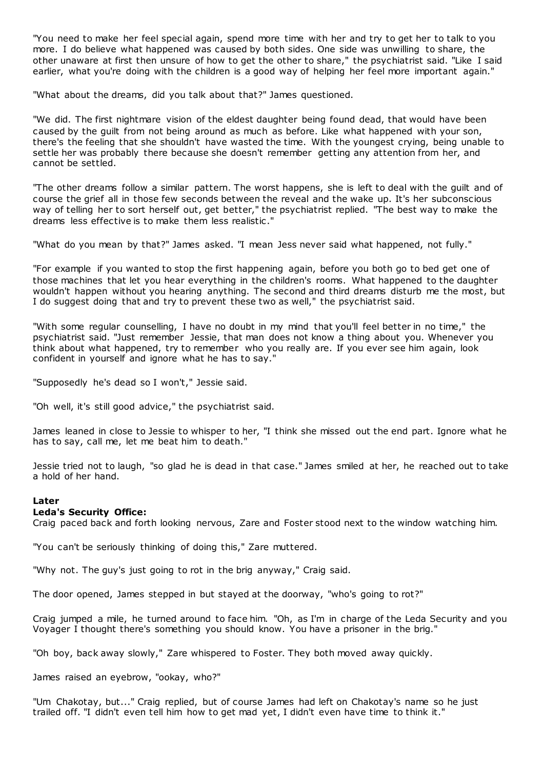"You need to make her feel special again, spend more time with her and try to get her to talk to you more. I do believe what happened was caused by both sides. One side was unwilling to share, the other unaware at first then unsure of how to get the other to share," the psychiatrist said. "Like I said earlier, what you're doing with the children is a good way of helping her feel more important again."

"What about the dreams, did you talk about that?" James questioned.

"We did. The first nightmare vision of the eldest daughter being found dead, that would have been caused by the guilt from not being around as much as before. Like what happened with your son, there's the feeling that she shouldn't have wasted the time. With the youngest crying, being unable to settle her was probably there because she doesn't remember getting any attention from her, and cannot be settled.

"The other dreams follow a similar pattern. The worst happens, she is left to deal with the guilt and of course the grief all in those few seconds between the reveal and the wake up. It's her subconscious way of telling her to sort herself out, get better," the psychiatrist replied. "The best way to make the dreams less effective is to make them less realistic."

"What do you mean by that?" James asked. "I mean Jess never said what happened, not fully."

"For example if you wanted to stop the first happening again, before you both go to bed get one of those machines that let you hear everything in the children's rooms. What happened to the daughter wouldn't happen without you hearing anything. The second and third dreams disturb me the most, but I do suggest doing that and try to prevent these two as well," the psychiatrist said.

"With some regular counselling, I have no doubt in my mind that you'll feel better in no time," the psychiatrist said. "Just remember Jessie, that man does not know a thing about you. Whenever you think about what happened, try to remember who you really are. If you ever see him again, look confident in yourself and ignore what he has to say."

"Supposedly he's dead so I won't," Jessie said.

"Oh well, it's still good advice," the psychiatrist said.

James leaned in close to Jessie to whisper to her, "I think she missed out the end part. Ignore what he has to say, call me, let me beat him to death."

Jessie tried not to laugh, "so glad he is dead in that case." James smiled at her, he reached out to take a hold of her hand.

**Later**
**Leda's Security Office:**
Craig paced back and forth looking nervous, Zare and Foster stood next to the window watching him.

"You can't be seriously thinking of doing this," Zare muttered.

"Why not. The guy's just going to rot in the brig anyway," Craig said.

The door opened, James stepped in but stayed at the doorway, "who's going to rot?"

Craig jumped a mile, he turned around to face him. "Oh, as I'm in charge of the Leda Security and you Voyager I thought there's something you should know. You have a prisoner in the brig."

"Oh boy, back away slowly," Zare whispered to Foster. They both moved away quickly.

James raised an eyebrow, "ookay, who?"

"Um Chakotay, but..." Craig replied, but of course James had left on Chakotay's name so he just trailed off. "I didn't even tell him how to get mad yet, I didn't even have time to think it."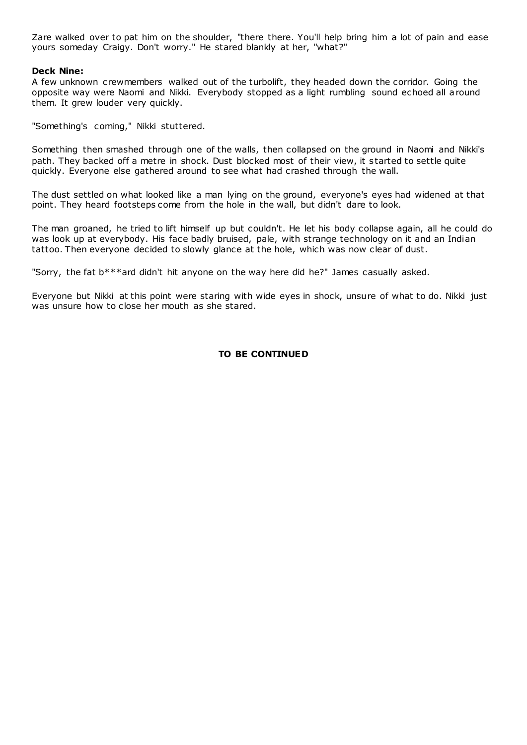Zare walked over to pat him on the shoulder, "there there. You'll help bring him a lot of pain and ease yours someday Craigy. Don't worry." He stared blankly at her, "what?"

**Deck Nine:**
A few unknown crewmembers walked out of the turbolift, they headed down the corridor. Going the opposite way were Naomi and Nikki. Everybody stopped as a light rumbling sound echoed all around them. It grew louder very quickly.

"Something's coming," Nikki stuttered.

Something then smashed through one of the walls, then collapsed on the ground in Naomi and Nikki's path. They backed off a metre in shock. Dust blocked most of their view, it started to settle quite quickly. Everyone else gathered around to see what had crashed through the wall.

The dust settled on what looked like a man lying on the ground, everyone's eyes had widened at that point. They heard footsteps come from the hole in the wall, but didn't dare to look.

The man groaned, he tried to lift himself up but couldn't. He let his body collapse again, all he could do was look up at everybody. His face badly bruised, pale, with strange technology on it and an Indian tattoo. Then everyone decided to slowly glance at the hole, which was now clear of dust.

"Sorry, the fat b***ard didn't hit anyone on the way here did he?" James casually asked.

Everyone but Nikki at this point were staring with wide eyes in shock, unsure of what to do. Nikki just was unsure how to close her mouth as she stared.

**TO BE CONTINUED**